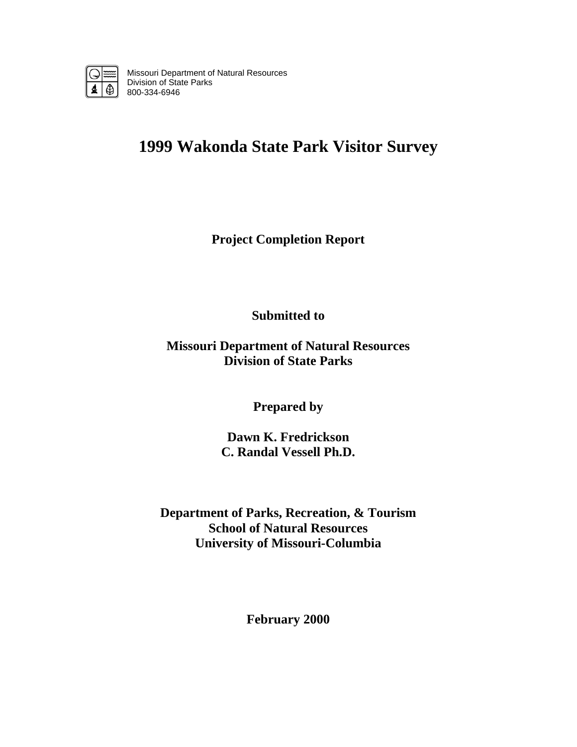Missouri Department of Natural Resources
Division of State Parks
800-334-6946

# 1999 Wakonda State Park Visitor Survey

**Project Completion Report**

**Submitted to**

**Missouri Department of Natural Resources**
**Division of State Parks**

**Prepared by**

**Dawn K. Fredrickson**
**C. Randal Vessell Ph.D.**

**Department of Parks, Recreation, & Tourism**
**School of Natural Resources**
**University of Missouri-Columbia**

**February 2000**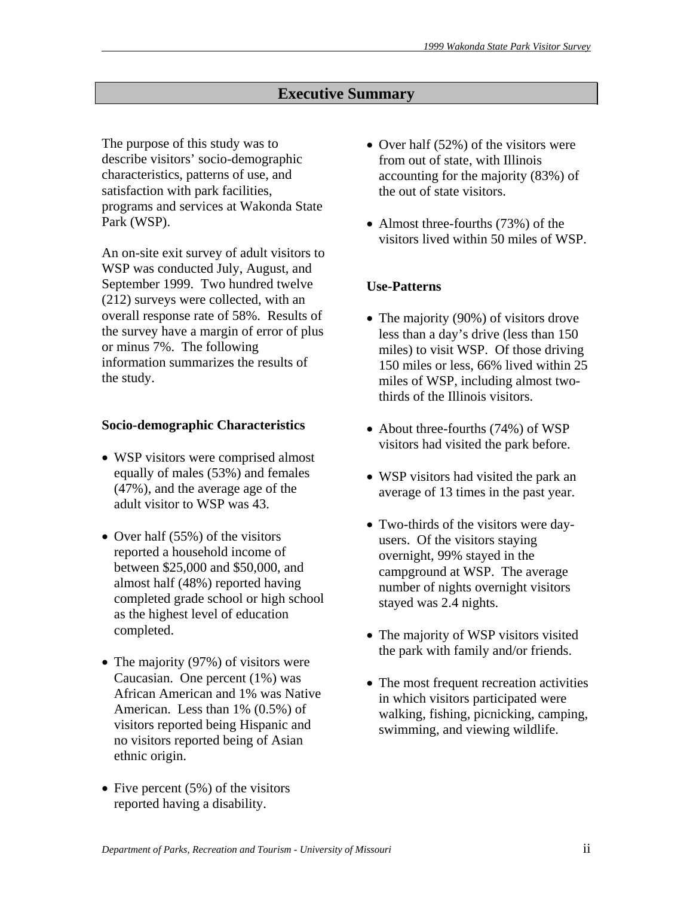# Executive Summary

The purpose of this study was to describe visitors' socio-demographic characteristics, patterns of use, and satisfaction with park facilities, programs and services at Wakonda State Park (WSP).

An on-site exit survey of adult visitors to WSP was conducted July, August, and September 1999. Two hundred twelve (212) surveys were collected, with an overall response rate of 58%. Results of the survey have a margin of error of plus or minus 7%. The following information summarizes the results of the study.

### Socio-demographic Characteristics

- WSP visitors were comprised almost equally of males (53%) and females (47%), and the average age of the adult visitor to WSP was 43.
- Over half (55%) of the visitors reported a household income of between \$25,000 and \$50,000, and almost half (48%) reported having completed grade school or high school as the highest level of education completed.
- The majority (97%) of visitors were Caucasian. One percent (1%) was African American and 1% was Native American. Less than 1% (0.5%) of visitors reported being Hispanic and no visitors reported being of Asian ethnic origin.
- Five percent (5%) of the visitors reported having a disability.
- Over half (52%) of the visitors were from out of state, with Illinois accounting for the majority (83%) of the out of state visitors.
- Almost three-fourths (73%) of the visitors lived within 50 miles of WSP.

### Use-Patterns

- The majority (90%) of visitors drove less than a day's drive (less than 150 miles) to visit WSP. Of those driving 150 miles or less, 66% lived within 25 miles of WSP, including almost two-thirds of the Illinois visitors.
- About three-fourths (74%) of WSP visitors had visited the park before.
- WSP visitors had visited the park an average of 13 times in the past year.
- Two-thirds of the visitors were day-users. Of the visitors staying overnight, 99% stayed in the campground at WSP. The average number of nights overnight visitors stayed was 2.4 nights.
- The majority of WSP visitors visited the park with family and/or friends.
- The most frequent recreation activities in which visitors participated were walking, fishing, picnicking, camping, swimming, and viewing wildlife.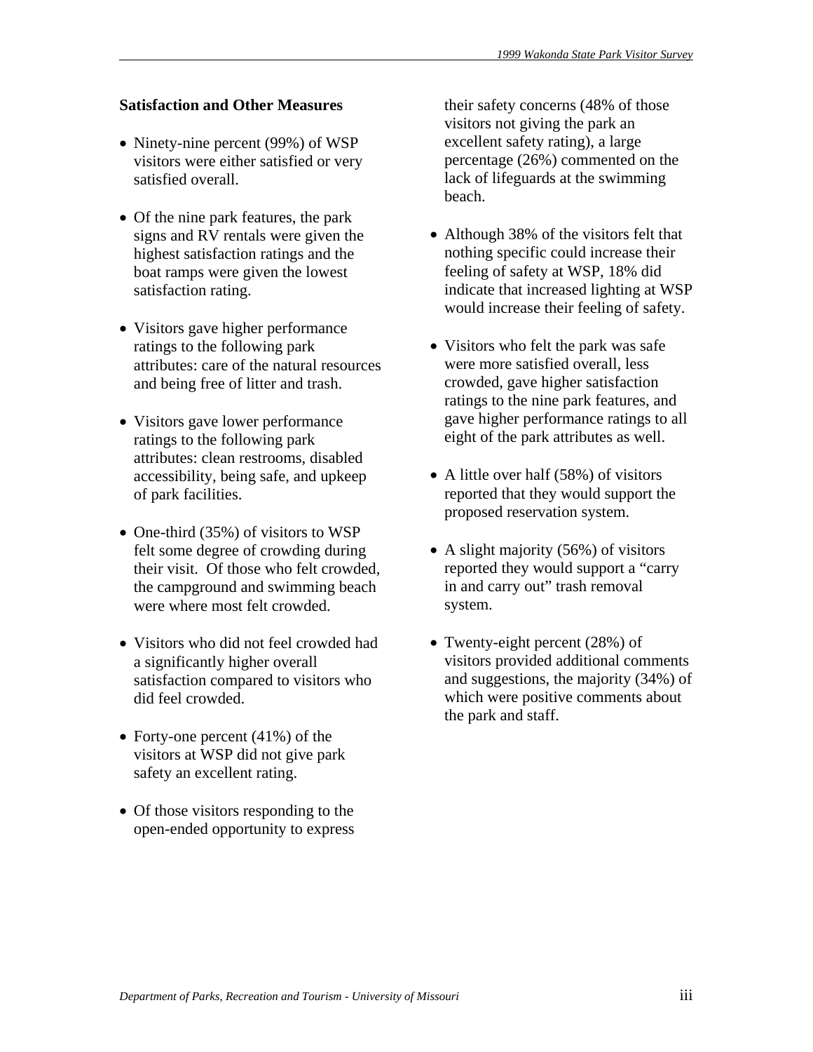**Satisfaction and Other Measures**

- Ninety-nine percent (99%) of WSP visitors were either satisfied or very satisfied overall.
- Of the nine park features, the park signs and RV rentals were given the highest satisfaction ratings and the boat ramps were given the lowest satisfaction rating.
- Visitors gave higher performance ratings to the following park attributes: care of the natural resources and being free of litter and trash.
- Visitors gave lower performance ratings to the following park attributes: clean restrooms, disabled accessibility, being safe, and upkeep of park facilities.
- One-third (35%) of visitors to WSP felt some degree of crowding during their visit. Of those who felt crowded, the campground and swimming beach were where most felt crowded.
- Visitors who did not feel crowded had a significantly higher overall satisfaction compared to visitors who did feel crowded.
- Forty-one percent (41%) of the visitors at WSP did not give park safety an excellent rating.
- Of those visitors responding to the open-ended opportunity to express their safety concerns (48% of those visitors not giving the park an excellent safety rating), a large percentage (26%) commented on the lack of lifeguards at the swimming beach.
- Although 38% of the visitors felt that nothing specific could increase their feeling of safety at WSP, 18% did indicate that increased lighting at WSP would increase their feeling of safety.
- Visitors who felt the park was safe were more satisfied overall, less crowded, gave higher satisfaction ratings to the nine park features, and gave higher performance ratings to all eight of the park attributes as well.
- A little over half (58%) of visitors reported that they would support the proposed reservation system.
- A slight majority (56%) of visitors reported they would support a "carry in and carry out" trash removal system.
- Twenty-eight percent (28%) of visitors provided additional comments and suggestions, the majority (34%) of which were positive comments about the park and staff.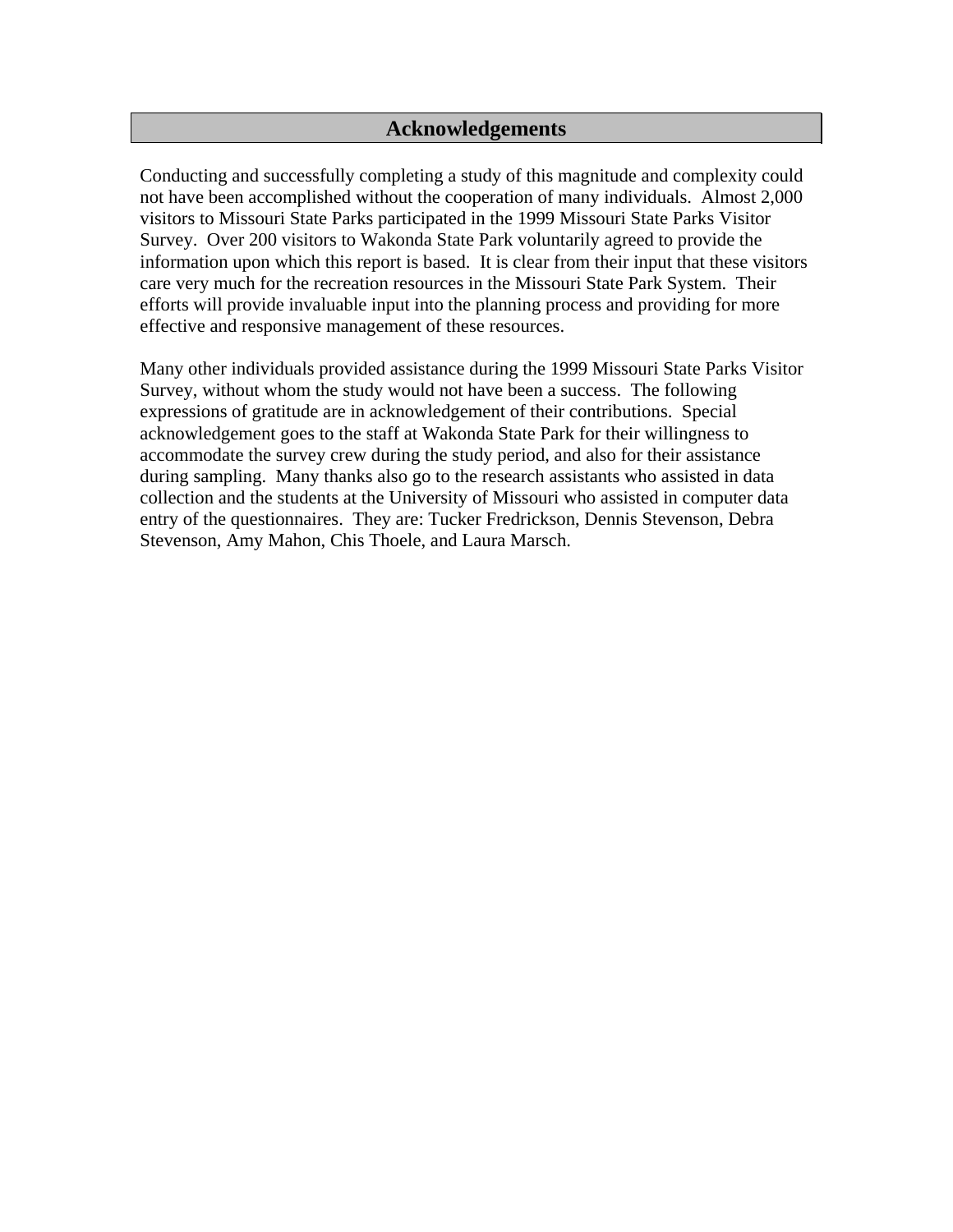# Acknowledgements

Conducting and successfully completing a study of this magnitude and complexity could not have been accomplished without the cooperation of many individuals. Almost 2,000 visitors to Missouri State Parks participated in the 1999 Missouri State Parks Visitor Survey. Over 200 visitors to Wakonda State Park voluntarily agreed to provide the information upon which this report is based. It is clear from their input that these visitors care very much for the recreation resources in the Missouri State Park System. Their efforts will provide invaluable input into the planning process and providing for more effective and responsive management of these resources.

Many other individuals provided assistance during the 1999 Missouri State Parks Visitor Survey, without whom the study would not have been a success. The following expressions of gratitude are in acknowledgement of their contributions. Special acknowledgement goes to the staff at Wakonda State Park for their willingness to accommodate the survey crew during the study period, and also for their assistance during sampling. Many thanks also go to the research assistants who assisted in data collection and the students at the University of Missouri who assisted in computer data entry of the questionnaires. They are: Tucker Fredrickson, Dennis Stevenson, Debra Stevenson, Amy Mahon, Chis Thoele, and Laura Marsch.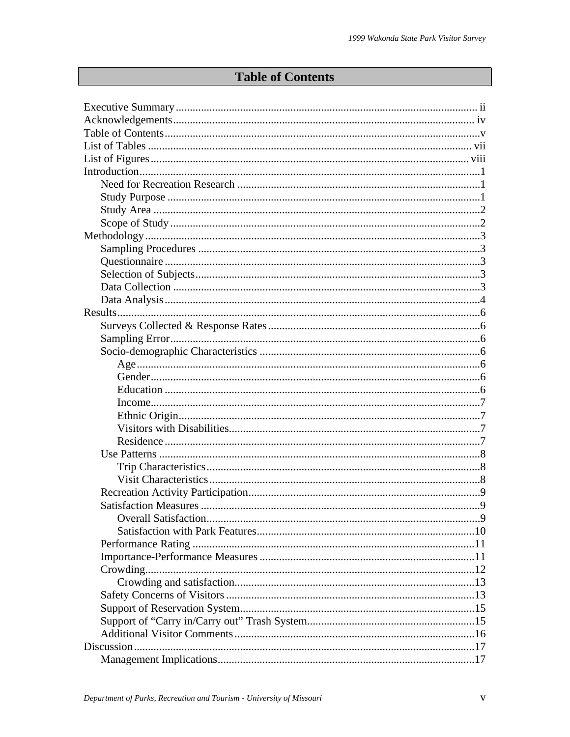# Table of Contents

Executive Summary ........................................................................................................... ii
Acknowledgements........................................................................................................... iv
Table of Contents................................................................................................................v
List of Tables ................................................................................................................... vii
List of Figures ................................................................................................................. viii
Introduction........................................................................................................................1
- Need for Recreation Research ......................................................................................1
- Study Purpose ...............................................................................................................1
- Study Area ....................................................................................................................2
- Scope of Study ..............................................................................................................2

Methodology.......................................................................................................................3
- Sampling Procedures ....................................................................................................3
- Questionnaire ................................................................................................................3
- Selection of Subjects.....................................................................................................3
- Data Collection .............................................................................................................3
- Data Analysis ................................................................................................................4

Results.................................................................................................................................6
- Surveys Collected & Response Rates ...........................................................................6
- Sampling Error..............................................................................................................6
- Socio-demographic Characteristics ..............................................................................6
  - Age.........................................................................................................................6
  - Gender....................................................................................................................6
  - Education ................................................................................................................6
  - Income....................................................................................................................7
  - Ethnic Origin...........................................................................................................7
  - Visitors with Disabilities.........................................................................................7
  - Residence ................................................................................................................7
- Use Patterns ..................................................................................................................8
  - Trip Characteristics.................................................................................................8
  - Visit Characteristics................................................................................................8
- Recreation Activity Participation..................................................................................9
- Satisfaction Measures ...................................................................................................9
  - Overall Satisfaction.................................................................................................9
  - Satisfaction with Park Features.............................................................................10
- Performance Rating ....................................................................................................11
- Importance-Performance Measures ............................................................................11
- Crowding.....................................................................................................................12
  - Crowding and satisfaction.....................................................................................13
- Safety Concerns of Visitors ........................................................................................13
- Support of Reservation System...................................................................................15
- Support of "Carry in/Carry out" Trash System...........................................................15
- Additional Visitor Comments .....................................................................................16

Discussion.........................................................................................................................17
- Management Implications...........................................................................................17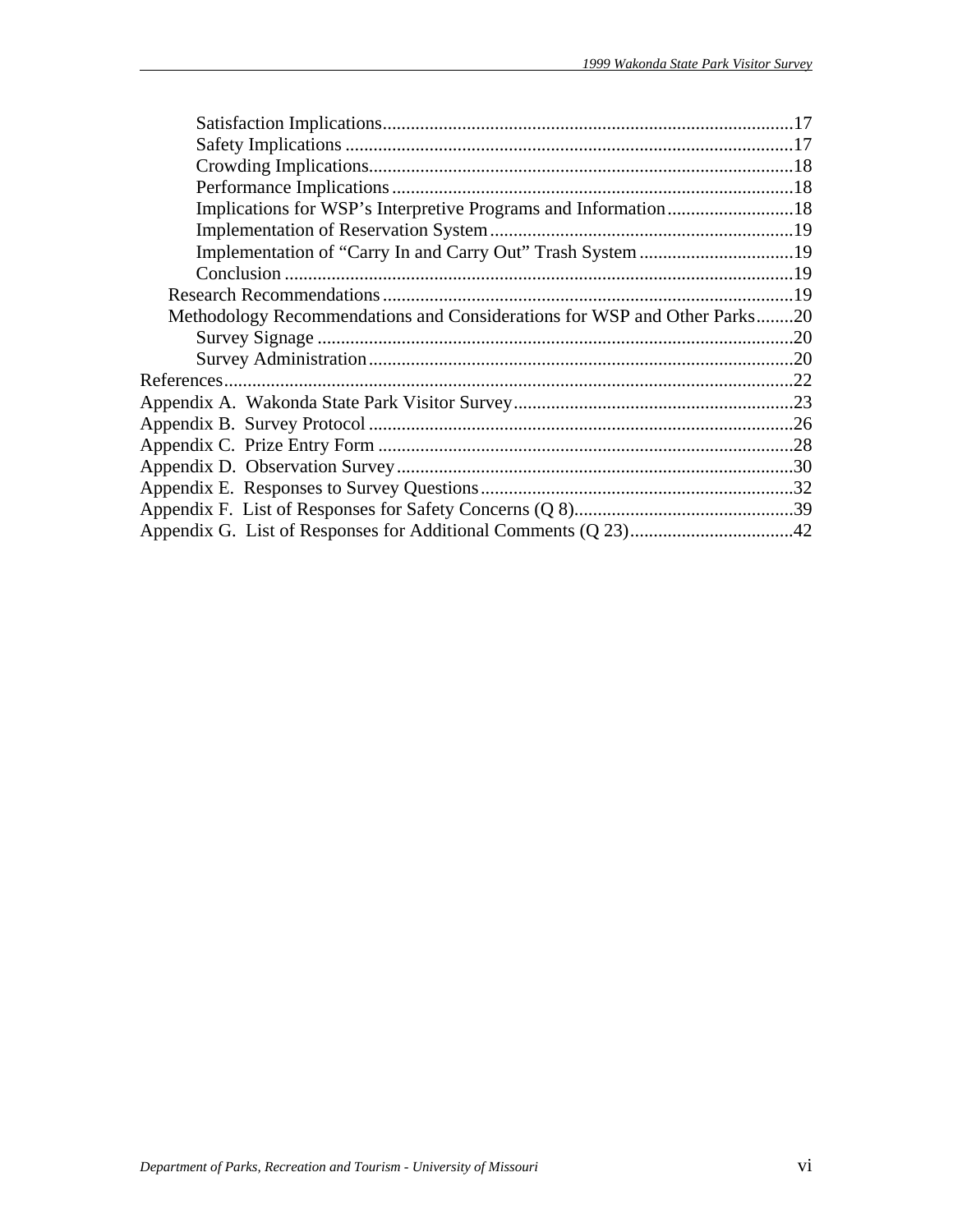Satisfaction Implications.......................................................................................17
Safety Implications ................................................................................................17
Crowding Implications...........................................................................................18
Performance Implications......................................................................................18
Implications for WSP's Interpretive Programs and Information...........................18
Implementation of Reservation System.................................................................19
Implementation of "Carry In and Carry Out" Trash System .................................19
Conclusion .............................................................................................................19
Research Recommendations........................................................................................19
Methodology Recommendations and Considerations for WSP and Other Parks........20
Survey Signage ......................................................................................................20
Survey Administration...........................................................................................20
References.........................................................................................................................22
Appendix A. Wakonda State Park Visitor Survey............................................................23
Appendix B. Survey Protocol ...........................................................................................26
Appendix C. Prize Entry Form .........................................................................................28
Appendix D. Observation Survey.....................................................................................30
Appendix E. Responses to Survey Questions...................................................................32
Appendix F. List of Responses for Safety Concerns (Q 8)...............................................39
Appendix G. List of Responses for Additional Comments (Q 23)...................................42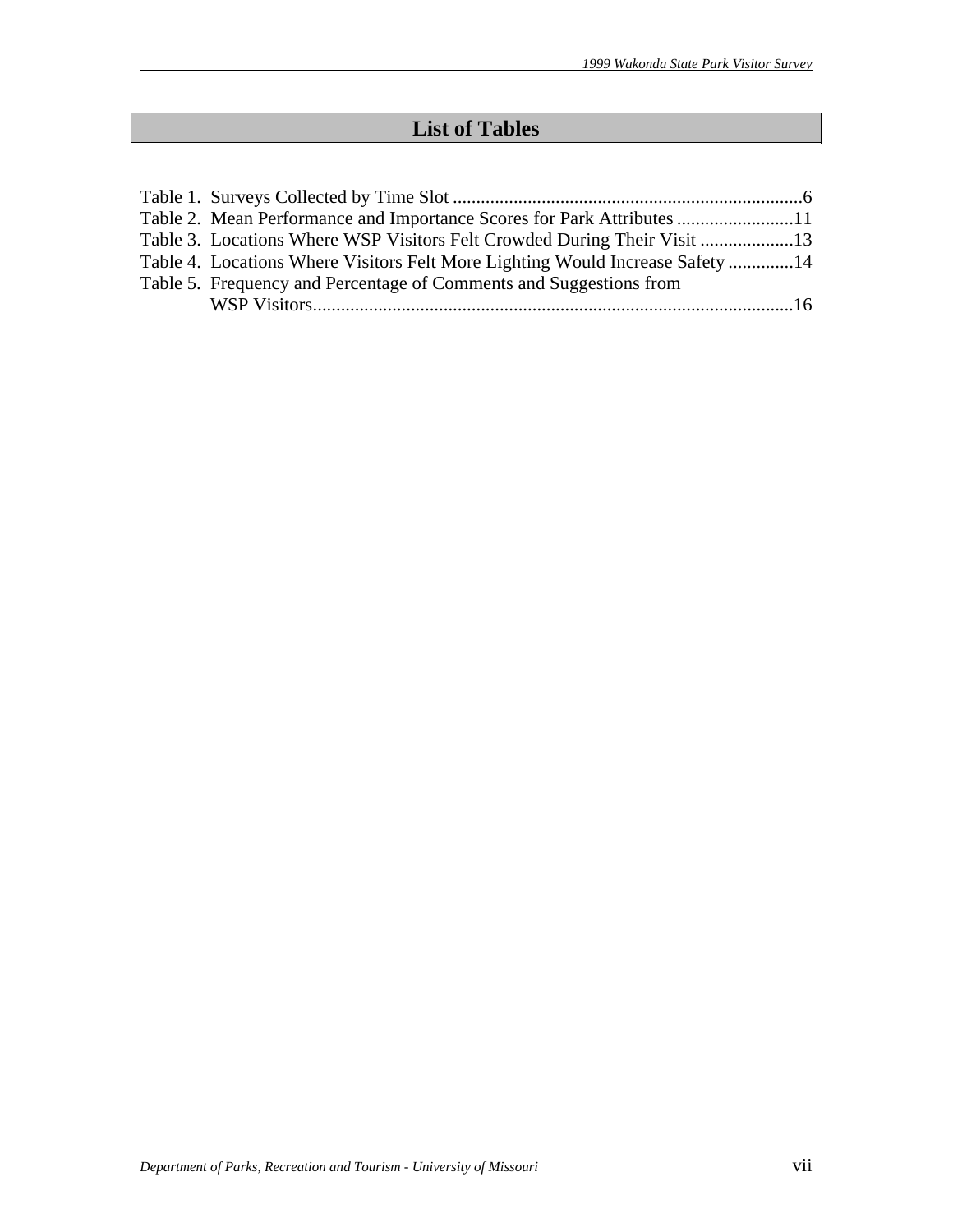# List of Tables

Table 1. Surveys Collected by Time Slot ....................................................................6
Table 2. Mean Performance and Importance Scores for Park Attributes ...........................11
Table 3. Locations Where WSP Visitors Felt Crowded During Their Visit ......................13
Table 4. Locations Where Visitors Felt More Lighting Would Increase Safety ................14
Table 5. Frequency and Percentage of Comments and Suggestions from WSP Visitors.......................................................................................................16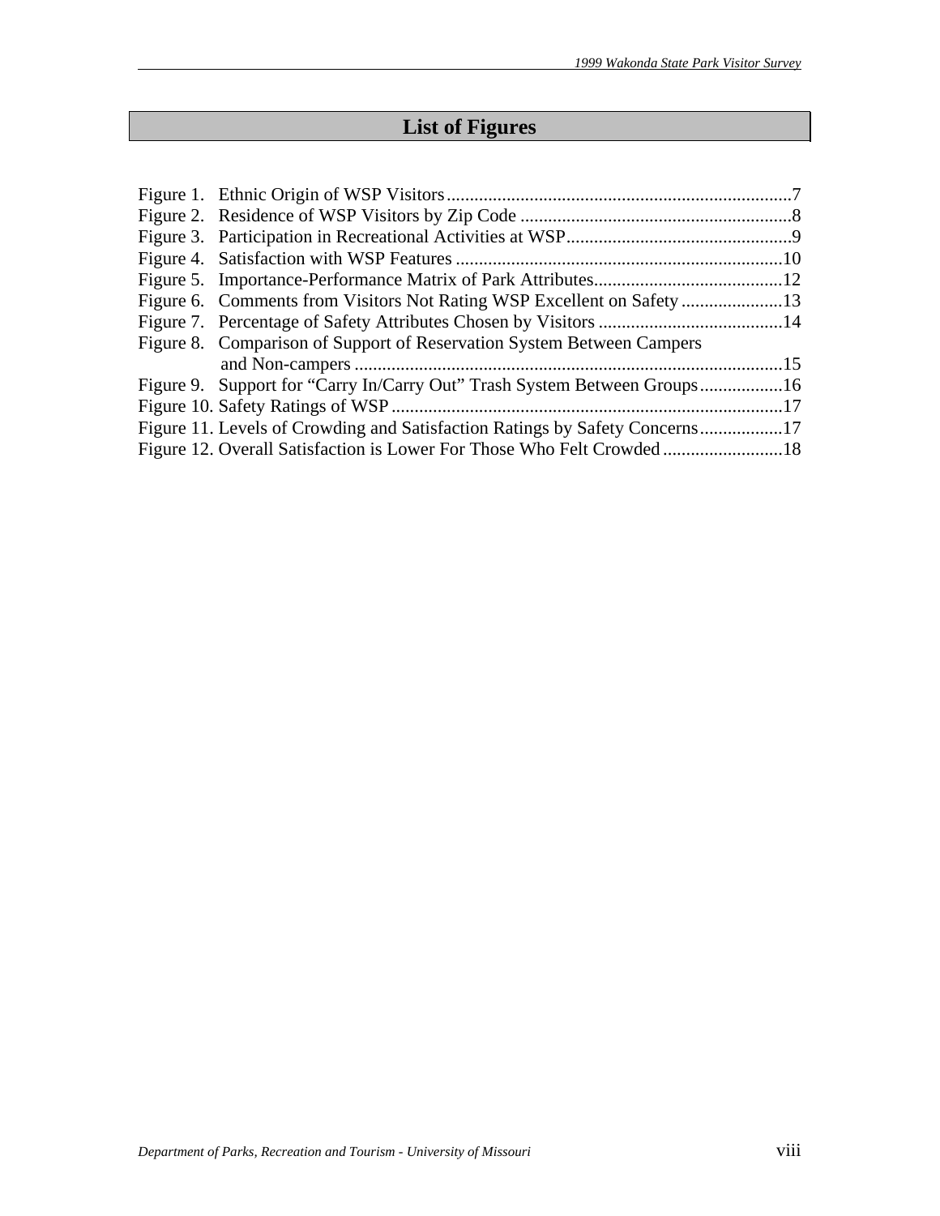## List of Figures

Figure 1. Ethnic Origin of WSP Visitors..........................................................................7
Figure 2. Residence of WSP Visitors by Zip Code ..........................................................8
Figure 3. Participation in Recreational Activities at WSP................................................9
Figure 4. Satisfaction with WSP Features ......................................................................10
Figure 5. Importance-Performance Matrix of Park Attributes.........................................12
Figure 6. Comments from Visitors Not Rating WSP Excellent on Safety ......................13
Figure 7. Percentage of Safety Attributes Chosen by Visitors ........................................14
Figure 8. Comparison of Support of Reservation System Between Campers and Non-campers ............................................................................................15
Figure 9. Support for "Carry In/Carry Out" Trash System Between Groups..................16
Figure 10. Safety Ratings of WSP ....................................................................................17
Figure 11. Levels of Crowding and Satisfaction Ratings by Safety Concerns..................17
Figure 12. Overall Satisfaction is Lower For Those Who Felt Crowded .........................18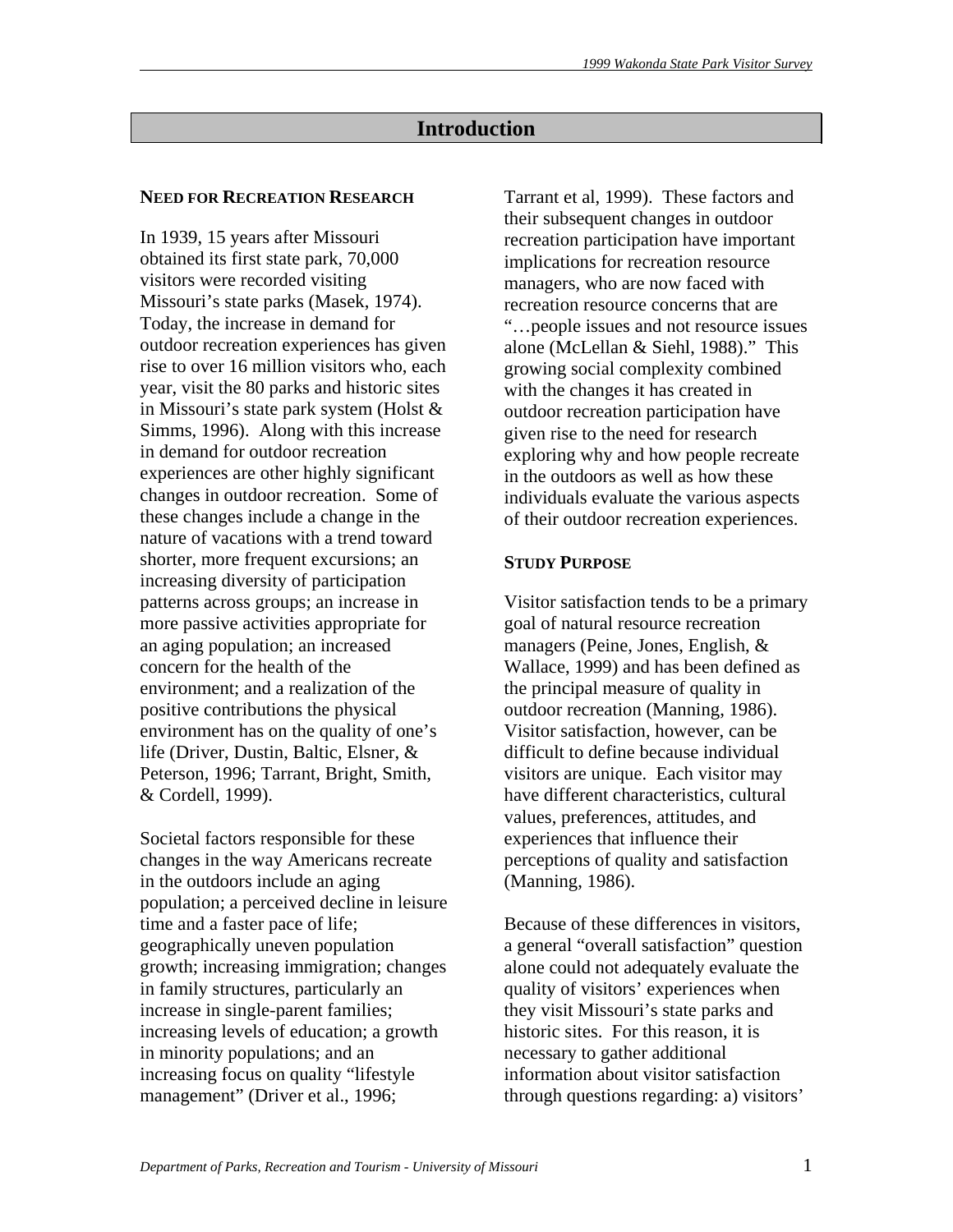# Introduction

## Need for Recreation Research

In 1939, 15 years after Missouri obtained its first state park, 70,000 visitors were recorded visiting Missouri's state parks (Masek, 1974). Today, the increase in demand for outdoor recreation experiences has given rise to over 16 million visitors who, each year, visit the 80 parks and historic sites in Missouri's state park system (Holst & Simms, 1996). Along with this increase in demand for outdoor recreation experiences are other highly significant changes in outdoor recreation. Some of these changes include a change in the nature of vacations with a trend toward shorter, more frequent excursions; an increasing diversity of participation patterns across groups; an increase in more passive activities appropriate for an aging population; an increased concern for the health of the environment; and a realization of the positive contributions the physical environment has on the quality of one's life (Driver, Dustin, Baltic, Elsner, & Peterson, 1996; Tarrant, Bright, Smith, & Cordell, 1999).

Societal factors responsible for these changes in the way Americans recreate in the outdoors include an aging population; a perceived decline in leisure time and a faster pace of life; geographically uneven population growth; increasing immigration; changes in family structures, particularly an increase in single-parent families; increasing levels of education; a growth in minority populations; and an increasing focus on quality "lifestyle management" (Driver et al., 1996; Tarrant et al, 1999). These factors and their subsequent changes in outdoor recreation participation have important implications for recreation resource managers, who are now faced with recreation resource concerns that are "…people issues and not resource issues alone (McLellan & Siehl, 1988)." This growing social complexity combined with the changes it has created in outdoor recreation participation have given rise to the need for research exploring why and how people recreate in the outdoors as well as how these individuals evaluate the various aspects of their outdoor recreation experiences.

## Study Purpose

Visitor satisfaction tends to be a primary goal of natural resource recreation managers (Peine, Jones, English, & Wallace, 1999) and has been defined as the principal measure of quality in outdoor recreation (Manning, 1986). Visitor satisfaction, however, can be difficult to define because individual visitors are unique. Each visitor may have different characteristics, cultural values, preferences, attitudes, and experiences that influence their perceptions of quality and satisfaction (Manning, 1986).

Because of these differences in visitors, a general "overall satisfaction" question alone could not adequately evaluate the quality of visitors' experiences when they visit Missouri's state parks and historic sites. For this reason, it is necessary to gather additional information about visitor satisfaction through questions regarding: a) visitors'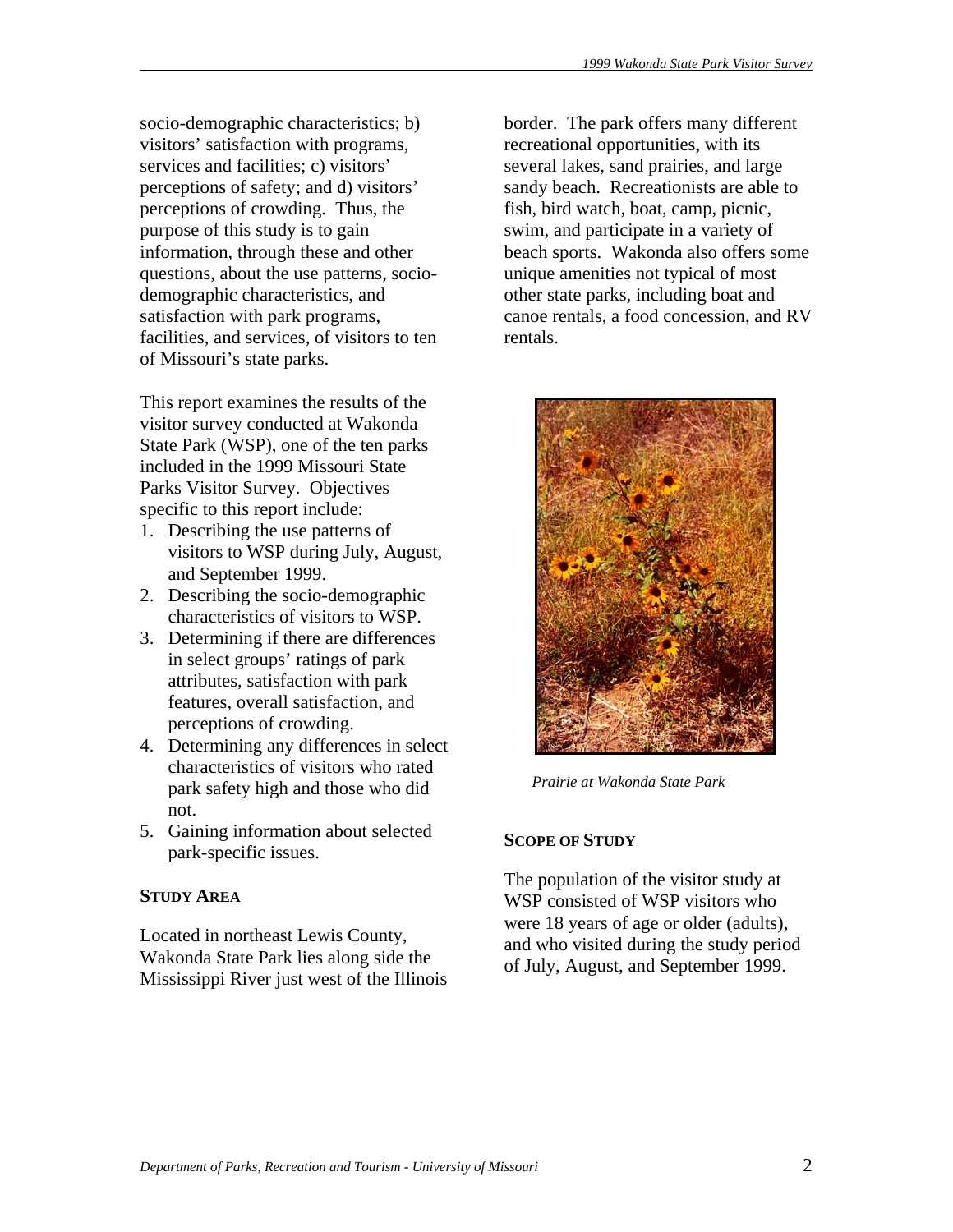socio-demographic characteristics; b) visitors' satisfaction with programs, services and facilities; c) visitors' perceptions of safety; and d) visitors' perceptions of crowding. Thus, the purpose of this study is to gain information, through these and other questions, about the use patterns, socio-demographic characteristics, and satisfaction with park programs, facilities, and services, of visitors to ten of Missouri's state parks.

This report examines the results of the visitor survey conducted at Wakonda State Park (WSP), one of the ten parks included in the 1999 Missouri State Parks Visitor Survey. Objectives specific to this report include:

1. Describing the use patterns of visitors to WSP during July, August, and September 1999.
2. Describing the socio-demographic characteristics of visitors to WSP.
3. Determining if there are differences in select groups' ratings of park attributes, satisfaction with park features, overall satisfaction, and perceptions of crowding.
4. Determining any differences in select characteristics of visitors who rated park safety high and those who did not.
5. Gaining information about selected park-specific issues.

## STUDY AREA

Located in northeast Lewis County, Wakonda State Park lies along side the Mississippi River just west of the Illinois border. The park offers many different recreational opportunities, with its several lakes, sand prairies, and large sandy beach. Recreationists are able to fish, bird watch, boat, camp, picnic, swim, and participate in a variety of beach sports. Wakonda also offers some unique amenities not typical of most other state parks, including boat and canoe rentals, a food concession, and RV rentals.

*Prairie at Wakonda State Park*

## SCOPE OF STUDY

The population of the visitor study at WSP consisted of WSP visitors who were 18 years of age or older (adults), and who visited during the study period of July, August, and September 1999.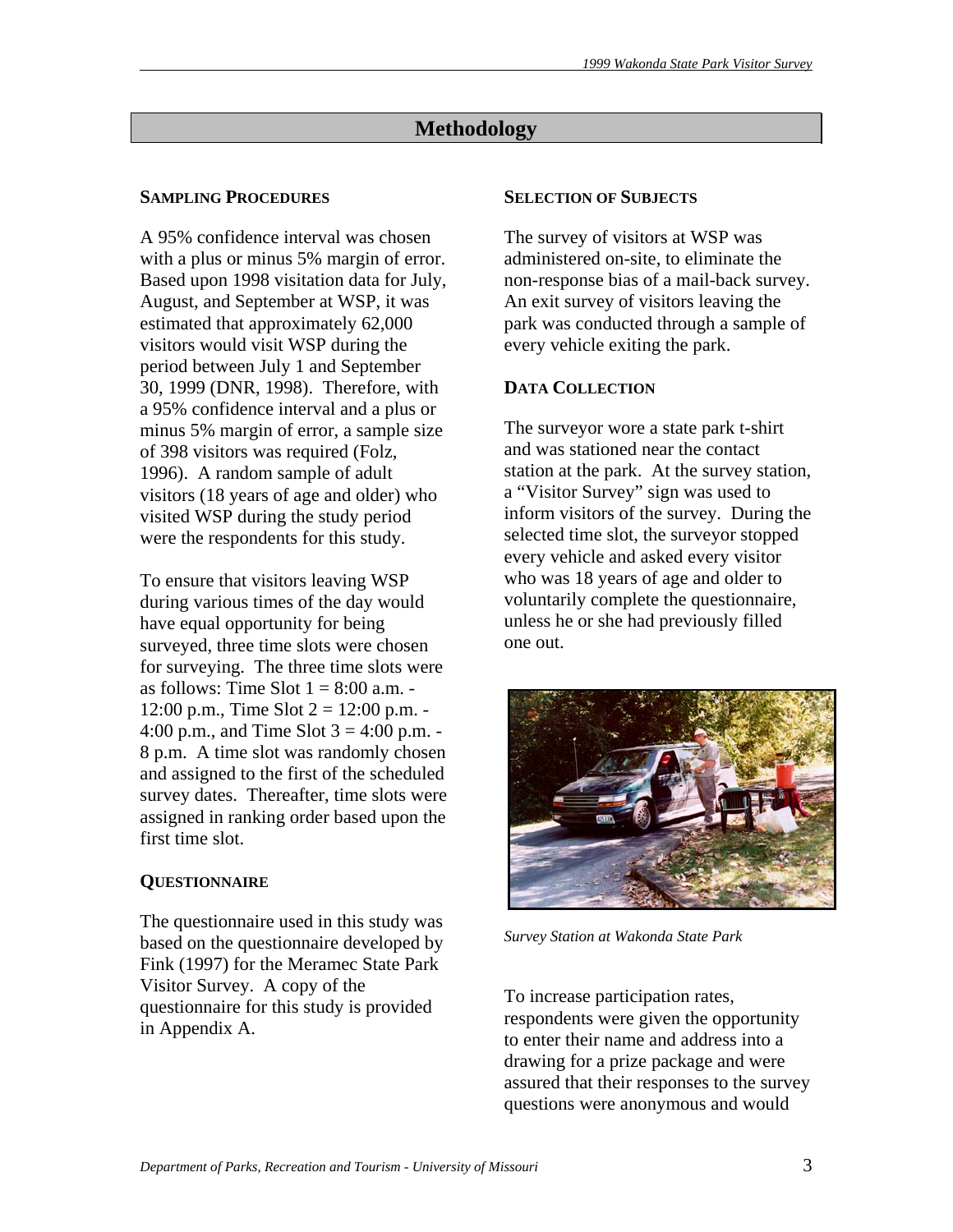# Methodology

### Sampling Procedures

A 95% confidence interval was chosen with a plus or minus 5% margin of error. Based upon 1998 visitation data for July, August, and September at WSP, it was estimated that approximately 62,000 visitors would visit WSP during the period between July 1 and September 30, 1999 (DNR, 1998). Therefore, with a 95% confidence interval and a plus or minus 5% margin of error, a sample size of 398 visitors was required (Folz, 1996). A random sample of adult visitors (18 years of age and older) who visited WSP during the study period were the respondents for this study.

To ensure that visitors leaving WSP during various times of the day would have equal opportunity for being surveyed, three time slots were chosen for surveying. The three time slots were as follows: Time Slot 1 = 8:00 a.m. - 12:00 p.m., Time Slot 2 = 12:00 p.m. - 4:00 p.m., and Time Slot 3 = 4:00 p.m. - 8 p.m. A time slot was randomly chosen and assigned to the first of the scheduled survey dates. Thereafter, time slots were assigned in ranking order based upon the first time slot.

### Questionnaire

The questionnaire used in this study was based on the questionnaire developed by Fink (1997) for the Meramec State Park Visitor Survey. A copy of the questionnaire for this study is provided in Appendix A.

### Selection of Subjects

The survey of visitors at WSP was administered on-site, to eliminate the non-response bias of a mail-back survey. An exit survey of visitors leaving the park was conducted through a sample of every vehicle exiting the park.

### Data Collection

The surveyor wore a state park t-shirt and was stationed near the contact station at the park. At the survey station, a "Visitor Survey" sign was used to inform visitors of the survey. During the selected time slot, the surveyor stopped every vehicle and asked every visitor who was 18 years of age and older to voluntarily complete the questionnaire, unless he or she had previously filled one out.

*Survey Station at Wakonda State Park*

To increase participation rates, respondents were given the opportunity to enter their name and address into a drawing for a prize package and were assured that their responses to the survey questions were anonymous and would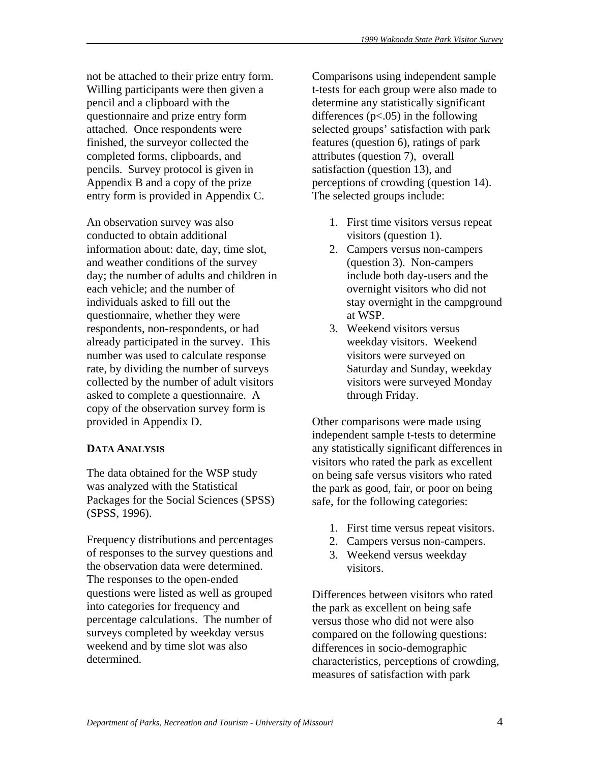not be attached to their prize entry form. Willing participants were then given a pencil and a clipboard with the questionnaire and prize entry form attached. Once respondents were finished, the surveyor collected the completed forms, clipboards, and pencils. Survey protocol is given in Appendix B and a copy of the prize entry form is provided in Appendix C.

An observation survey was also conducted to obtain additional information about: date, day, time slot, and weather conditions of the survey day; the number of adults and children in each vehicle; and the number of individuals asked to fill out the questionnaire, whether they were respondents, non-respondents, or had already participated in the survey. This number was used to calculate response rate, by dividing the number of surveys collected by the number of adult visitors asked to complete a questionnaire. A copy of the observation survey form is provided in Appendix D.

## DATA ANALYSIS

The data obtained for the WSP study was analyzed with the Statistical Packages for the Social Sciences (SPSS) (SPSS, 1996).

Frequency distributions and percentages of responses to the survey questions and the observation data were determined. The responses to the open-ended questions were listed as well as grouped into categories for frequency and percentage calculations. The number of surveys completed by weekday versus weekend and by time slot was also determined.

Comparisons using independent sample t-tests for each group were also made to determine any statistically significant differences ($p<.05$) in the following selected groups' satisfaction with park features (question 6), ratings of park attributes (question 7), overall satisfaction (question 13), and perceptions of crowding (question 14). The selected groups include:

1. First time visitors versus repeat visitors (question 1).
2. Campers versus non-campers (question 3). Non-campers include both day-users and the overnight visitors who did not stay overnight in the campground at WSP.
3. Weekend visitors versus weekday visitors. Weekend visitors were surveyed on Saturday and Sunday, weekday visitors were surveyed Monday through Friday.

Other comparisons were made using independent sample t-tests to determine any statistically significant differences in visitors who rated the park as excellent on being safe versus visitors who rated the park as good, fair, or poor on being safe, for the following categories:

1. First time versus repeat visitors.
2. Campers versus non-campers.
3. Weekend versus weekday visitors.

Differences between visitors who rated the park as excellent on being safe versus those who did not were also compared on the following questions: differences in socio-demographic characteristics, perceptions of crowding, measures of satisfaction with park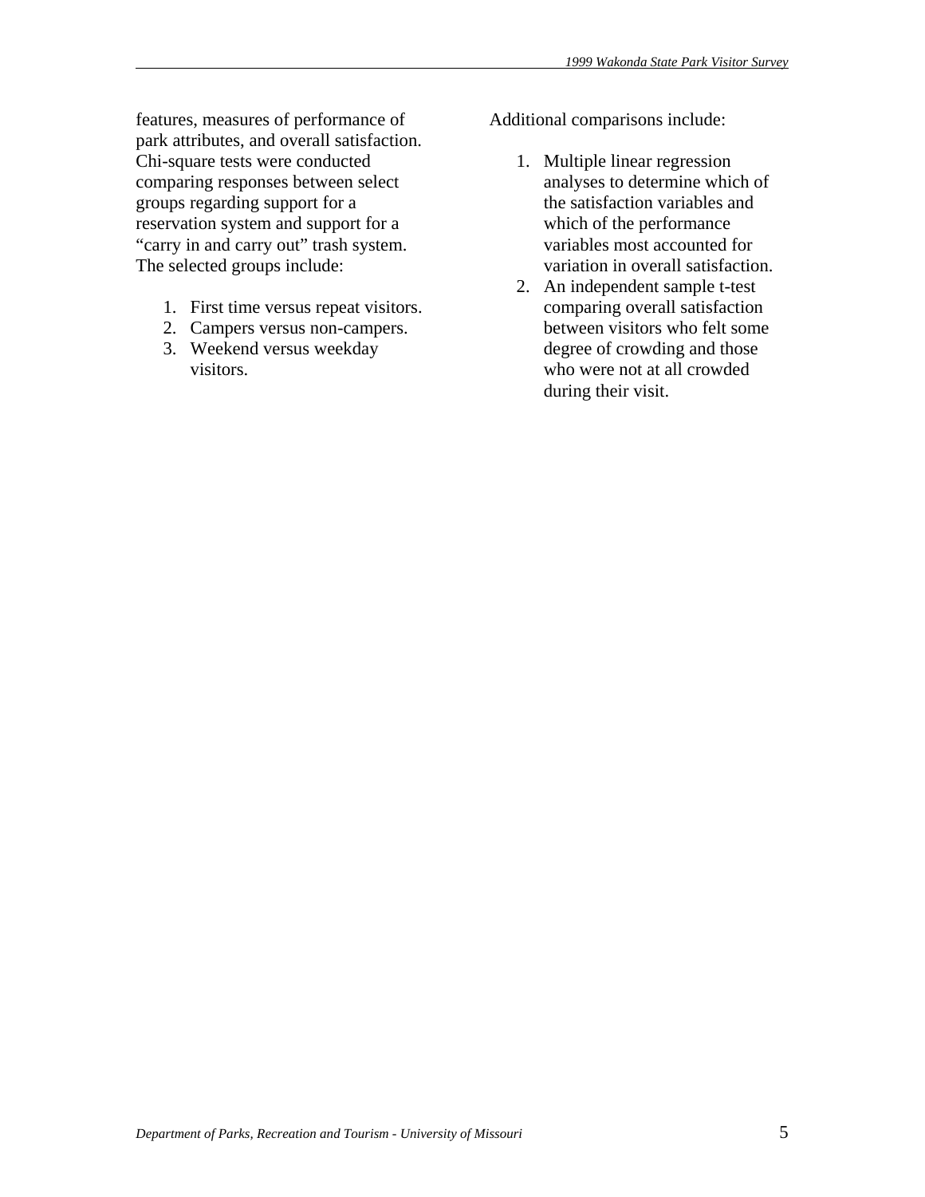features, measures of performance of park attributes, and overall satisfaction. Chi-square tests were conducted comparing responses between select groups regarding support for a reservation system and support for a "carry in and carry out" trash system. The selected groups include:

1. First time versus repeat visitors.
2. Campers versus non-campers.
3. Weekend versus weekday visitors.

Additional comparisons include:

1. Multiple linear regression analyses to determine which of the satisfaction variables and which of the performance variables most accounted for variation in overall satisfaction.
2. An independent sample t-test comparing overall satisfaction between visitors who felt some degree of crowding and those who were not at all crowded during their visit.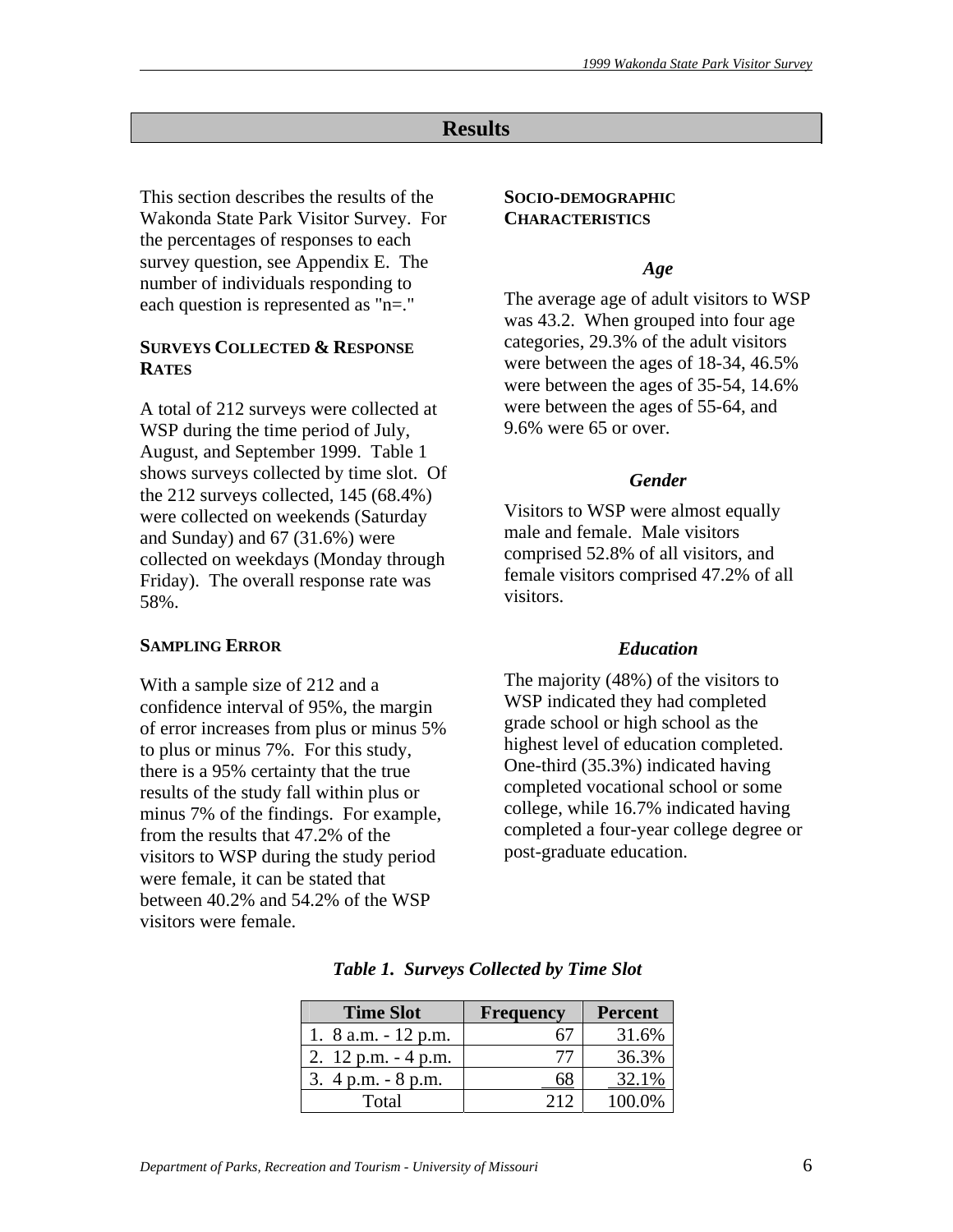# Results

This section describes the results of the Wakonda State Park Visitor Survey. For the percentages of responses to each survey question, see Appendix E. The number of individuals responding to each question is represented as "n=."

## Surveys Collected & Response Rates

A total of 212 surveys were collected at WSP during the time period of July, August, and September 1999. Table 1 shows surveys collected by time slot. Of the 212 surveys collected, 145 (68.4%) were collected on weekends (Saturday and Sunday) and 67 (31.6%) were collected on weekdays (Monday through Friday). The overall response rate was 58%.

## Sampling Error

With a sample size of 212 and a confidence interval of 95%, the margin of error increases from plus or minus 5% to plus or minus 7%. For this study, there is a 95% certainty that the true results of the study fall within plus or minus 7% of the findings. For example, from the results that 47.2% of the visitors to WSP during the study period were female, it can be stated that between 40.2% and 54.2% of the WSP visitors were female.

## Socio-Demographic Characteristics

### *Age*

The average age of adult visitors to WSP was 43.2. When grouped into four age categories, 29.3% of the adult visitors were between the ages of 18-34, 46.5% were between the ages of 35-54, 14.6% were between the ages of 55-64, and 9.6% were 65 or over.

### *Gender*

Visitors to WSP were almost equally male and female. Male visitors comprised 52.8% of all visitors, and female visitors comprised 47.2% of all visitors.

### *Education*

The majority (48%) of the visitors to WSP indicated they had completed grade school or high school as the highest level of education completed. One-third (35.3%) indicated having completed vocational school or some college, while 16.7% indicated having completed a four-year college degree or post-graduate education.

***Table 1. Surveys Collected by Time Slot***

| Time Slot | Frequency | Percent |
|---|---|---|
| 1. 8 a.m. - 12 p.m. | 67 | 31.6% |
| 2. 12 p.m. - 4 p.m. | 77 | 36.3% |
| 3. 4 p.m. - 8 p.m. | 68 | 32.1% |
| Total | 212 | 100.0% |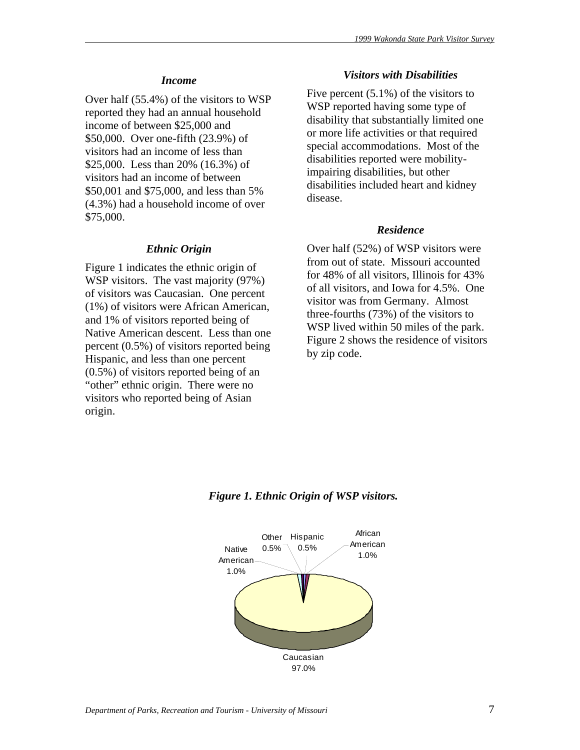### *Income*

Over half (55.4%) of the visitors to WSP reported they had an annual household income of between \$25,000 and \$50,000. Over one-fifth (23.9%) of visitors had an income of less than \$25,000. Less than 20% (16.3%) of visitors had an income of between \$50,001 and \$75,000, and less than 5% (4.3%) had a household income of over \$75,000.

### *Ethnic Origin*

Figure 1 indicates the ethnic origin of WSP visitors. The vast majority (97%) of visitors was Caucasian. One percent (1%) of visitors were African American, and 1% of visitors reported being of Native American descent. Less than one percent (0.5%) of visitors reported being Hispanic, and less than one percent (0.5%) of visitors reported being of an "other" ethnic origin. There were no visitors who reported being of Asian origin.

### *Visitors with Disabilities*

Five percent (5.1%) of the visitors to WSP reported having some type of disability that substantially limited one or more life activities or that required special accommodations. Most of the disabilities reported were mobility-impairing disabilities, but other disabilities included heart and kidney disease.

### *Residence*

Over half (52%) of WSP visitors were from out of state. Missouri accounted for 48% of all visitors, Illinois for 43% of all visitors, and Iowa for 4.5%. One visitor was from Germany. Almost three-fourths (73%) of the visitors to WSP lived within 50 miles of the park. Figure 2 shows the residence of visitors by zip code.

***Figure 1. Ethnic Origin of WSP visitors.***

| Ethnic Origin | Percent |
|---|---|
| Caucasian | 97.0% |
| African American | 1.0% |
| Native American | 1.0% |
| Hispanic | 0.5% |
| Other | 0.5% |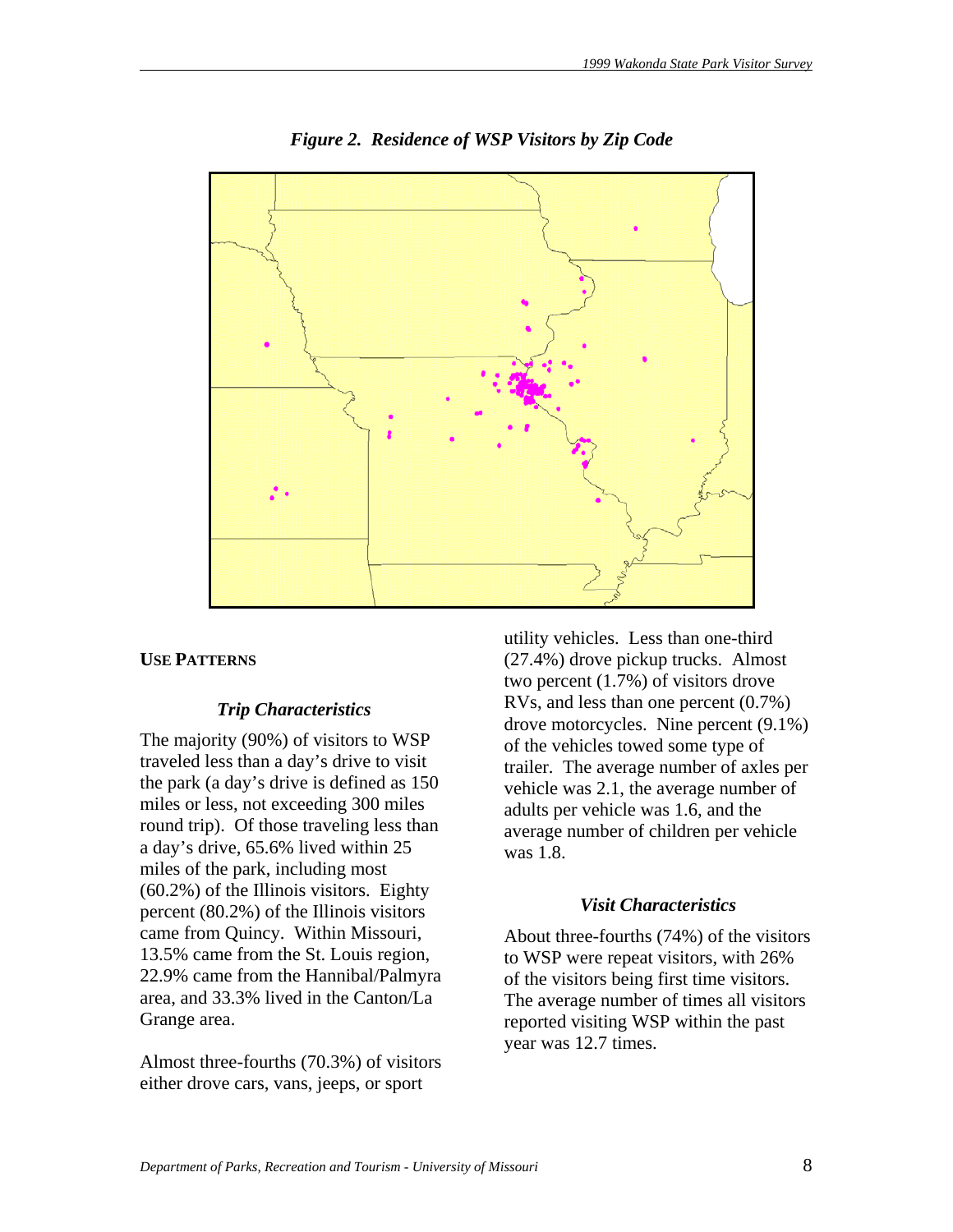*Figure 2. Residence of WSP Visitors by Zip Code*

## USE PATTERNS

### *Trip Characteristics*

The majority (90%) of visitors to WSP traveled less than a day's drive to visit the park (a day's drive is defined as 150 miles or less, not exceeding 300 miles round trip). Of those traveling less than a day's drive, 65.6% lived within 25 miles of the park, including most (60.2%) of the Illinois visitors. Eighty percent (80.2%) of the Illinois visitors came from Quincy. Within Missouri, 13.5% came from the St. Louis region, 22.9% came from the Hannibal/Palmyra area, and 33.3% lived in the Canton/La Grange area.

Almost three-fourths (70.3%) of visitors either drove cars, vans, jeeps, or sport utility vehicles. Less than one-third (27.4%) drove pickup trucks. Almost two percent (1.7%) of visitors drove RVs, and less than one percent (0.7%) drove motorcycles. Nine percent (9.1%) of the vehicles towed some type of trailer. The average number of axles per vehicle was 2.1, the average number of adults per vehicle was 1.6, and the average number of children per vehicle was 1.8.

### *Visit Characteristics*

About three-fourths (74%) of the visitors to WSP were repeat visitors, with 26% of the visitors being first time visitors. The average number of times all visitors reported visiting WSP within the past year was 12.7 times.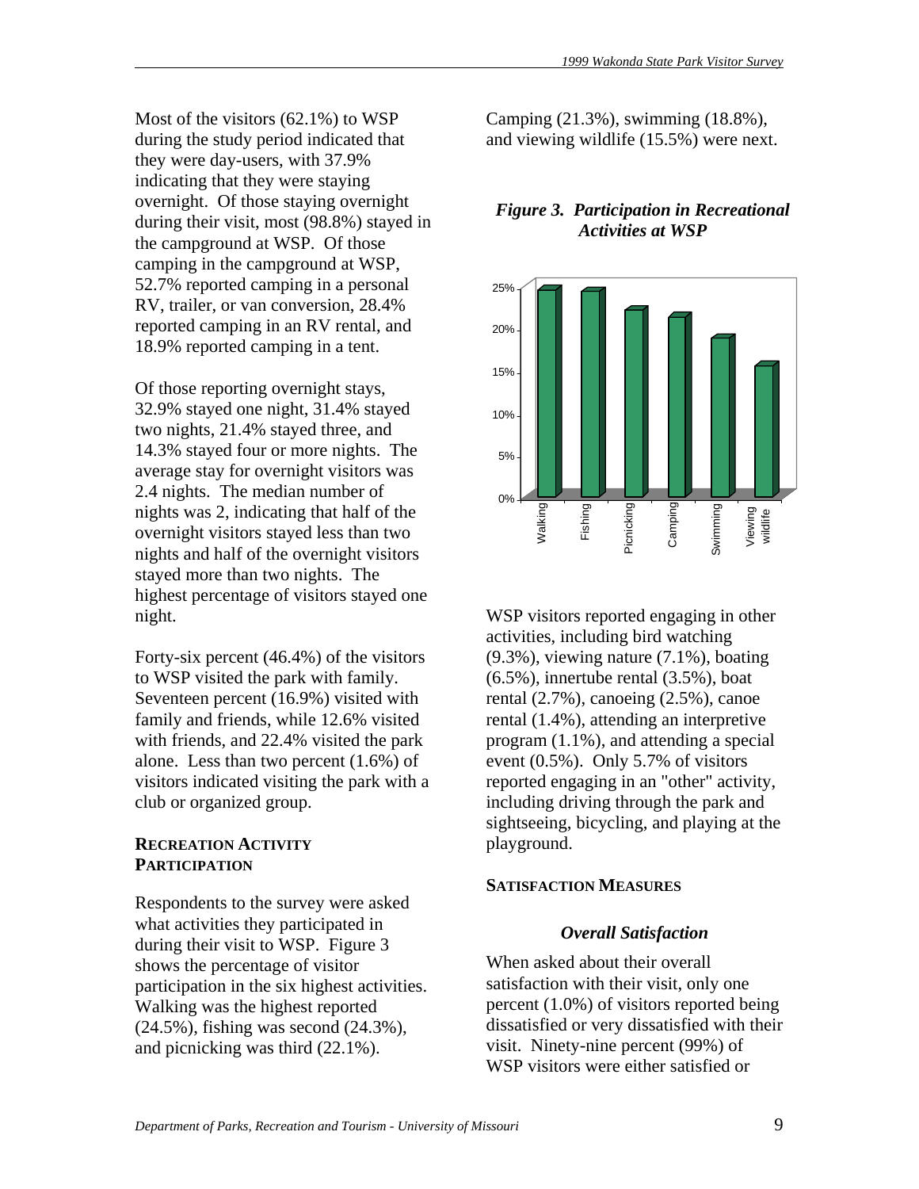Most of the visitors (62.1%) to WSP during the study period indicated that they were day-users, with 37.9% indicating that they were staying overnight. Of those staying overnight during their visit, most (98.8%) stayed in the campground at WSP. Of those camping in the campground at WSP, 52.7% reported camping in a personal RV, trailer, or van conversion, 28.4% reported camping in an RV rental, and 18.9% reported camping in a tent.

Of those reporting overnight stays, 32.9% stayed one night, 31.4% stayed two nights, 21.4% stayed three, and 14.3% stayed four or more nights. The average stay for overnight visitors was 2.4 nights. The median number of nights was 2, indicating that half of the overnight visitors stayed less than two nights and half of the overnight visitors stayed more than two nights. The highest percentage of visitors stayed one night.

Forty-six percent (46.4%) of the visitors to WSP visited the park with family. Seventeen percent (16.9%) visited with family and friends, while 12.6% visited with friends, and 22.4% visited the park alone. Less than two percent (1.6%) of visitors indicated visiting the park with a club or organized group.

## RECREATION ACTIVITY PARTICIPATION

Respondents to the survey were asked what activities they participated in during their visit to WSP. Figure 3 shows the percentage of visitor participation in the six highest activities. Walking was the highest reported (24.5%), fishing was second (24.3%), and picnicking was third (22.1%). Camping (21.3%), swimming (18.8%), and viewing wildlife (15.5%) were next.

***Figure 3. Participation in Recreational Activities at WSP***

WSP visitors reported engaging in other activities, including bird watching (9.3%), viewing nature (7.1%), boating (6.5%), innertube rental (3.5%), boat rental (2.7%), canoeing (2.5%), canoe rental (1.4%), attending an interpretive program (1.1%), and attending a special event (0.5%). Only 5.7% of visitors reported engaging in an "other" activity, including driving through the park and sightseeing, bicycling, and playing at the playground.

## SATISFACTION MEASURES

### *Overall Satisfaction*

When asked about their overall satisfaction with their visit, only one percent (1.0%) of visitors reported being dissatisfied or very dissatisfied with their visit. Ninety-nine percent (99%) of WSP visitors were either satisfied or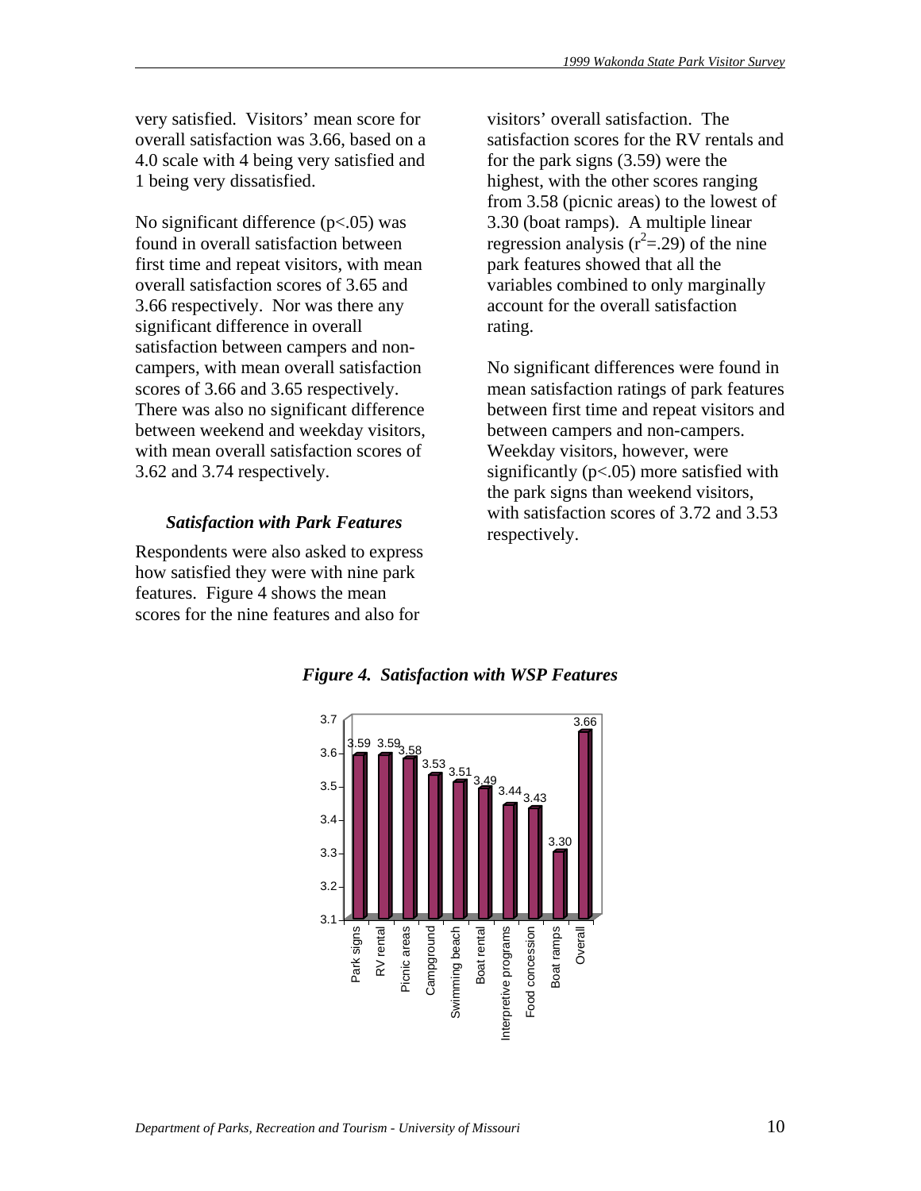very satisfied. Visitors' mean score for overall satisfaction was 3.66, based on a 4.0 scale with 4 being very satisfied and 1 being very dissatisfied.

No significant difference ($p<.05$) was found in overall satisfaction between first time and repeat visitors, with mean overall satisfaction scores of 3.65 and 3.66 respectively. Nor was there any significant difference in overall satisfaction between campers and non-campers, with mean overall satisfaction scores of 3.66 and 3.65 respectively. There was also no significant difference between weekend and weekday visitors, with mean overall satisfaction scores of 3.62 and 3.74 respectively.

### *Satisfaction with Park Features*

Respondents were also asked to express how satisfied they were with nine park features. Figure 4 shows the mean scores for the nine features and also for visitors' overall satisfaction. The satisfaction scores for the RV rentals and for the park signs (3.59) were the highest, with the other scores ranging from 3.58 (picnic areas) to the lowest of 3.30 (boat ramps). A multiple linear regression analysis ($r^2=.29$) of the nine park features showed that all the variables combined to only marginally account for the overall satisfaction rating.

No significant differences were found in mean satisfaction ratings of park features between first time and repeat visitors and between campers and non-campers. Weekday visitors, however, were significantly ($p<.05$) more satisfied with the park signs than weekend visitors, with satisfaction scores of 3.72 and 3.53 respectively.

***Figure 4. Satisfaction with WSP Features***

| Feature | Mean score |
|---|---|
| Park signs | 3.59 |
| RV rental | 3.59 |
| Picnic areas | 3.58 |
| Campground | 3.53 |
| Swimming beach | 3.51 |
| Boat rental | 3.49 |
| Interpretive programs | 3.44 |
| Food concession | 3.43 |
| Boat ramps | 3.30 |
| Overall | 3.66 |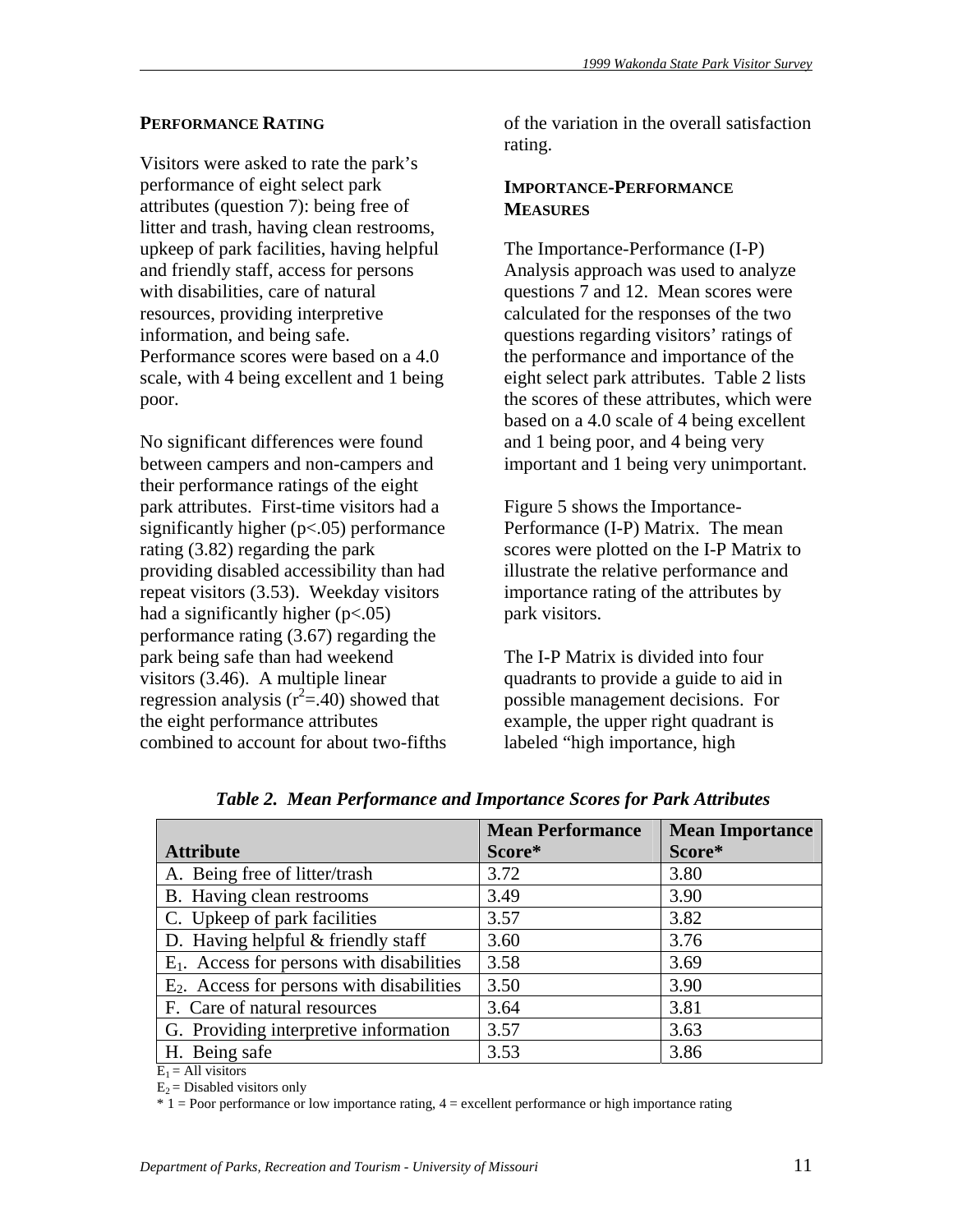### PERFORMANCE RATING

Visitors were asked to rate the park's performance of eight select park attributes (question 7): being free of litter and trash, having clean restrooms, upkeep of park facilities, having helpful and friendly staff, access for persons with disabilities, care of natural resources, providing interpretive information, and being safe. Performance scores were based on a 4.0 scale, with 4 being excellent and 1 being poor.

No significant differences were found between campers and non-campers and their performance ratings of the eight park attributes. First-time visitors had a significantly higher ($p<.05$) performance rating (3.82) regarding the park providing disabled accessibility than had repeat visitors (3.53). Weekday visitors had a significantly higher ($p<.05$) performance rating (3.67) regarding the park being safe than had weekend visitors (3.46). A multiple linear regression analysis ($r^2=.40$) showed that the eight performance attributes combined to account for about two-fifths of the variation in the overall satisfaction rating.

### IMPORTANCE-PERFORMANCE MEASURES

The Importance-Performance (I-P) Analysis approach was used to analyze questions 7 and 12. Mean scores were calculated for the responses of the two questions regarding visitors' ratings of the performance and importance of the eight select park attributes. Table 2 lists the scores of these attributes, which were based on a 4.0 scale of 4 being excellent and 1 being poor, and 4 being very important and 1 being very unimportant.

Figure 5 shows the Importance-Performance (I-P) Matrix. The mean scores were plotted on the I-P Matrix to illustrate the relative performance and importance rating of the attributes by park visitors.

The I-P Matrix is divided into four quadrants to provide a guide to aid in possible management decisions. For example, the upper right quadrant is labeled "high importance, high

***Table 2. Mean Performance and Importance Scores for Park Attributes***

| Attribute | Mean Performance Score* | Mean Importance Score* |
|---|---|---|
| A. Being free of litter/trash | 3.72 | 3.80 |
| B. Having clean restrooms | 3.49 | 3.90 |
| C. Upkeep of park facilities | 3.57 | 3.82 |
| D. Having helpful & friendly staff | 3.60 | 3.76 |
| $E_1$. Access for persons with disabilities | 3.58 | 3.69 |
| $E_2$. Access for persons with disabilities | 3.50 | 3.90 |
| F. Care of natural resources | 3.64 | 3.81 |
| G. Providing interpretive information | 3.57 | 3.63 |
| H. Being safe | 3.53 | 3.86 |

$E_1$ = All visitors

$E_2$ = Disabled visitors only

\* 1 = Poor performance or low importance rating, 4 = excellent performance or high importance rating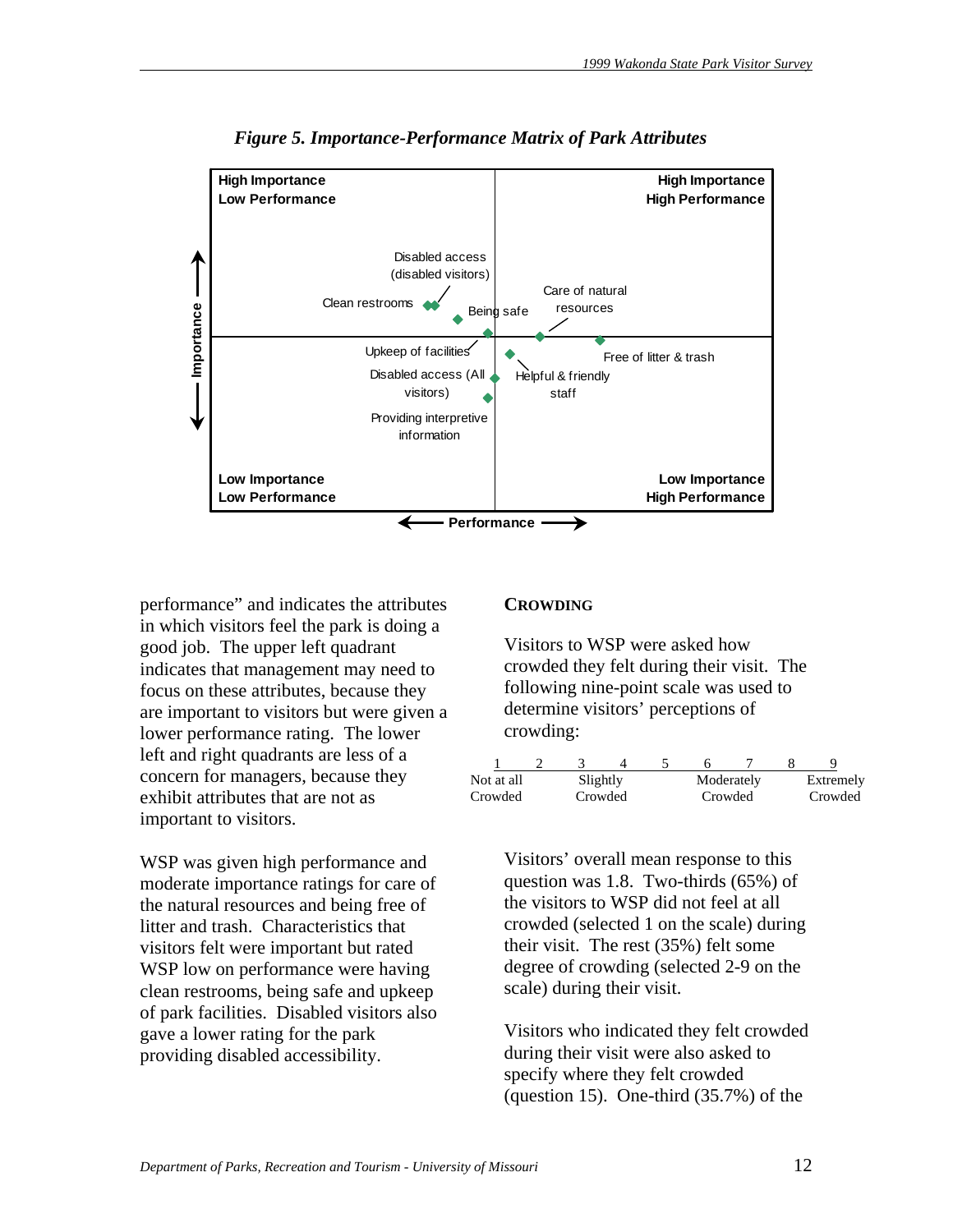*Figure 5. Importance-Performance Matrix of Park Attributes*

performance" and indicates the attributes in which visitors feel the park is doing a good job. The upper left quadrant indicates that management may need to focus on these attributes, because they are important to visitors but were given a lower performance rating. The lower left and right quadrants are less of a concern for managers, because they exhibit attributes that are not as important to visitors.

WSP was given high performance and moderate importance ratings for care of the natural resources and being free of litter and trash. Characteristics that visitors felt were important but rated WSP low on performance were having clean restrooms, being safe and upkeep of park facilities. Disabled visitors also gave a lower rating for the park providing disabled accessibility.

## CROWDING

Visitors to WSP were asked how crowded they felt during their visit. The following nine-point scale was used to determine visitors' perceptions of crowding:

| 1 | 2 | 3 | 4 | 5 | 6 | 7 | 8 | 9 |
|---|---|---|---|---|---|---|---|---|
| Not at all Crowded | | Slightly Crowded | | | Moderately Crowded | | | Extremely Crowded |

Visitors' overall mean response to this question was 1.8. Two-thirds (65%) of the visitors to WSP did not feel at all crowded (selected 1 on the scale) during their visit. The rest (35%) felt some degree of crowding (selected 2-9 on the scale) during their visit.

Visitors who indicated they felt crowded during their visit were also asked to specify where they felt crowded (question 15). One-third (35.7%) of the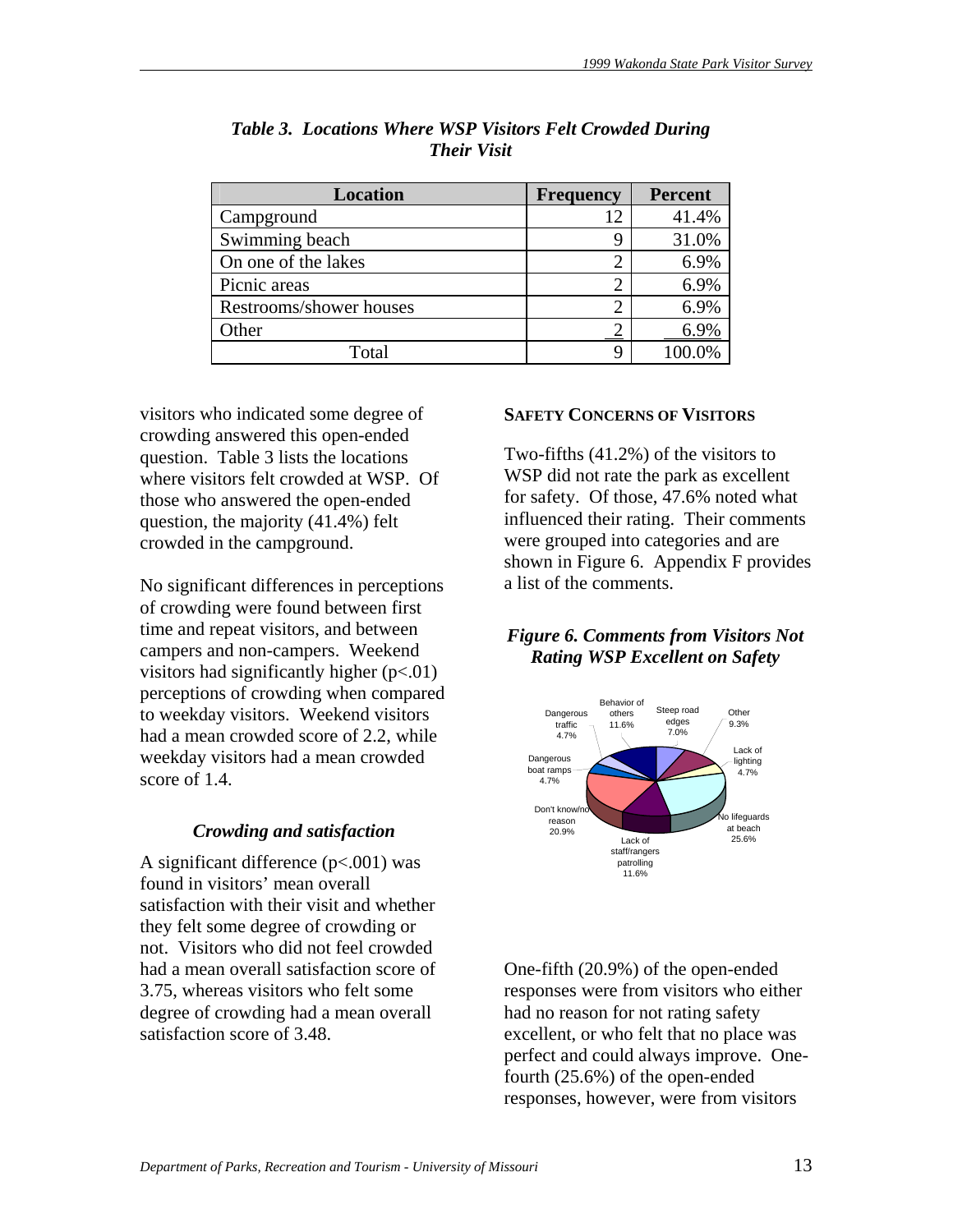*Table 3. Locations Where WSP Visitors Felt Crowded During Their Visit*

| Location | Frequency | Percent |
|---|---|---|
| Campground | 12 | 41.4% |
| Swimming beach | 9 | 31.0% |
| On one of the lakes | 2 | 6.9% |
| Picnic areas | 2 | 6.9% |
| Restrooms/shower houses | 2 | 6.9% |
| Other | 2 | 6.9% |
| Total | 9 | 100.0% |

visitors who indicated some degree of crowding answered this open-ended question. Table 3 lists the locations where visitors felt crowded at WSP. Of those who answered the open-ended question, the majority (41.4%) felt crowded in the campground.

No significant differences in perceptions of crowding were found between first time and repeat visitors, and between campers and non-campers. Weekend visitors had significantly higher ($p<.01$) perceptions of crowding when compared to weekday visitors. Weekend visitors had a mean crowded score of 2.2, while weekday visitors had a mean crowded score of 1.4.

### *Crowding and satisfaction*

A significant difference ($p<.001$) was found in visitors' mean overall satisfaction with their visit and whether they felt some degree of crowding or not. Visitors who did not feel crowded had a mean overall satisfaction score of 3.75, whereas visitors who felt some degree of crowding had a mean overall satisfaction score of 3.48.

## SAFETY CONCERNS OF VISITORS

Two-fifths (41.2%) of the visitors to WSP did not rate the park as excellent for safety. Of those, 47.6% noted what influenced their rating. Their comments were grouped into categories and are shown in Figure 6. Appendix F provides a list of the comments.

*Figure 6. Comments from Visitors Not Rating WSP Excellent on Safety*

Behavior of others 11.6%; Steep road edges 7.0%; Other 9.3%; Lack of lighting 4.7%; No lifeguards at beach 25.6%; Lack of staff/rangers patrolling 11.6%; Don't know/no reason 20.9%; Dangerous boat ramps 4.7%; Dangerous traffic 4.7%

One-fifth (20.9%) of the open-ended responses were from visitors who either had no reason for not rating safety excellent, or who felt that no place was perfect and could always improve. One-fourth (25.6%) of the open-ended responses, however, were from visitors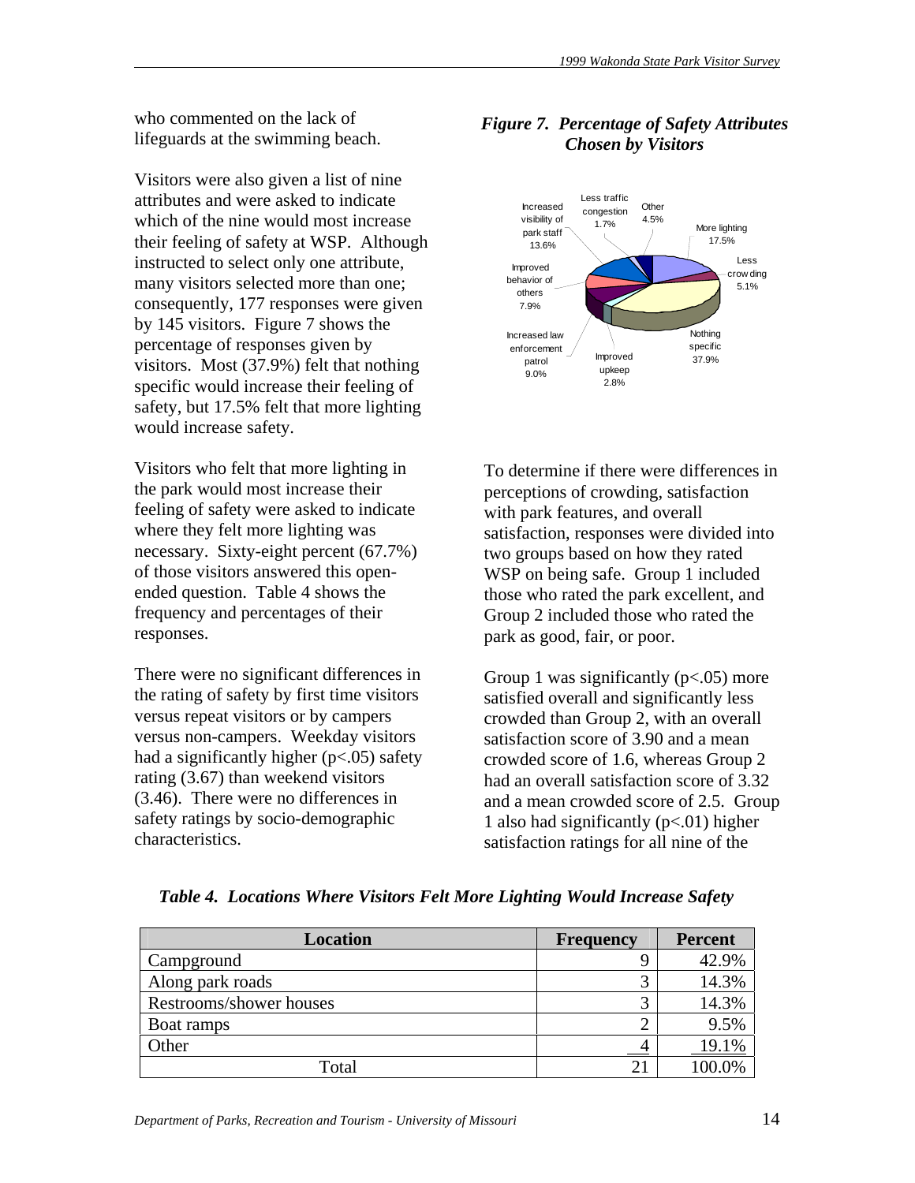who commented on the lack of lifeguards at the swimming beach.

Visitors were also given a list of nine attributes and were asked to indicate which of the nine would most increase their feeling of safety at WSP. Although instructed to select only one attribute, many visitors selected more than one; consequently, 177 responses were given by 145 visitors. Figure 7 shows the percentage of responses given by visitors. Most (37.9%) felt that nothing specific would increase their feeling of safety, but 17.5% felt that more lighting would increase safety.

Visitors who felt that more lighting in the park would most increase their feeling of safety were asked to indicate where they felt more lighting was necessary. Sixty-eight percent (67.7%) of those visitors answered this open-ended question. Table 4 shows the frequency and percentages of their responses.

There were no significant differences in the rating of safety by first time visitors versus repeat visitors or by campers versus non-campers. Weekday visitors had a significantly higher ($p<.05$) safety rating (3.67) than weekend visitors (3.46). There were no differences in safety ratings by socio-demographic characteristics.

***Figure 7. Percentage of Safety Attributes Chosen by Visitors***

To determine if there were differences in perceptions of crowding, satisfaction with park features, and overall satisfaction, responses were divided into two groups based on how they rated WSP on being safe. Group 1 included those who rated the park excellent, and Group 2 included those who rated the park as good, fair, or poor.

Group 1 was significantly ($p<.05$) more satisfied overall and significantly less crowded than Group 2, with an overall satisfaction score of 3.90 and a mean crowded score of 1.6, whereas Group 2 had an overall satisfaction score of 3.32 and a mean crowded score of 2.5. Group 1 also had significantly ($p<.01$) higher satisfaction ratings for all nine of the

***Table 4. Locations Where Visitors Felt More Lighting Would Increase Safety***

| Location | Frequency | Percent |
|---|---|---|
| Campground | 9 | 42.9% |
| Along park roads | 3 | 14.3% |
| Restrooms/shower houses | 3 | 14.3% |
| Boat ramps | 2 | 9.5% |
| Other | 4 | 19.1% |
| Total | 21 | 100.0% |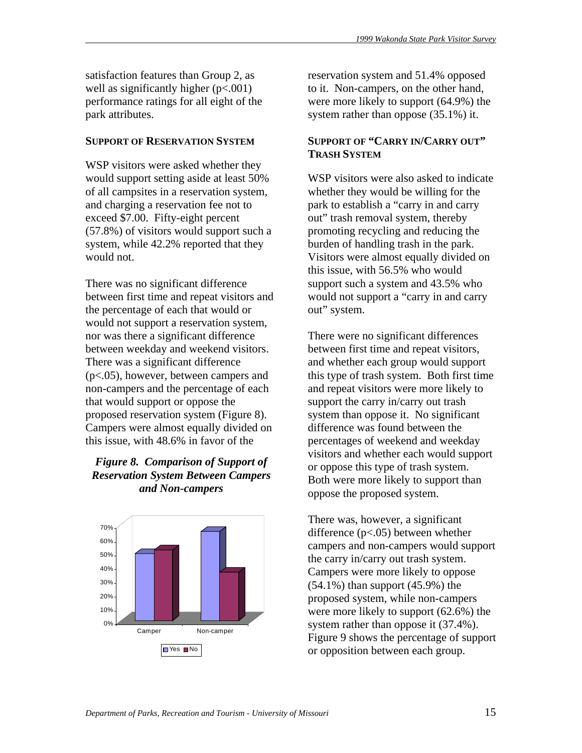satisfaction features than Group 2, as well as significantly higher ($p<.001$) performance ratings for all eight of the park attributes.

### SUPPORT OF RESERVATION SYSTEM

WSP visitors were asked whether they would support setting aside at least 50% of all campsites in a reservation system, and charging a reservation fee not to exceed $7.00. Fifty-eight percent (57.8%) of visitors would support such a system, while 42.2% reported that they would not.

There was no significant difference between first time and repeat visitors and the percentage of each that would or would not support a reservation system, nor was there a significant difference between weekday and weekend visitors. There was a significant difference ($p<.05$), however, between campers and non-campers and the percentage of each that would support or oppose the proposed reservation system (Figure 8). Campers were almost equally divided on this issue, with 48.6% in favor of the reservation system and 51.4% opposed to it. Non-campers, on the other hand, were more likely to support (64.9%) the system rather than oppose (35.1%) it.

***Figure 8. Comparison of Support of Reservation System Between Campers and Non-campers***

### SUPPORT OF "CARRY IN/CARRY OUT" TRASH SYSTEM

WSP visitors were also asked to indicate whether they would be willing for the park to establish a "carry in and carry out" trash removal system, thereby promoting recycling and reducing the burden of handling trash in the park. Visitors were almost equally divided on this issue, with 56.5% who would support such a system and 43.5% who would not support a "carry in and carry out" system.

There were no significant differences between first time and repeat visitors, and whether each group would support this type of trash system. Both first time and repeat visitors were more likely to support the carry in/carry out trash system than oppose it. No significant difference was found between the percentages of weekend and weekday visitors and whether each would support or oppose this type of trash system. Both were more likely to support than oppose the proposed system.

There was, however, a significant difference ($p<.05$) between whether campers and non-campers would support the carry in/carry out trash system. Campers were more likely to oppose (54.1%) than support (45.9%) the proposed system, while non-campers were more likely to support (62.6%) the system rather than oppose it (37.4%). Figure 9 shows the percentage of support or opposition between each group.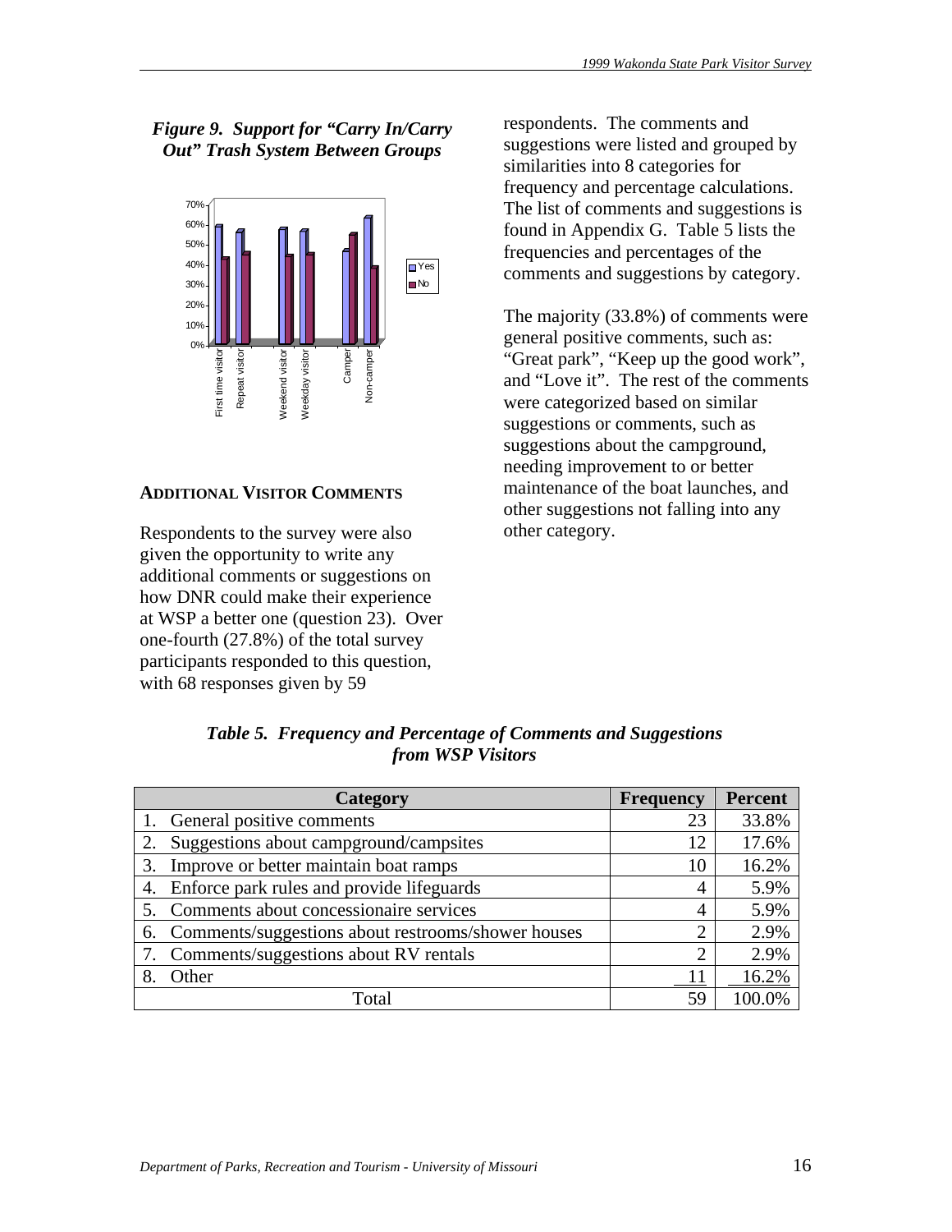*Figure 9. Support for "Carry In/Carry Out" Trash System Between Groups*

**ADDITIONAL VISITOR COMMENTS**

Respondents to the survey were also given the opportunity to write any additional comments or suggestions on how DNR could make their experience at WSP a better one (question 23). Over one-fourth (27.8%) of the total survey participants responded to this question, with 68 responses given by 59 respondents. The comments and suggestions were listed and grouped by similarities into 8 categories for frequency and percentage calculations. The list of comments and suggestions is found in Appendix G. Table 5 lists the frequencies and percentages of the comments and suggestions by category.

The majority (33.8%) of comments were general positive comments, such as: "Great park", "Keep up the good work", and "Love it". The rest of the comments were categorized based on similar suggestions or comments, such as suggestions about the campground, needing improvement to or better maintenance of the boat launches, and other suggestions not falling into any other category.

*Table 5. Frequency and Percentage of Comments and Suggestions from WSP Visitors*

| Category | Frequency | Percent |
|---|---|---|
| 1. General positive comments | 23 | 33.8% |
| 2. Suggestions about campground/campsites | 12 | 17.6% |
| 3. Improve or better maintain boat ramps | 10 | 16.2% |
| 4. Enforce park rules and provide lifeguards | 4 | 5.9% |
| 5. Comments about concessionaire services | 4 | 5.9% |
| 6. Comments/suggestions about restrooms/shower houses | 2 | 2.9% |
| 7. Comments/suggestions about RV rentals | 2 | 2.9% |
| 8. Other | 11 | 16.2% |
| Total | 59 | 100.0% |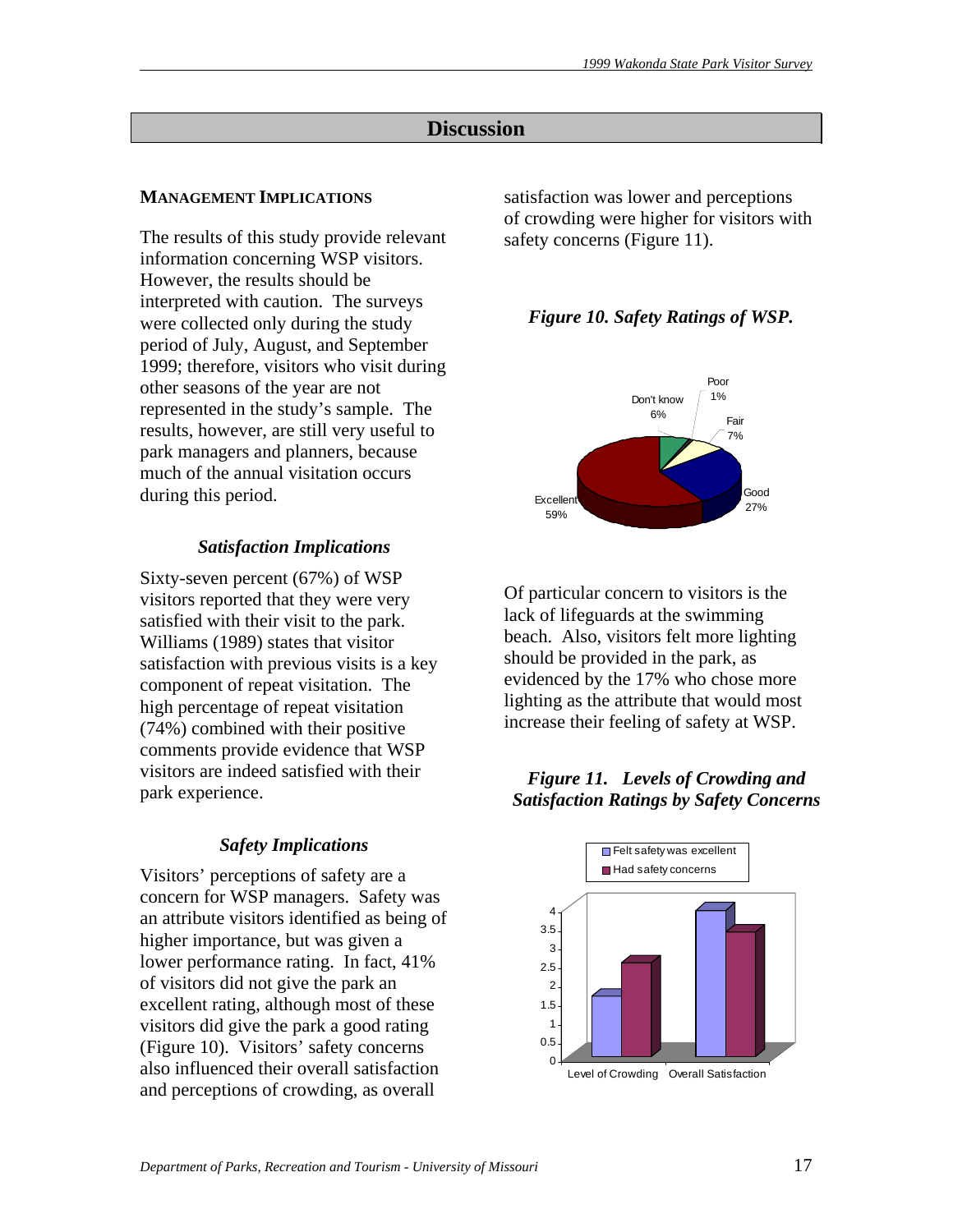# Discussion

## MANAGEMENT IMPLICATIONS

The results of this study provide relevant information concerning WSP visitors. However, the results should be interpreted with caution. The surveys were collected only during the study period of July, August, and September 1999; therefore, visitors who visit during other seasons of the year are not represented in the study's sample. The results, however, are still very useful to park managers and planners, because much of the annual visitation occurs during this period.

### *Satisfaction Implications*

Sixty-seven percent (67%) of WSP visitors reported that they were very satisfied with their visit to the park. Williams (1989) states that visitor satisfaction with previous visits is a key component of repeat visitation. The high percentage of repeat visitation (74%) combined with their positive comments provide evidence that WSP visitors are indeed satisfied with their park experience.

### *Safety Implications*

Visitors' perceptions of safety are a concern for WSP managers. Safety was an attribute visitors identified as being of higher importance, but was given a lower performance rating. In fact, 41% of visitors did not give the park an excellent rating, although most of these visitors did give the park a good rating (Figure 10). Visitors' safety concerns also influenced their overall satisfaction and perceptions of crowding, as overall satisfaction was lower and perceptions of crowding were higher for visitors with safety concerns (Figure 11).

***Figure 10. Safety Ratings of WSP.***

Of particular concern to visitors is the lack of lifeguards at the swimming beach. Also, visitors felt more lighting should be provided in the park, as evidenced by the 17% who chose more lighting as the attribute that would most increase their feeling of safety at WSP.

***Figure 11. Levels of Crowding and Satisfaction Ratings by Safety Concerns***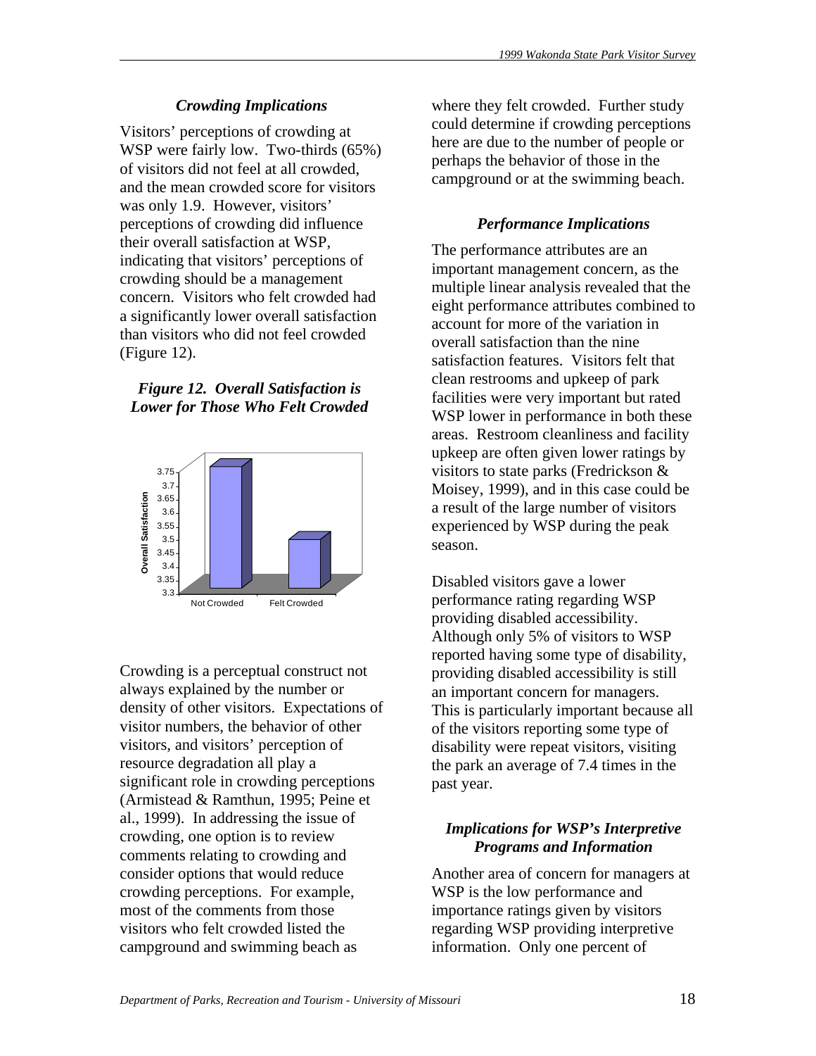### *Crowding Implications*

Visitors' perceptions of crowding at WSP were fairly low. Two-thirds (65%) of visitors did not feel at all crowded, and the mean crowded score for visitors was only 1.9. However, visitors' perceptions of crowding did influence their overall satisfaction at WSP, indicating that visitors' perceptions of crowding should be a management concern. Visitors who felt crowded had a significantly lower overall satisfaction than visitors who did not feel crowded (Figure 12).

***Figure 12. Overall Satisfaction is Lower for Those Who Felt Crowded***

Crowding is a perceptual construct not always explained by the number or density of other visitors. Expectations of visitor numbers, the behavior of other visitors, and visitors' perception of resource degradation all play a significant role in crowding perceptions (Armistead & Ramthun, 1995; Peine et al., 1999). In addressing the issue of crowding, one option is to review comments relating to crowding and consider options that would reduce crowding perceptions. For example, most of the comments from those visitors who felt crowded listed the campground and swimming beach as where they felt crowded. Further study could determine if crowding perceptions here are due to the number of people or perhaps the behavior of those in the campground or at the swimming beach.

### *Performance Implications*

The performance attributes are an important management concern, as the multiple linear analysis revealed that the eight performance attributes combined to account for more of the variation in overall satisfaction than the nine satisfaction features. Visitors felt that clean restrooms and upkeep of park facilities were very important but rated WSP lower in performance in both these areas. Restroom cleanliness and facility upkeep are often given lower ratings by visitors to state parks (Fredrickson & Moisey, 1999), and in this case could be a result of the large number of visitors experienced by WSP during the peak season.

Disabled visitors gave a lower performance rating regarding WSP providing disabled accessibility. Although only 5% of visitors to WSP reported having some type of disability, providing disabled accessibility is still an important concern for managers. This is particularly important because all of the visitors reporting some type of disability were repeat visitors, visiting the park an average of 7.4 times in the past year.

### *Implications for WSP's Interpretive Programs and Information*

Another area of concern for managers at WSP is the low performance and importance ratings given by visitors regarding WSP providing interpretive information. Only one percent of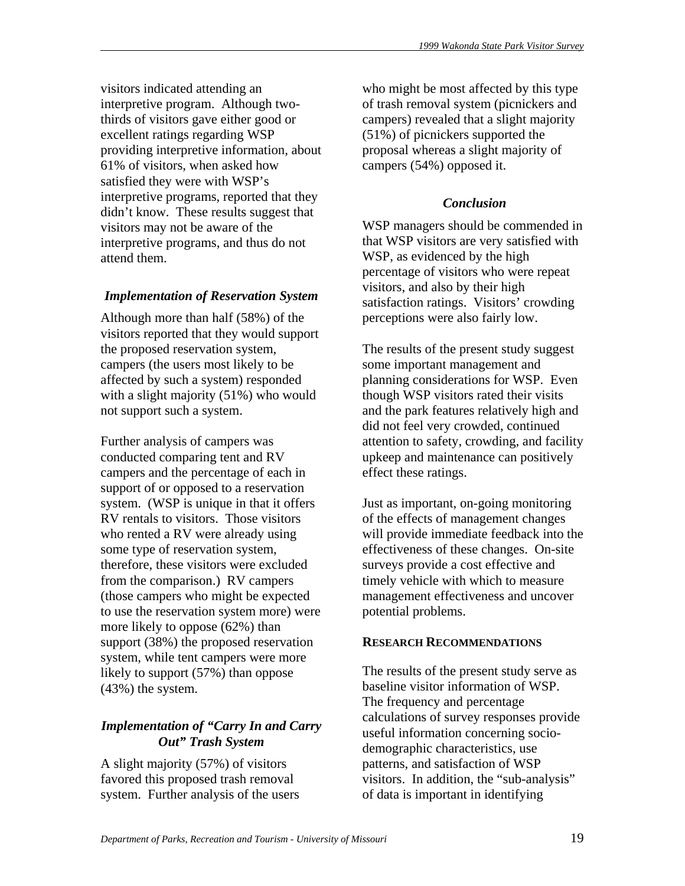visitors indicated attending an interpretive program. Although two-thirds of visitors gave either good or excellent ratings regarding WSP providing interpretive information, about 61% of visitors, when asked how satisfied they were with WSP's interpretive programs, reported that they didn't know. These results suggest that visitors may not be aware of the interpretive programs, and thus do not attend them.

### *Implementation of Reservation System*

Although more than half (58%) of the visitors reported that they would support the proposed reservation system, campers (the users most likely to be affected by such a system) responded with a slight majority (51%) who would not support such a system.

Further analysis of campers was conducted comparing tent and RV campers and the percentage of each in support of or opposed to a reservation system. (WSP is unique in that it offers RV rentals to visitors. Those visitors who rented a RV were already using some type of reservation system, therefore, these visitors were excluded from the comparison.) RV campers (those campers who might be expected to use the reservation system more) were more likely to oppose (62%) than support (38%) the proposed reservation system, while tent campers were more likely to support (57%) than oppose (43%) the system.

### *Implementation of "Carry In and Carry Out" Trash System*

A slight majority (57%) of visitors favored this proposed trash removal system. Further analysis of the users who might be most affected by this type of trash removal system (picnickers and campers) revealed that a slight majority (51%) of picnickers supported the proposal whereas a slight majority of campers (54%) opposed it.

### *Conclusion*

WSP managers should be commended in that WSP visitors are very satisfied with WSP, as evidenced by the high percentage of visitors who were repeat visitors, and also by their high satisfaction ratings. Visitors' crowding perceptions were also fairly low.

The results of the present study suggest some important management and planning considerations for WSP. Even though WSP visitors rated their visits and the park features relatively high and did not feel very crowded, continued attention to safety, crowding, and facility upkeep and maintenance can positively effect these ratings.

Just as important, on-going monitoring of the effects of management changes will provide immediate feedback into the effectiveness of these changes. On-site surveys provide a cost effective and timely vehicle with which to measure management effectiveness and uncover potential problems.

## RESEARCH RECOMMENDATIONS

The results of the present study serve as baseline visitor information of WSP. The frequency and percentage calculations of survey responses provide useful information concerning socio-demographic characteristics, use patterns, and satisfaction of WSP visitors. In addition, the "sub-analysis" of data is important in identifying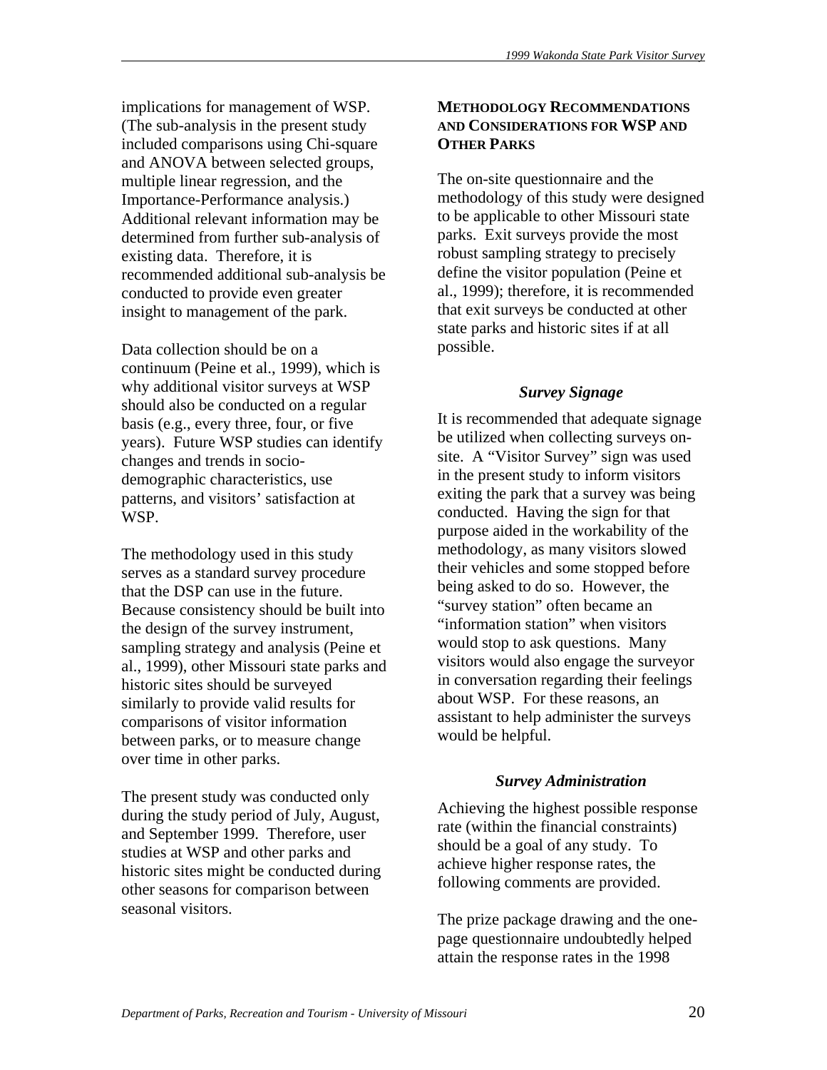implications for management of WSP. (The sub-analysis in the present study included comparisons using Chi-square and ANOVA between selected groups, multiple linear regression, and the Importance-Performance analysis.) Additional relevant information may be determined from further sub-analysis of existing data. Therefore, it is recommended additional sub-analysis be conducted to provide even greater insight to management of the park.

Data collection should be on a continuum (Peine et al., 1999), which is why additional visitor surveys at WSP should also be conducted on a regular basis (e.g., every three, four, or five years). Future WSP studies can identify changes and trends in socio-demographic characteristics, use patterns, and visitors' satisfaction at WSP.

The methodology used in this study serves as a standard survey procedure that the DSP can use in the future. Because consistency should be built into the design of the survey instrument, sampling strategy and analysis (Peine et al., 1999), other Missouri state parks and historic sites should be surveyed similarly to provide valid results for comparisons of visitor information between parks, or to measure change over time in other parks.

The present study was conducted only during the study period of July, August, and September 1999. Therefore, user studies at WSP and other parks and historic sites might be conducted during other seasons for comparison between seasonal visitors.

## METHODOLOGY RECOMMENDATIONS AND CONSIDERATIONS FOR WSP AND OTHER PARKS

The on-site questionnaire and the methodology of this study were designed to be applicable to other Missouri state parks. Exit surveys provide the most robust sampling strategy to precisely define the visitor population (Peine et al., 1999); therefore, it is recommended that exit surveys be conducted at other state parks and historic sites if at all possible.

### *Survey Signage*

It is recommended that adequate signage be utilized when collecting surveys on-site. A "Visitor Survey" sign was used in the present study to inform visitors exiting the park that a survey was being conducted. Having the sign for that purpose aided in the workability of the methodology, as many visitors slowed their vehicles and some stopped before being asked to do so. However, the "survey station" often became an "information station" when visitors would stop to ask questions. Many visitors would also engage the surveyor in conversation regarding their feelings about WSP. For these reasons, an assistant to help administer the surveys would be helpful.

### *Survey Administration*

Achieving the highest possible response rate (within the financial constraints) should be a goal of any study. To achieve higher response rates, the following comments are provided.

The prize package drawing and the one-page questionnaire undoubtedly helped attain the response rates in the 1998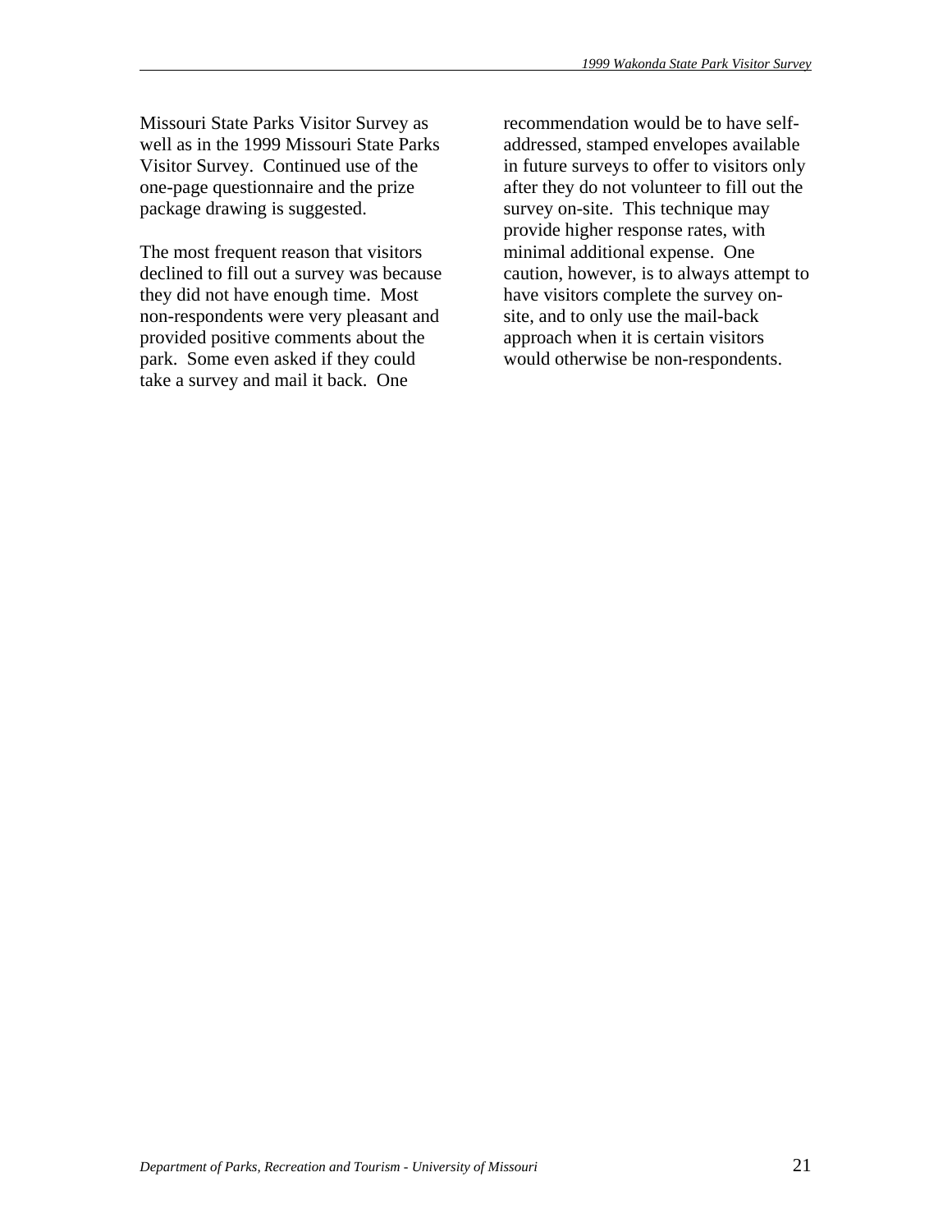Missouri State Parks Visitor Survey as well as in the 1999 Missouri State Parks Visitor Survey. Continued use of the one-page questionnaire and the prize package drawing is suggested.

The most frequent reason that visitors declined to fill out a survey was because they did not have enough time. Most non-respondents were very pleasant and provided positive comments about the park. Some even asked if they could take a survey and mail it back. One recommendation would be to have self-addressed, stamped envelopes available in future surveys to offer to visitors only after they do not volunteer to fill out the survey on-site. This technique may provide higher response rates, with minimal additional expense. One caution, however, is to always attempt to have visitors complete the survey on-site, and to only use the mail-back approach when it is certain visitors would otherwise be non-respondents.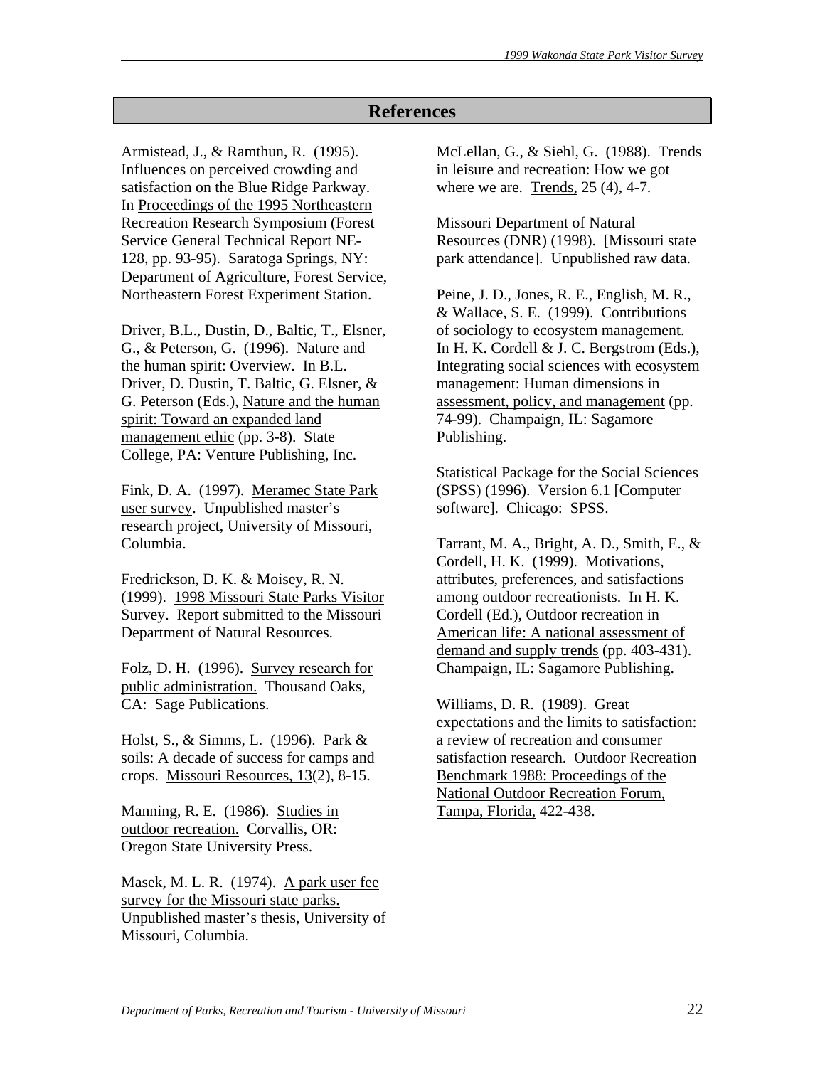## References

Armistead, J., & Ramthun, R. (1995). Influences on perceived crowding and satisfaction on the Blue Ridge Parkway. In Proceedings of the 1995 Northeastern Recreation Research Symposium (Forest Service General Technical Report NE-128, pp. 93-95). Saratoga Springs, NY: Department of Agriculture, Forest Service, Northeastern Forest Experiment Station.

Driver, B.L., Dustin, D., Baltic, T., Elsner, G., & Peterson, G. (1996). Nature and the human spirit: Overview. In B.L. Driver, D. Dustin, T. Baltic, G. Elsner, & G. Peterson (Eds.), Nature and the human spirit: Toward an expanded land management ethic (pp. 3-8). State College, PA: Venture Publishing, Inc.

Fink, D. A. (1997). Meramec State Park user survey. Unpublished master's research project, University of Missouri, Columbia.

Fredrickson, D. K. & Moisey, R. N. (1999). 1998 Missouri State Parks Visitor Survey. Report submitted to the Missouri Department of Natural Resources.

Folz, D. H. (1996). Survey research for public administration. Thousand Oaks, CA: Sage Publications.

Holst, S., & Simms, L. (1996). Park & soils: A decade of success for camps and crops. Missouri Resources, 13(2), 8-15.

Manning, R. E. (1986). Studies in outdoor recreation. Corvallis, OR: Oregon State University Press.

Masek, M. L. R. (1974). A park user fee survey for the Missouri state parks. Unpublished master's thesis, University of Missouri, Columbia.

McLellan, G., & Siehl, G. (1988). Trends in leisure and recreation: How we got where we are. Trends, 25 (4), 4-7.

Missouri Department of Natural Resources (DNR) (1998). [Missouri state park attendance]. Unpublished raw data.

Peine, J. D., Jones, R. E., English, M. R., & Wallace, S. E. (1999). Contributions of sociology to ecosystem management. In H. K. Cordell & J. C. Bergstrom (Eds.), Integrating social sciences with ecosystem management: Human dimensions in assessment, policy, and management (pp. 74-99). Champaign, IL: Sagamore Publishing.

Statistical Package for the Social Sciences (SPSS) (1996). Version 6.1 [Computer software]. Chicago: SPSS.

Tarrant, M. A., Bright, A. D., Smith, E., & Cordell, H. K. (1999). Motivations, attributes, preferences, and satisfactions among outdoor recreationists. In H. K. Cordell (Ed.), Outdoor recreation in American life: A national assessment of demand and supply trends (pp. 403-431). Champaign, IL: Sagamore Publishing.

Williams, D. R. (1989). Great expectations and the limits to satisfaction: a review of recreation and consumer satisfaction research. Outdoor Recreation Benchmark 1988: Proceedings of the National Outdoor Recreation Forum, Tampa, Florida, 422-438.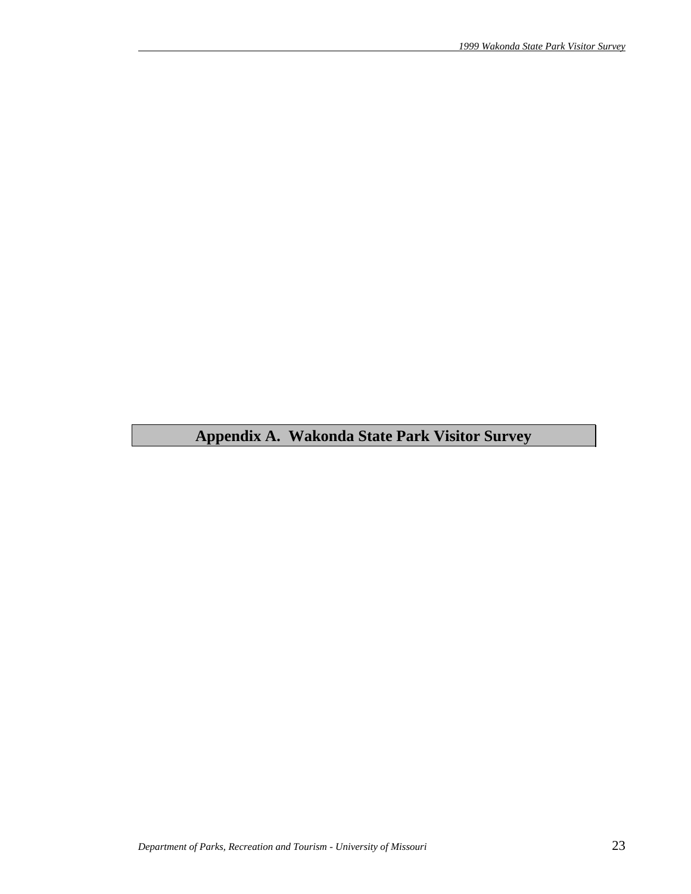# Appendix A. Wakonda State Park Visitor Survey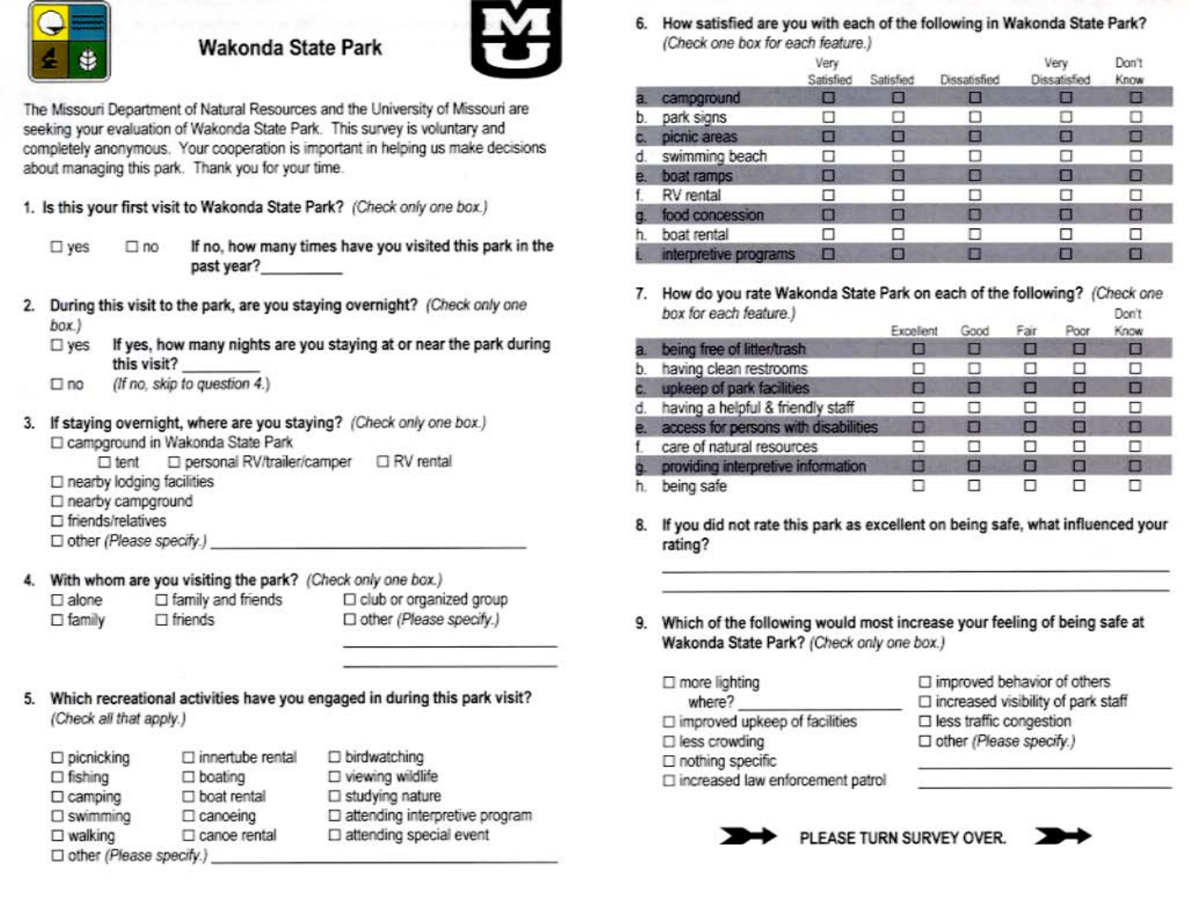# Wakonda State Park

The Missouri Department of Natural Resources and the University of Missouri are seeking your evaluation of Wakonda State Park. This survey is voluntary and completely anonymous. Your cooperation is important in helping us make decisions about managing this park. Thank you for your time.

**1. Is this your first visit to Wakonda State Park?** *(Check only one box.)*

☐ yes ☐ no **If no, how many times have you visited this park in the past year?**\_\_\_\_\_\_\_\_\_\_

**2. During this visit to the park, are you staying overnight?** *(Check only one box.)*

☐ yes **If yes, how many nights are you staying at or near the park during this visit?** \_\_\_\_\_\_\_\_\_\_

☐ no *(If no, skip to question 4.)*

**3. If staying overnight, where are you staying?** *(Check only one box.)*

☐ campground in Wakonda State Park
 ☐ tent ☐ personal RV/trailer/camper ☐ RV rental
☐ nearby lodging facilities
☐ nearby campground
☐ friends/relatives
☐ other *(Please specify.)* \_\_\_\_\_\_\_\_\_\_\_\_\_\_\_\_\_\_\_\_

**4. With whom are you visiting the park?** *(Check only one box.)*

☐ alone ☐ family and friends ☐ club or organized group
☐ family ☐ friends ☐ other *(Please specify.)* \_\_\_\_\_\_\_\_\_\_\_\_\_\_\_\_\_\_\_\_

**5. Which recreational activities have you engaged in during this park visit?** *(Check all that apply.)*

☐ picnicking ☐ innertube rental ☐ birdwatching
☐ fishing ☐ boating ☐ viewing wildlife
☐ camping ☐ boat rental ☐ studying nature
☐ swimming ☐ canoeing ☐ attending interpretive program
☐ walking ☐ canoe rental ☐ attending special event
☐ other *(Please specify.)* \_\_\_\_\_\_\_\_\_\_\_\_\_\_\_\_\_\_\_\_

**6. How satisfied are you with each of the following in Wakonda State Park?** *(Check one box for each feature.)*

| | Very Satisfied | Satisfied | Dissatisfied | Very Dissatisfied | Don't Know |
|---|---|---|---|---|---|
| a. campground | ☐ | ☐ | ☐ | ☐ | ☐ |
| b. park signs | ☐ | ☐ | ☐ | ☐ | ☐ |
| c. picnic areas | ☐ | ☐ | ☐ | ☐ | ☐ |
| d. swimming beach | ☐ | ☐ | ☐ | ☐ | ☐ |
| e. boat ramps | ☐ | ☐ | ☐ | ☐ | ☐ |
| f. RV rental | ☐ | ☐ | ☐ | ☐ | ☐ |
| g. food concession | ☐ | ☐ | ☐ | ☐ | ☐ |
| h. boat rental | ☐ | ☐ | ☐ | ☐ | ☐ |
| i. interpretive programs | ☐ | ☐ | ☐ | ☐ | ☐ |

**7. How do you rate Wakonda State Park on each of the following?** *(Check one box for each feature.)*

| | Excellent | Good | Fair | Poor | Don't Know |
|---|---|---|---|---|---|
| a. being free of litter/trash | ☐ | ☐ | ☐ | ☐ | ☐ |
| b. having clean restrooms | ☐ | ☐ | ☐ | ☐ | ☐ |
| c. upkeep of park facilities | ☐ | ☐ | ☐ | ☐ | ☐ |
| d. having a helpful & friendly staff | ☐ | ☐ | ☐ | ☐ | ☐ |
| e. access for persons with disabilities | ☐ | ☐ | ☐ | ☐ | ☐ |
| f. care of natural resources | ☐ | ☐ | ☐ | ☐ | ☐ |
| g. providing interpretive information | ☐ | ☐ | ☐ | ☐ | ☐ |
| h. being safe | ☐ | ☐ | ☐ | ☐ | ☐ |

**8. If you did not rate this park as excellent on being safe, what influenced your rating?**

\_\_\_\_\_\_\_\_\_\_\_\_\_\_\_\_\_\_\_\_\_\_\_\_\_\_\_\_\_\_\_\_\_\_\_\_\_\_\_\_

\_\_\_\_\_\_\_\_\_\_\_\_\_\_\_\_\_\_\_\_\_\_\_\_\_\_\_\_\_\_\_\_\_\_\_\_\_\_\_\_

**9. Which of the following would most increase your feeling of being safe at Wakonda State Park?** *(Check only one box.)*

☐ more lighting
 where? \_\_\_\_\_\_\_\_\_\_\_\_\_\_\_\_\_\_\_\_
☐ improved upkeep of facilities
☐ less crowding
☐ nothing specific
☐ increased law enforcement patrol
☐ improved behavior of others
☐ increased visibility of park staff
☐ less traffic congestion
☐ other *(Please specify.)* \_\_\_\_\_\_\_\_\_\_\_\_\_\_\_\_\_\_\_\_

**PLEASE TURN SURVEY OVER.**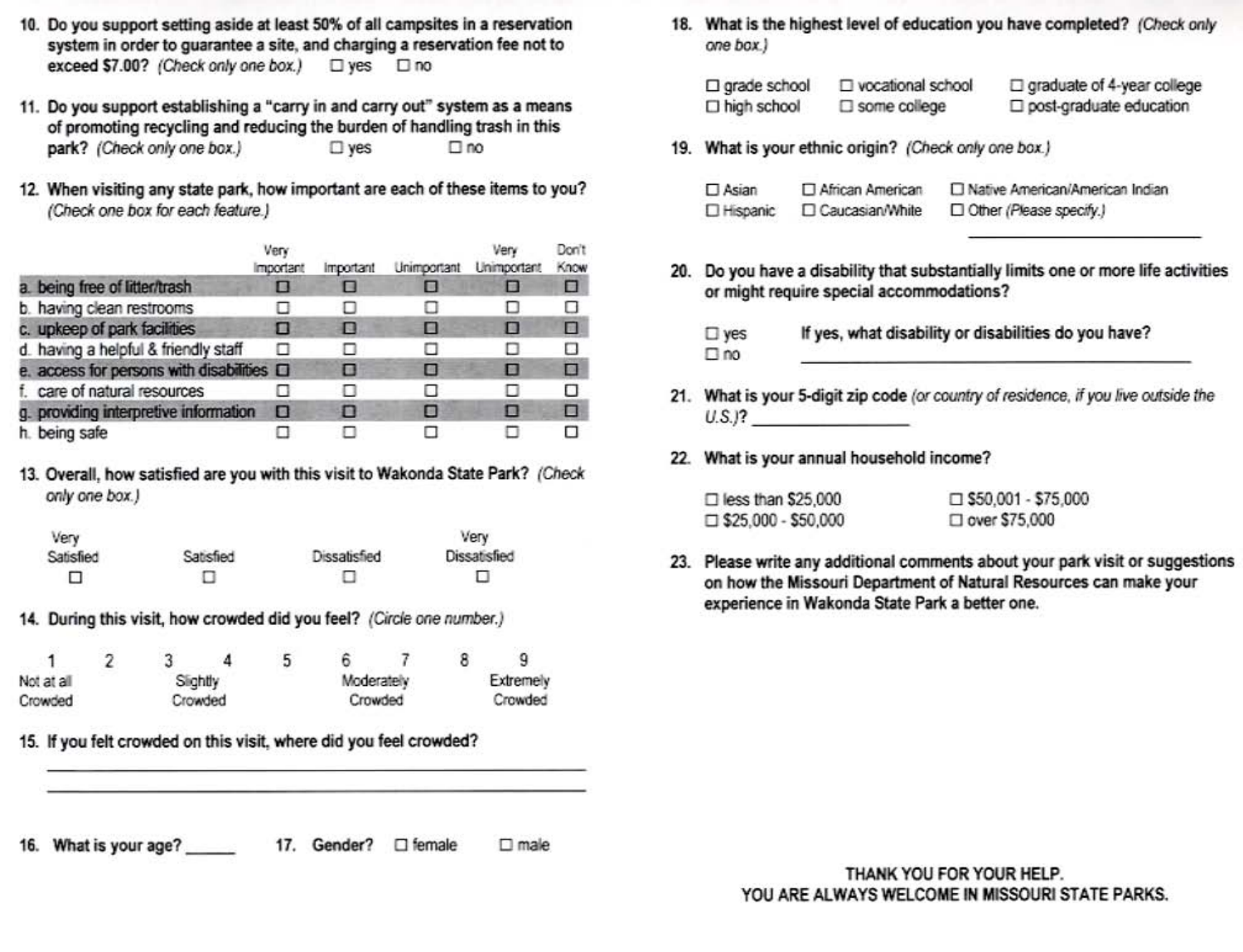10. **Do you support setting aside at least 50% of all campsites in a reservation system in order to guarantee a site, and charging a reservation fee not to exceed $7.00?** *(Check only one box.)* ☐ yes ☐ no

11. **Do you support establishing a "carry in and carry out" system as a means of promoting recycling and reducing the burden of handling trash in this park?** *(Check only one box.)* ☐ yes ☐ no

12. **When visiting any state park, how important are each of these items to you?** *(Check one box for each feature.)*

| | Very Important | Important | Unimportant | Very Unimportant | Don't Know |
|---|---|---|---|---|---|
| a. being free of litter/trash | ☐ | ☐ | ☐ | ☐ | ☐ |
| b. having clean restrooms | ☐ | ☐ | ☐ | ☐ | ☐ |
| c. upkeep of park facilities | ☐ | ☐ | ☐ | ☐ | ☐ |
| d. having a helpful & friendly staff | ☐ | ☐ | ☐ | ☐ | ☐ |
| e. access for persons with disabilities | ☐ | ☐ | ☐ | ☐ | ☐ |
| f. care of natural resources | ☐ | ☐ | ☐ | ☐ | ☐ |
| g. providing interpretive information | ☐ | ☐ | ☐ | ☐ | ☐ |
| h. being safe | ☐ | ☐ | ☐ | ☐ | ☐ |

13. **Overall, how satisfied are you with this visit to Wakonda State Park?** *(Check only one box.)*

| Very Satisfied | Satisfied | Dissatisfied | Very Dissatisfied |
|---|---|---|---|
| ☐ | ☐ | ☐ | ☐ |

14. **During this visit, how crowded did you feel?** *(Circle one number.)*

| 1 | 2 | 3 | 4 | 5 | 6 | 7 | 8 | 9 |
|---|---|---|---|---|---|---|---|---|
| Not at all Crowded | | Slightly Crowded | | | Moderately Crowded | | | Extremely Crowded |

15. **If you felt crowded on this visit, where did you feel crowded?**

_______________________________________________

_______________________________________________

16. **What is your age?** ______

17. **Gender?** ☐ female ☐ male

18. **What is the highest level of education you have completed?** *(Check only one box.)*

☐ grade school ☐ vocational school ☐ graduate of 4-year college
☐ high school ☐ some college ☐ post-graduate education

19. **What is your ethnic origin?** *(Check only one box.)*

☐ Asian ☐ African American ☐ Native American/American Indian
☐ Hispanic ☐ Caucasian/White ☐ Other *(Please specify.)*

_______________________

20. **Do you have a disability that substantially limits one or more life activities or might require special accommodations?**

☐ yes **If yes, what disability or disabilities do you have?**
☐ no _______________________________________

21. **What is your 5-digit zip code** *(or country of residence, if you live outside the U.S.)*? _______________

22. **What is your annual household income?**

☐ less than $25,000 ☐ $50,001 - $75,000
☐ $25,000 - $50,000 ☐ over $75,000

23. **Please write any additional comments about your park visit or suggestions on how the Missouri Department of Natural Resources can make your experience in Wakonda State Park a better one.**

THANK YOU FOR YOUR HELP.
YOU ARE ALWAYS WELCOME IN MISSOURI STATE PARKS.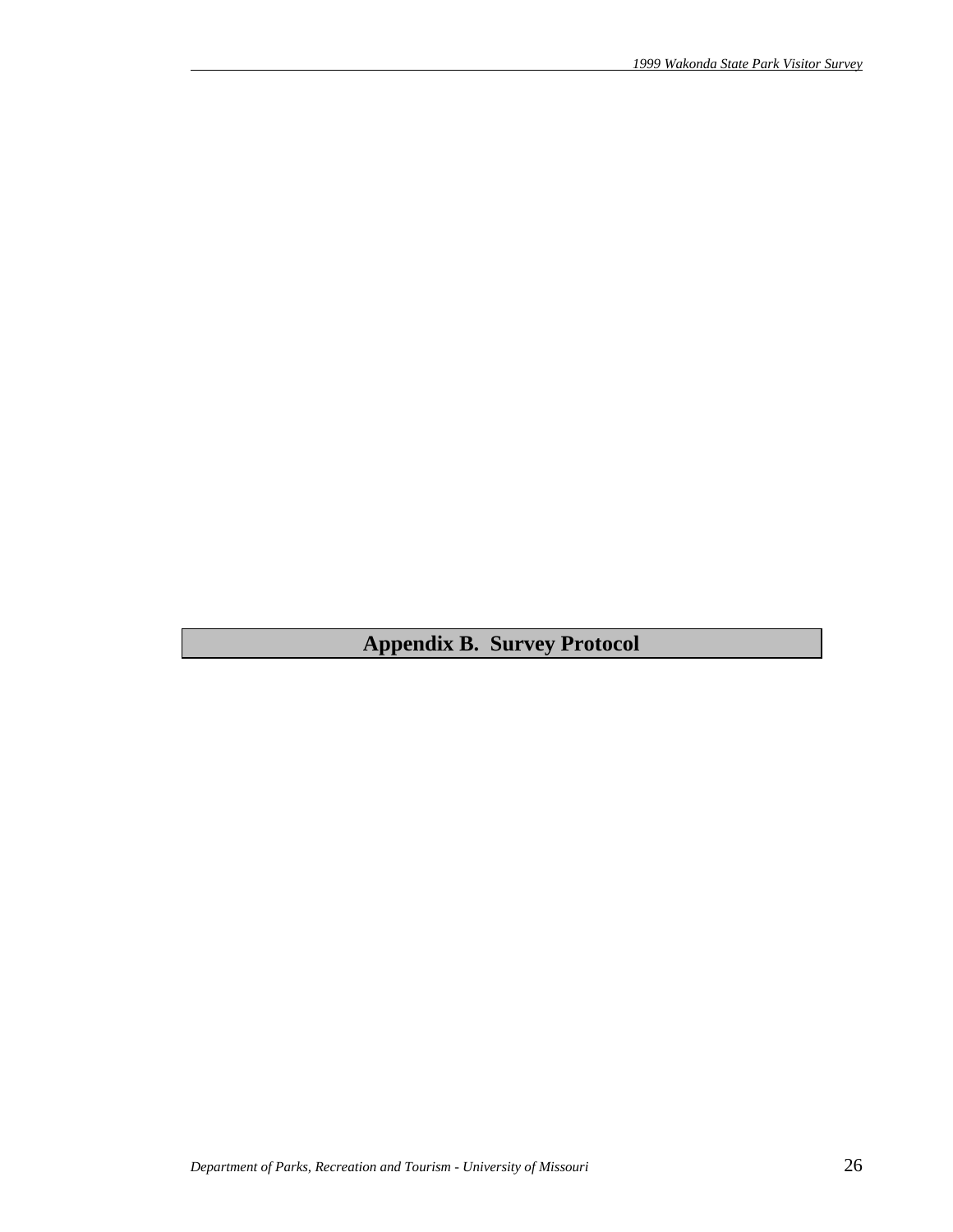# Appendix B. Survey Protocol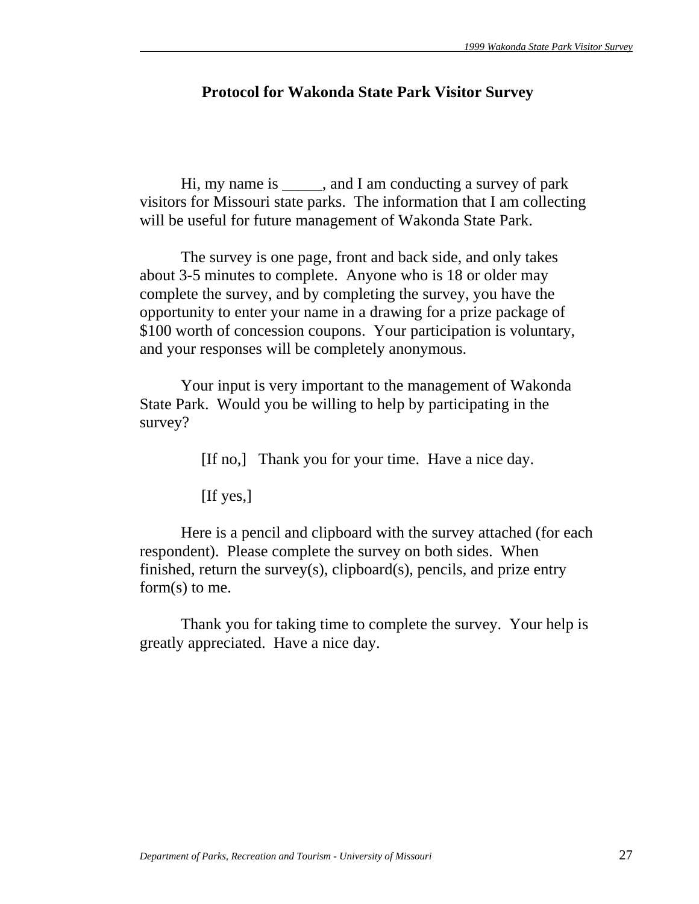## Protocol for Wakonda State Park Visitor Survey

Hi, my name is _____, and I am conducting a survey of park visitors for Missouri state parks. The information that I am collecting will be useful for future management of Wakonda State Park.

The survey is one page, front and back side, and only takes about 3-5 minutes to complete. Anyone who is 18 or older may complete the survey, and by completing the survey, you have the opportunity to enter your name in a drawing for a prize package of $100 worth of concession coupons. Your participation is voluntary, and your responses will be completely anonymous.

Your input is very important to the management of Wakonda State Park. Would you be willing to help by participating in the survey?

[If no,] Thank you for your time. Have a nice day.

[If yes,]

Here is a pencil and clipboard with the survey attached (for each respondent). Please complete the survey on both sides. When finished, return the survey(s), clipboard(s), pencils, and prize entry form(s) to me.

Thank you for taking time to complete the survey. Your help is greatly appreciated. Have a nice day.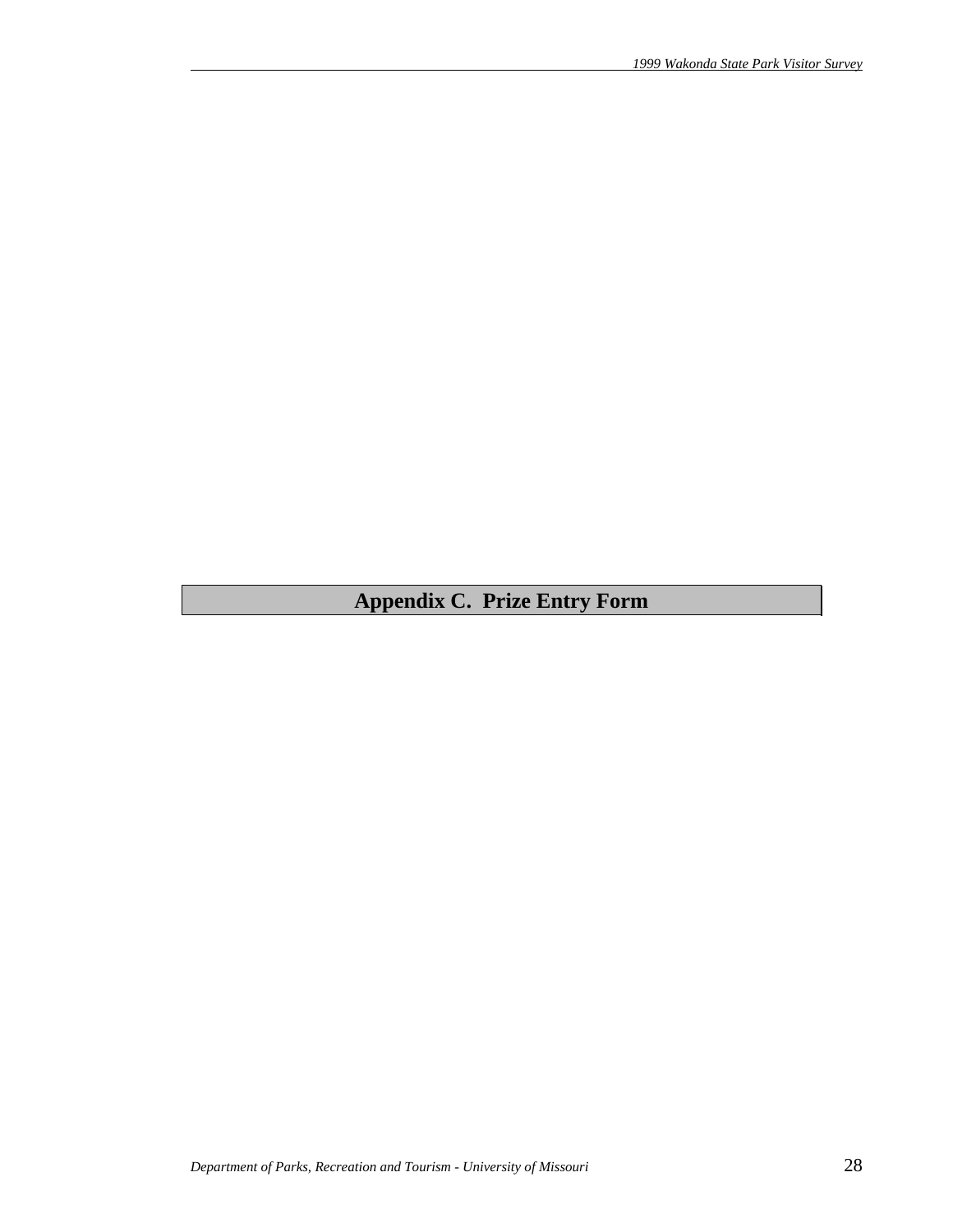# Appendix C. Prize Entry Form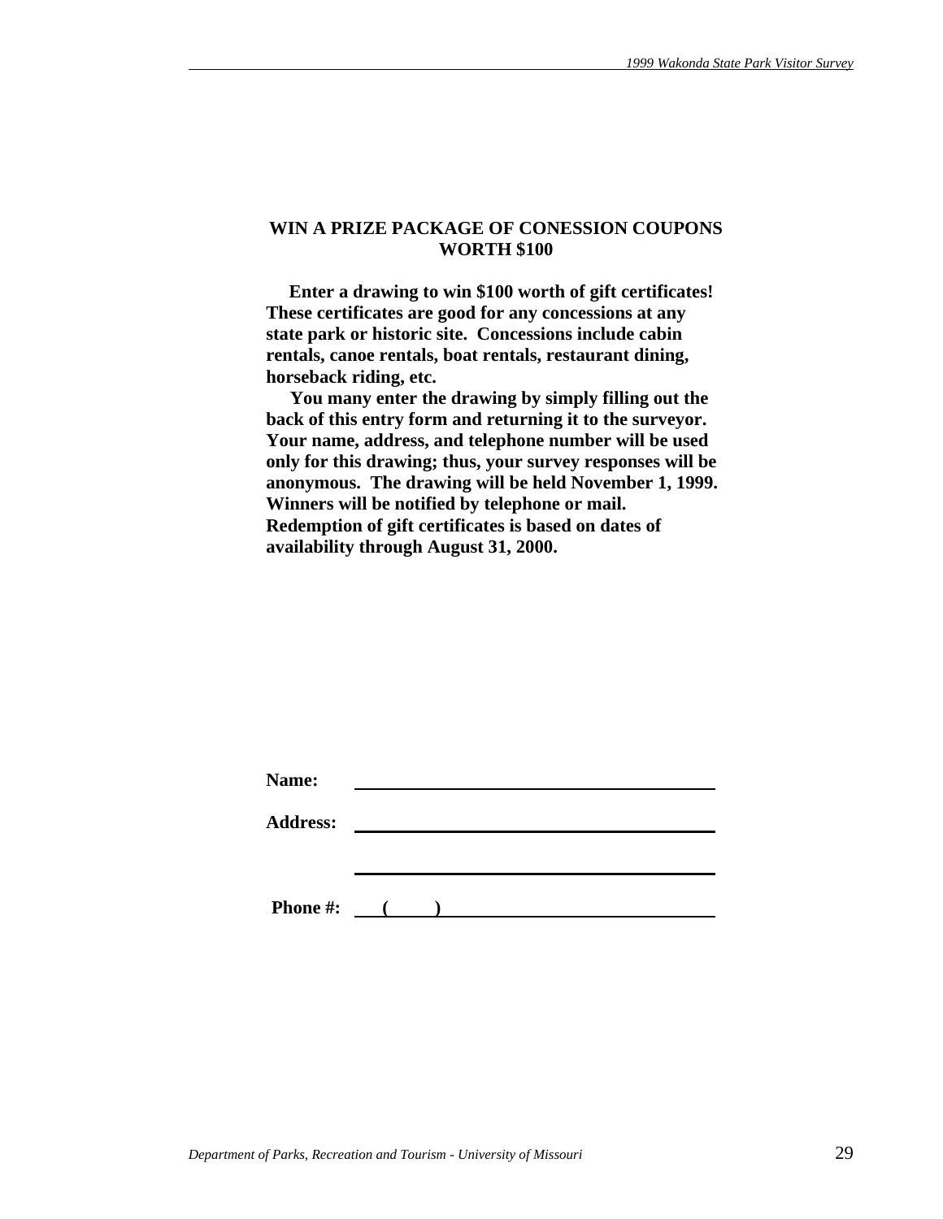**WIN A PRIZE PACKAGE OF CONESSION COUPONS WORTH $100**

**Enter a drawing to win $100 worth of gift certificates! These certificates are good for any concessions at any state park or historic site. Concessions include cabin rentals, canoe rentals, boat rentals, restaurant dining, horseback riding, etc.**

**You many enter the drawing by simply filling out the back of this entry form and returning it to the surveyor. Your name, address, and telephone number will be used only for this drawing; thus, your survey responses will be anonymous. The drawing will be held November 1, 1999. Winners will be notified by telephone or mail. Redemption of gift certificates is based on dates of availability through August 31, 2000.**

**Name:** ______________________________________

**Address:** ______________________________________

______________________________________

**Phone #:** (      ) ______________________________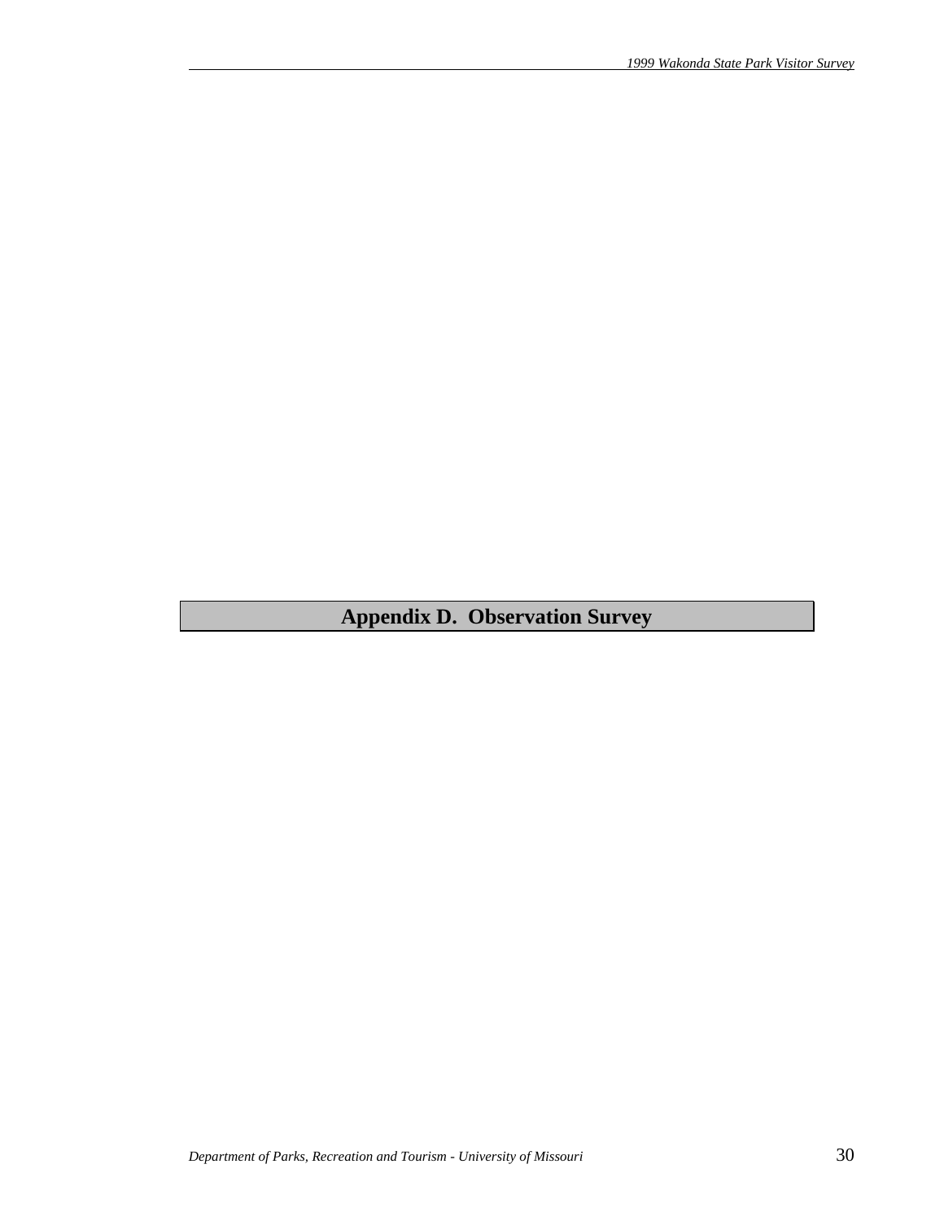# Appendix D. Observation Survey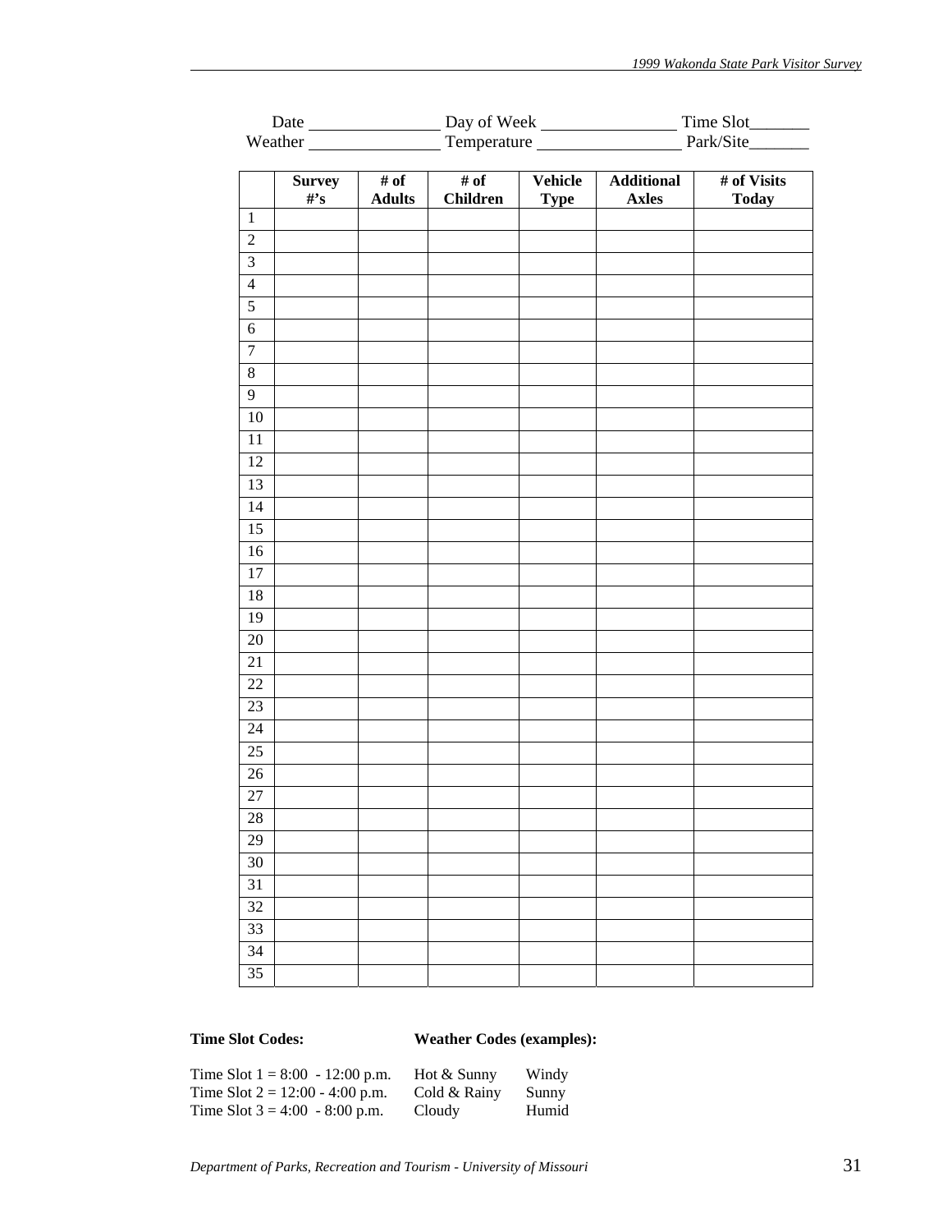Date _______________ Day of Week _______________ Time Slot_______
Weather _______________ Temperature ________________ Park/Site_______

| | Survey #'s | # of Adults | # of Children | Vehicle Type | Additional Axles | # of Visits Today |
|---|---|---|---|---|---|---|
| 1 | | | | | | |
| 2 | | | | | | |
| 3 | | | | | | |
| 4 | | | | | | |
| 5 | | | | | | |
| 6 | | | | | | |
| 7 | | | | | | |
| 8 | | | | | | |
| 9 | | | | | | |
| 10 | | | | | | |
| 11 | | | | | | |
| 12 | | | | | | |
| 13 | | | | | | |
| 14 | | | | | | |
| 15 | | | | | | |
| 16 | | | | | | |
| 17 | | | | | | |
| 18 | | | | | | |
| 19 | | | | | | |
| 20 | | | | | | |
| 21 | | | | | | |
| 22 | | | | | | |
| 23 | | | | | | |
| 24 | | | | | | |
| 25 | | | | | | |
| 26 | | | | | | |
| 27 | | | | | | |
| 28 | | | | | | |
| 29 | | | | | | |
| 30 | | | | | | |
| 31 | | | | | | |
| 32 | | | | | | |
| 33 | | | | | | |
| 34 | | | | | | |
| 35 | | | | | | |

**Time Slot Codes:**

Time Slot 1 = 8:00 - 12:00 p.m.
Time Slot 2 = 12:00 - 4:00 p.m.
Time Slot 3 = 4:00 - 8:00 p.m.

**Weather Codes (examples):**

| | |
|---|---|
| Hot & Sunny | Windy |
| Cold & Rainy | Sunny |
| Cloudy | Humid |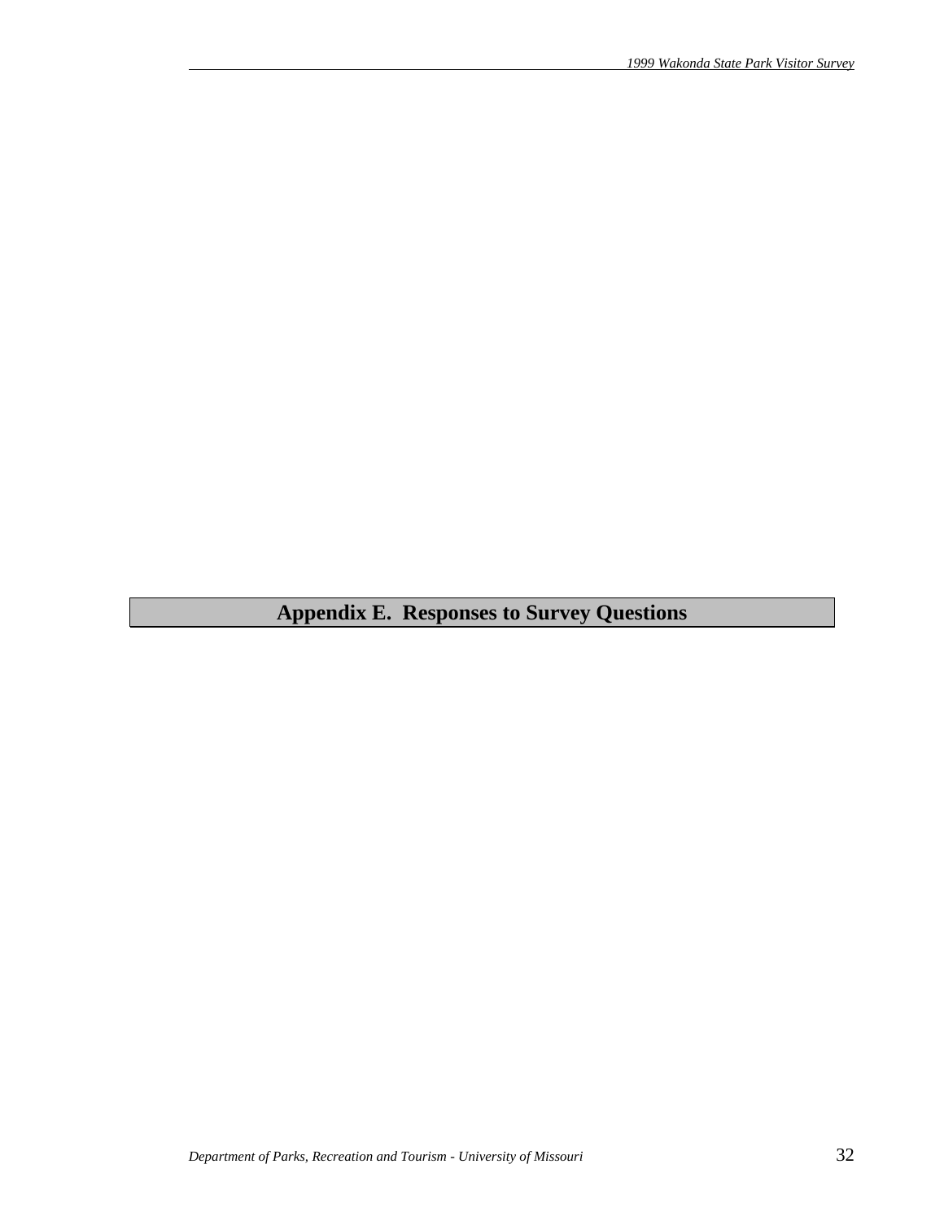# Appendix E. Responses to Survey Questions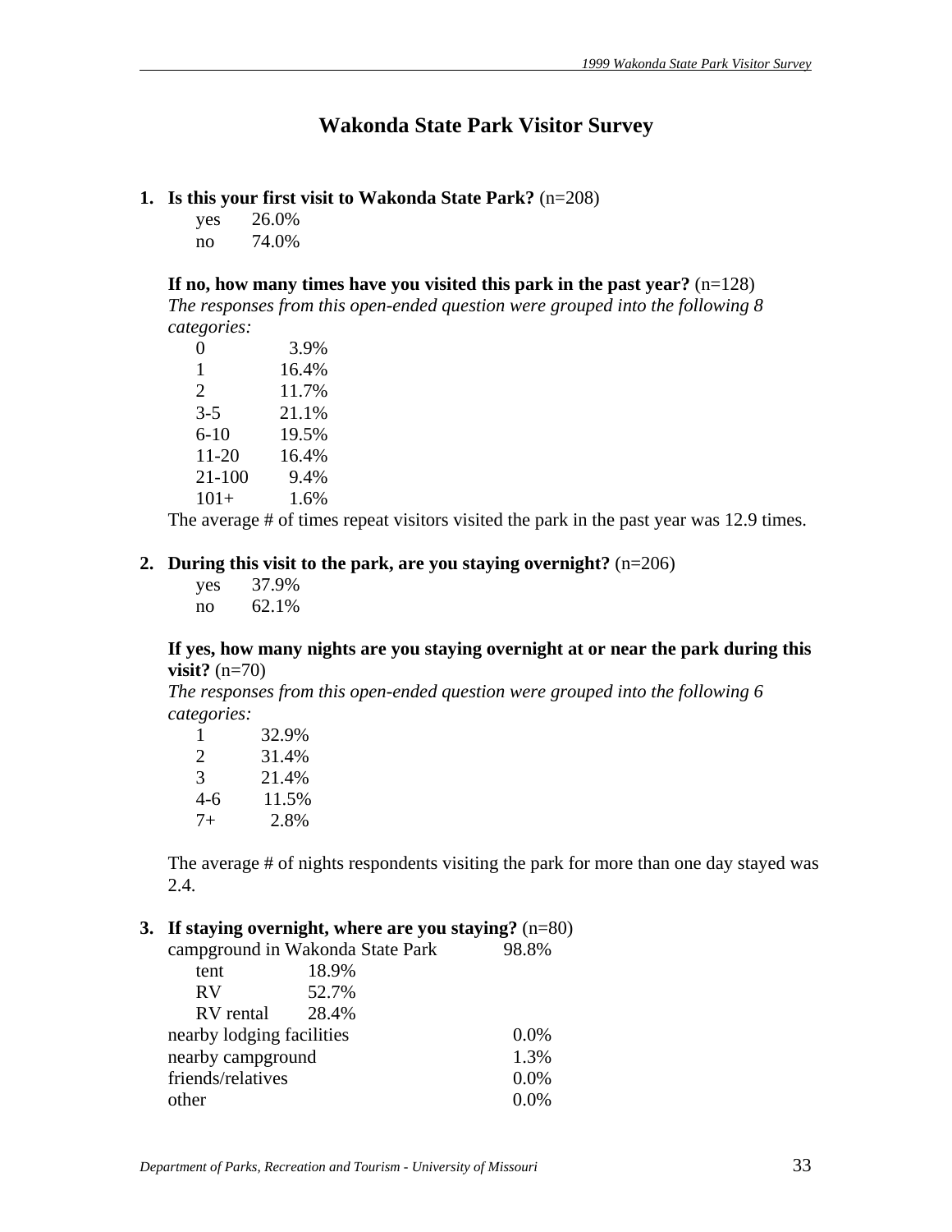# Wakonda State Park Visitor Survey

**1. Is this your first visit to Wakonda State Park?** (n=208)

| | |
|---|---|
| yes | 26.0% |
| no | 74.0% |

**If no, how many times have you visited this park in the past year?** (n=128)
*The responses from this open-ended question were grouped into the following 8 categories:*

| | |
|---|---|
| 0 | 3.9% |
| 1 | 16.4% |
| 2 | 11.7% |
| 3-5 | 21.1% |
| 6-10 | 19.5% |
| 11-20 | 16.4% |
| 21-100 | 9.4% |
| 101+ | 1.6% |

The average # of times repeat visitors visited the park in the past year was 12.9 times.

**2. During this visit to the park, are you staying overnight?** (n=206)

| | |
|---|---|
| yes | 37.9% |
| no | 62.1% |

**If yes, how many nights are you staying overnight at or near the park during this visit?** (n=70)
*The responses from this open-ended question were grouped into the following 6 categories:*

| | |
|---|---|
| 1 | 32.9% |
| 2 | 31.4% |
| 3 | 21.4% |
| 4-6 | 11.5% |
| 7+ | 2.8% |

The average # of nights respondents visiting the park for more than one day stayed was 2.4.

**3. If staying overnight, where are you staying?** (n=80)

| | | |
|---|---|---|
| campground in Wakonda State Park | | 98.8% |
| tent | 18.9% | |
| RV | 52.7% | |
| RV rental | 28.4% | |
| nearby lodging facilities | | 0.0% |
| nearby campground | | 1.3% |
| friends/relatives | | 0.0% |
| other | | 0.0% |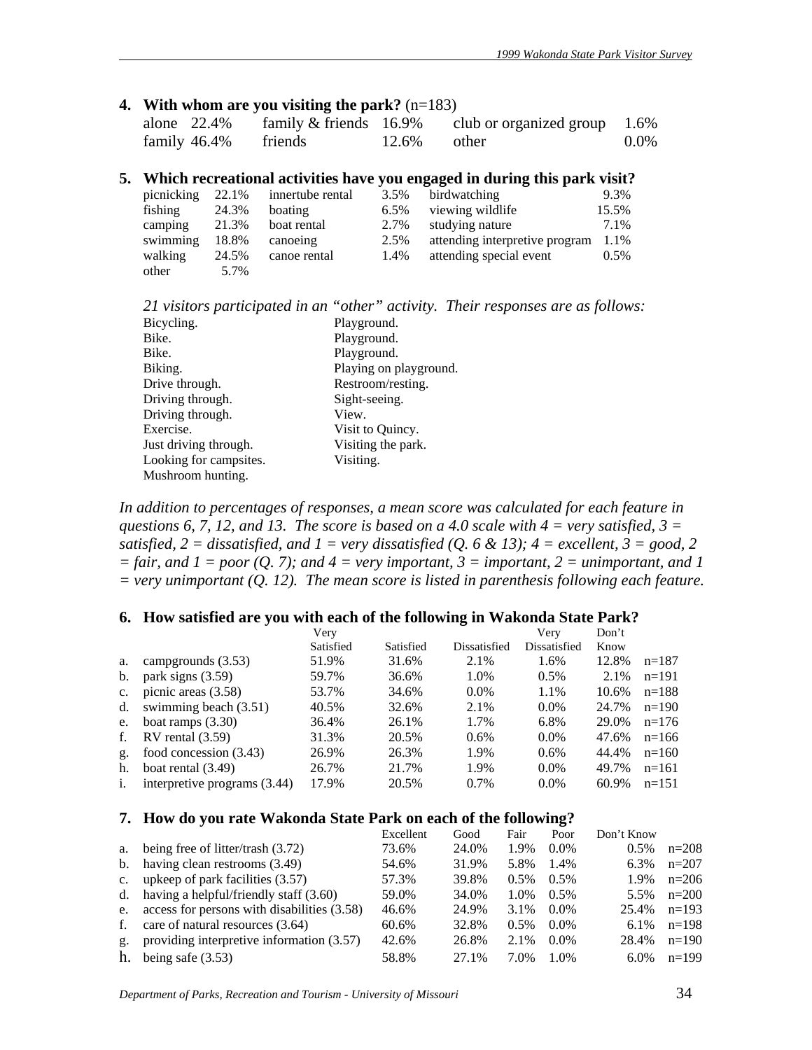**4. With whom are you visiting the park?** (n=183)

| | | | | | |
|---|---|---|---|---|---|
| alone | 22.4% | family & friends | 16.9% | club or organized group | 1.6% |
| family | 46.4% | friends | 12.6% | other | 0.0% |

**5. Which recreational activities have you engaged in during this park visit?**

| | | | | | |
|---|---|---|---|---|---|
| picnicking | 22.1% | innertube rental | 3.5% | birdwatching | 9.3% |
| fishing | 24.3% | boating | 6.5% | viewing wildlife | 15.5% |
| camping | 21.3% | boat rental | 2.7% | studying nature | 7.1% |
| swimming | 18.8% | canoeing | 2.5% | attending interpretive program | 1.1% |
| walking | 24.5% | canoe rental | 1.4% | attending special event | 0.5% |
| other | 5.7% | | | | |

*21 visitors participated in an "other" activity. Their responses are as follows:*

Bicycling.
Bike.
Bike.
Biking.
Drive through.
Driving through.
Driving through.
Exercise.
Just driving through.
Looking for campsites.
Mushroom hunting.
Playground.
Playground.
Playground.
Playing on playground.
Restroom/resting.
Sight-seeing.
View.
Visit to Quincy.
Visiting the park.
Visiting.

*In addition to percentages of responses, a mean score was calculated for each feature in questions 6, 7, 12, and 13. The score is based on a 4.0 scale with 4 = very satisfied, 3 = satisfied, 2 = dissatisfied, and 1 = very dissatisfied (Q. 6 & 13); 4 = excellent, 3 = good, 2 = fair, and 1 = poor (Q. 7); and 4 = very important, 3 = important, 2 = unimportant, and 1 = very unimportant (Q. 12). The mean score is listed in parenthesis following each feature.*

**6. How satisfied are you with each of the following in Wakonda State Park?**

| | | Very Satisfied | Satisfied | Dissatisfied | Very Dissatisfied | Don't Know | |
|---|---|---|---|---|---|---|---|
| a. | campgrounds (3.53) | 51.9% | 31.6% | 2.1% | 1.6% | 12.8% | n=187 |
| b. | park signs (3.59) | 59.7% | 36.6% | 1.0% | 0.5% | 2.1% | n=191 |
| c. | picnic areas (3.58) | 53.7% | 34.6% | 0.0% | 1.1% | 10.6% | n=188 |
| d. | swimming beach (3.51) | 40.5% | 32.6% | 2.1% | 0.0% | 24.7% | n=190 |
| e. | boat ramps (3.30) | 36.4% | 26.1% | 1.7% | 6.8% | 29.0% | n=176 |
| f. | RV rental (3.59) | 31.3% | 20.5% | 0.6% | 0.0% | 47.6% | n=166 |
| g. | food concession (3.43) | 26.9% | 26.3% | 1.9% | 0.6% | 44.4% | n=160 |
| h. | boat rental (3.49) | 26.7% | 21.7% | 1.9% | 0.0% | 49.7% | n=161 |
| i. | interpretive programs (3.44) | 17.9% | 20.5% | 0.7% | 0.0% | 60.9% | n=151 |

**7. How do you rate Wakonda State Park on each of the following?**

| | | Excellent | Good | Fair | Poor | Don't Know | |
|---|---|---|---|---|---|---|---|
| a. | being free of litter/trash (3.72) | 73.6% | 24.0% | 1.9% | 0.0% | 0.5% | n=208 |
| b. | having clean restrooms (3.49) | 54.6% | 31.9% | 5.8% | 1.4% | 6.3% | n=207 |
| c. | upkeep of park facilities (3.57) | 57.3% | 39.8% | 0.5% | 0.5% | 1.9% | n=206 |
| d. | having a helpful/friendly staff (3.60) | 59.0% | 34.0% | 1.0% | 0.5% | 5.5% | n=200 |
| e. | access for persons with disabilities (3.58) | 46.6% | 24.9% | 3.1% | 0.0% | 25.4% | n=193 |
| f. | care of natural resources (3.64) | 60.6% | 32.8% | 0.5% | 0.0% | 6.1% | n=198 |
| g. | providing interpretive information (3.57) | 42.6% | 26.8% | 2.1% | 0.0% | 28.4% | n=190 |
| h. | being safe (3.53) | 58.8% | 27.1% | 7.0% | 1.0% | 6.0% | n=199 |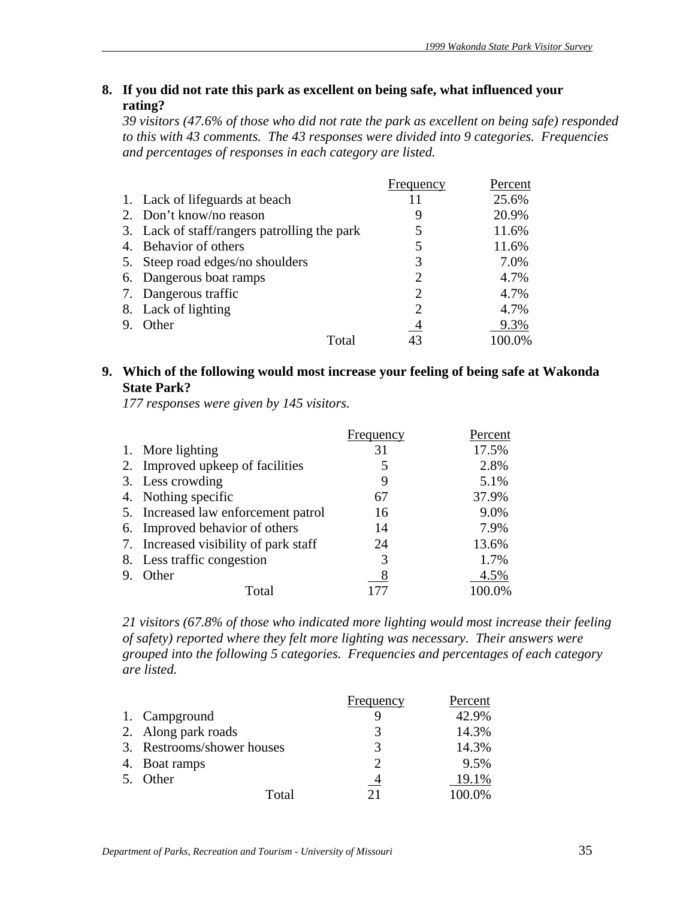**8. If you did not rate this park as excellent on being safe, what influenced your rating?**

*39 visitors (47.6% of those who did not rate the park as excellent on being safe) responded to this with 43 comments. The 43 responses were divided into 9 categories. Frequencies and percentages of responses in each category are listed.*

| | Frequency | Percent |
|---|---|---|
| 1. Lack of lifeguards at beach | 11 | 25.6% |
| 2. Don't know/no reason | 9 | 20.9% |
| 3. Lack of staff/rangers patrolling the park | 5 | 11.6% |
| 4. Behavior of others | 5 | 11.6% |
| 5. Steep road edges/no shoulders | 3 | 7.0% |
| 6. Dangerous boat ramps | 2 | 4.7% |
| 7. Dangerous traffic | 2 | 4.7% |
| 8. Lack of lighting | 2 | 4.7% |
| 9. Other | 4 | 9.3% |
| Total | 43 | 100.0% |

**9. Which of the following would most increase your feeling of being safe at Wakonda State Park?**

*177 responses were given by 145 visitors.*

| | Frequency | Percent |
|---|---|---|
| 1. More lighting | 31 | 17.5% |
| 2. Improved upkeep of facilities | 5 | 2.8% |
| 3. Less crowding | 9 | 5.1% |
| 4. Nothing specific | 67 | 37.9% |
| 5. Increased law enforcement patrol | 16 | 9.0% |
| 6. Improved behavior of others | 14 | 7.9% |
| 7. Increased visibility of park staff | 24 | 13.6% |
| 8. Less traffic congestion | 3 | 1.7% |
| 9. Other | 8 | 4.5% |
| Total | 177 | 100.0% |

*21 visitors (67.8% of those who indicated more lighting would most increase their feeling of safety) reported where they felt more lighting was necessary. Their answers were grouped into the following 5 categories. Frequencies and percentages of each category are listed.*

| | Frequency | Percent |
|---|---|---|
| 1. Campground | 9 | 42.9% |
| 2. Along park roads | 3 | 14.3% |
| 3. Restrooms/shower houses | 3 | 14.3% |
| 4. Boat ramps | 2 | 9.5% |
| 5. Other | 4 | 19.1% |
| Total | 21 | 100.0% |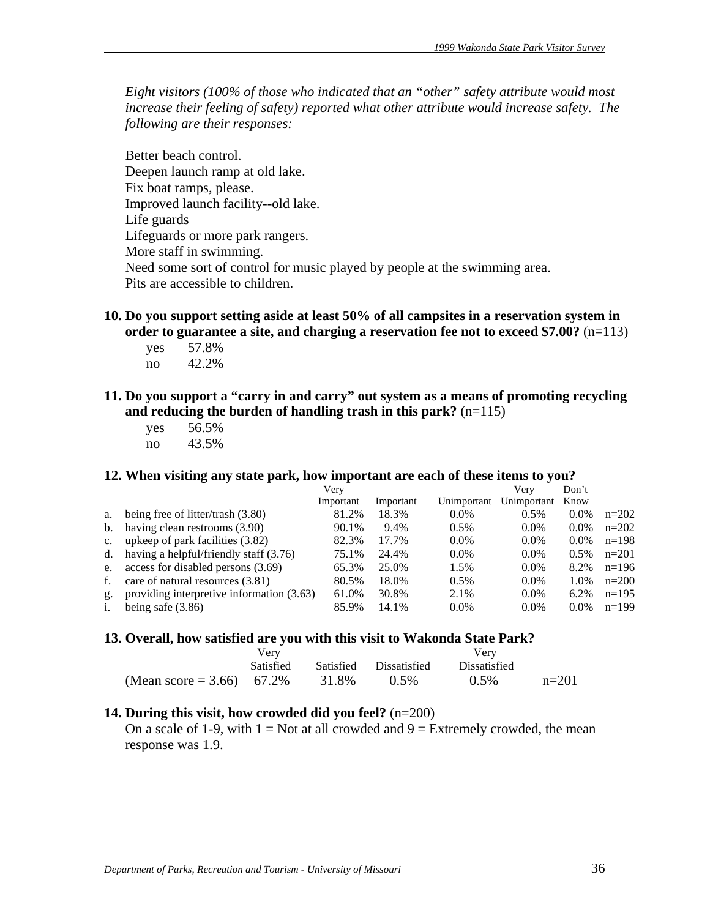*Eight visitors (100% of those who indicated that an "other" safety attribute would most increase their feeling of safety) reported what other attribute would increase safety. The following are their responses:*

Better beach control.
Deepen launch ramp at old lake.
Fix boat ramps, please.
Improved launch facility--old lake.
Life guards
Lifeguards or more park rangers.
More staff in swimming.
Need some sort of control for music played by people at the swimming area.
Pits are accessible to children.

**10. Do you support setting aside at least 50% of all campsites in a reservation system in order to guarantee a site, and charging a reservation fee not to exceed $7.00?** (n=113)

yes 57.8%
no 42.2%

**11. Do you support a "carry in and carry" out system as a means of promoting recycling and reducing the burden of handling trash in this park?** (n=115)

yes 56.5%
no 43.5%

**12. When visiting any state park, how important are each of these items to you?**

| | | Very Important | Important | Unimportant | Very Unimportant | Don't Know | |
|---|---|---|---|---|---|---|---|
| a. | being free of litter/trash (3.80) | 81.2% | 18.3% | 0.0% | 0.5% | 0.0% | n=202 |
| b. | having clean restrooms (3.90) | 90.1% | 9.4% | 0.5% | 0.0% | 0.0% | n=202 |
| c. | upkeep of park facilities (3.82) | 82.3% | 17.7% | 0.0% | 0.0% | 0.0% | n=198 |
| d. | having a helpful/friendly staff (3.76) | 75.1% | 24.4% | 0.0% | 0.0% | 0.5% | n=201 |
| e. | access for disabled persons (3.69) | 65.3% | 25.0% | 1.5% | 0.0% | 8.2% | n=196 |
| f. | care of natural resources (3.81) | 80.5% | 18.0% | 0.5% | 0.0% | 1.0% | n=200 |
| g. | providing interpretive information (3.63) | 61.0% | 30.8% | 2.1% | 0.0% | 6.2% | n=195 |
| i. | being safe (3.86) | 85.9% | 14.1% | 0.0% | 0.0% | 0.0% | n=199 |

**13. Overall, how satisfied are you with this visit to Wakonda State Park?**

| | Very Satisfied | Satisfied | Dissatisfied | Very Dissatisfied | |
|---|---|---|---|---|---|
| (Mean score = 3.66) | 67.2% | 31.8% | 0.5% | 0.5% | n=201 |

**14. During this visit, how crowded did you feel?** (n=200)

On a scale of 1-9, with 1 = Not at all crowded and 9 = Extremely crowded, the mean response was 1.9.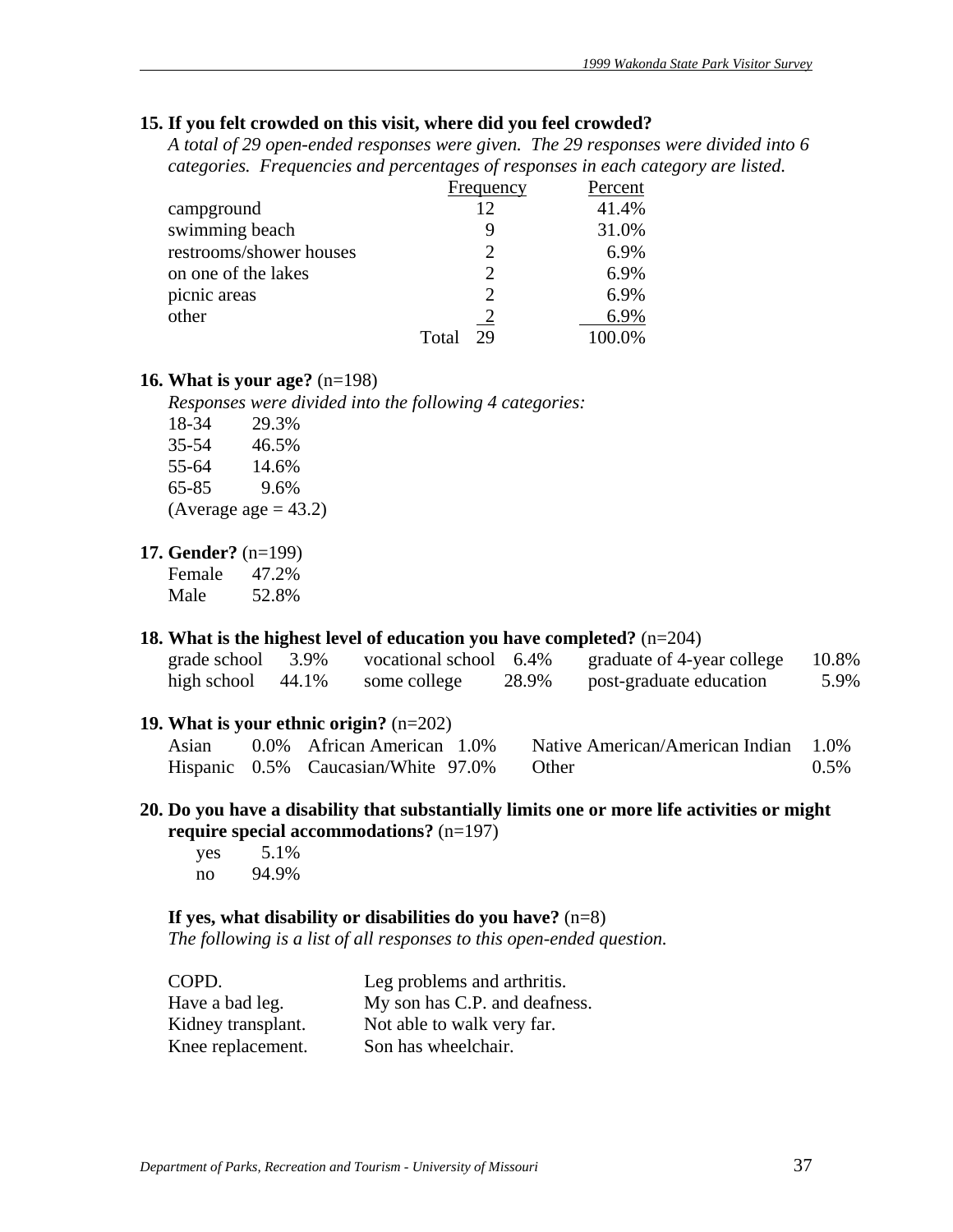**15. If you felt crowded on this visit, where did you feel crowded?**

*A total of 29 open-ended responses were given. The 29 responses were divided into 6 categories. Frequencies and percentages of responses in each category are listed.*

| | Frequency | Percent |
|---|---|---|
| campground | 12 | 41.4% |
| swimming beach | 9 | 31.0% |
| restrooms/shower houses | 2 | 6.9% |
| on one of the lakes | 2 | 6.9% |
| picnic areas | 2 | 6.9% |
| other | 2 | 6.9% |
| Total | 29 | 100.0% |

**16. What is your age?** (n=198)

*Responses were divided into the following 4 categories:*

| | |
|---|---|
| 18-34 | 29.3% |
| 35-54 | 46.5% |
| 55-64 | 14.6% |
| 65-85 | 9.6% |

(Average age = 43.2)

**17. Gender?** (n=199)

| | |
|---|---|
| Female | 47.2% |
| Male | 52.8% |

**18. What is the highest level of education you have completed?** (n=204)

| | | | | | |
|---|---|---|---|---|---|
| grade school | 3.9% | vocational school | 6.4% | graduate of 4-year college | 10.8% |
| high school | 44.1% | some college | 28.9% | post-graduate education | 5.9% |

**19. What is your ethnic origin?** (n=202)

| | | | | | |
|---|---|---|---|---|---|
| Asian | 0.0% | African American | 1.0% | Native American/American Indian | 1.0% |
| Hispanic | 0.5% | Caucasian/White | 97.0% | Other | 0.5% |

**20. Do you have a disability that substantially limits one or more life activities or might require special accommodations?** (n=197)

| | |
|---|---|
| yes | 5.1% |
| no | 94.9% |

**If yes, what disability or disabilities do you have?** (n=8)

*The following is a list of all responses to this open-ended question.*

| | |
|---|---|
| COPD. | Leg problems and arthritis. |
| Have a bad leg. | My son has C.P. and deafness. |
| Kidney transplant. | Not able to walk very far. |
| Knee replacement. | Son has wheelchair. |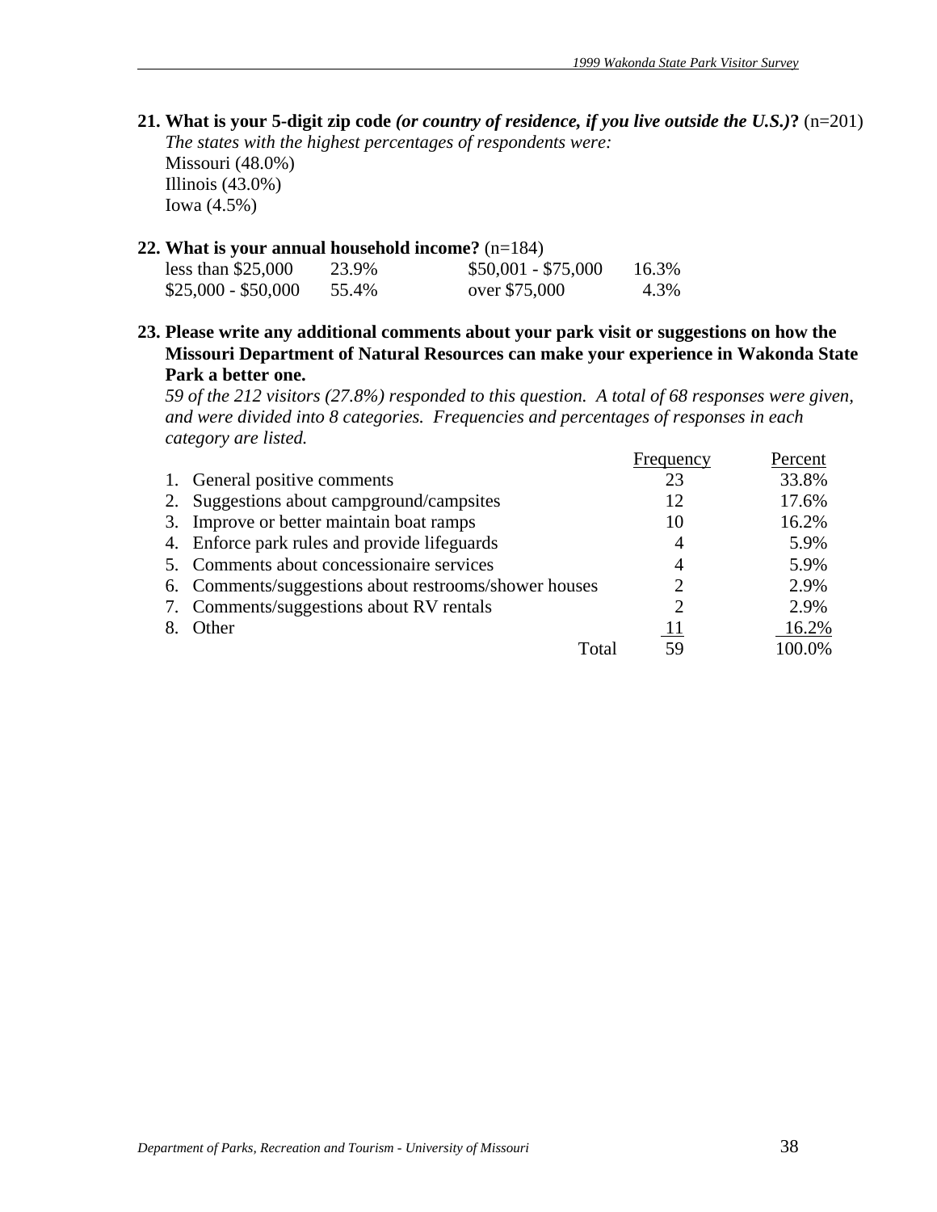**21. What is your 5-digit zip code *(or country of residence, if you live outside the U.S.)*?** (n=201)

*The states with the highest percentages of respondents were:*

Missouri (48.0%)
Illinois (43.0%)
Iowa (4.5%)

**22. What is your annual household income?** (n=184)

| | | | |
|---|---|---|---|
| less than $25,000 | 23.9% | $50,001 - $75,000 | 16.3% |
| $25,000 - $50,000 | 55.4% | over $75,000 | 4.3% |

**23. Please write any additional comments about your park visit or suggestions on how the Missouri Department of Natural Resources can make your experience in Wakonda State Park a better one.**

*59 of the 212 visitors (27.8%) responded to this question. A total of 68 responses were given, and were divided into 8 categories. Frequencies and percentages of responses in each category are listed.*

| | Frequency | Percent |
|---|---|---|
| 1. General positive comments | 23 | 33.8% |
| 2. Suggestions about campground/campsites | 12 | 17.6% |
| 3. Improve or better maintain boat ramps | 10 | 16.2% |
| 4. Enforce park rules and provide lifeguards | 4 | 5.9% |
| 5. Comments about concessionaire services | 4 | 5.9% |
| 6. Comments/suggestions about restrooms/shower houses | 2 | 2.9% |
| 7. Comments/suggestions about RV rentals | 2 | 2.9% |
| 8. Other | 11 | 16.2% |
| Total | 59 | 100.0% |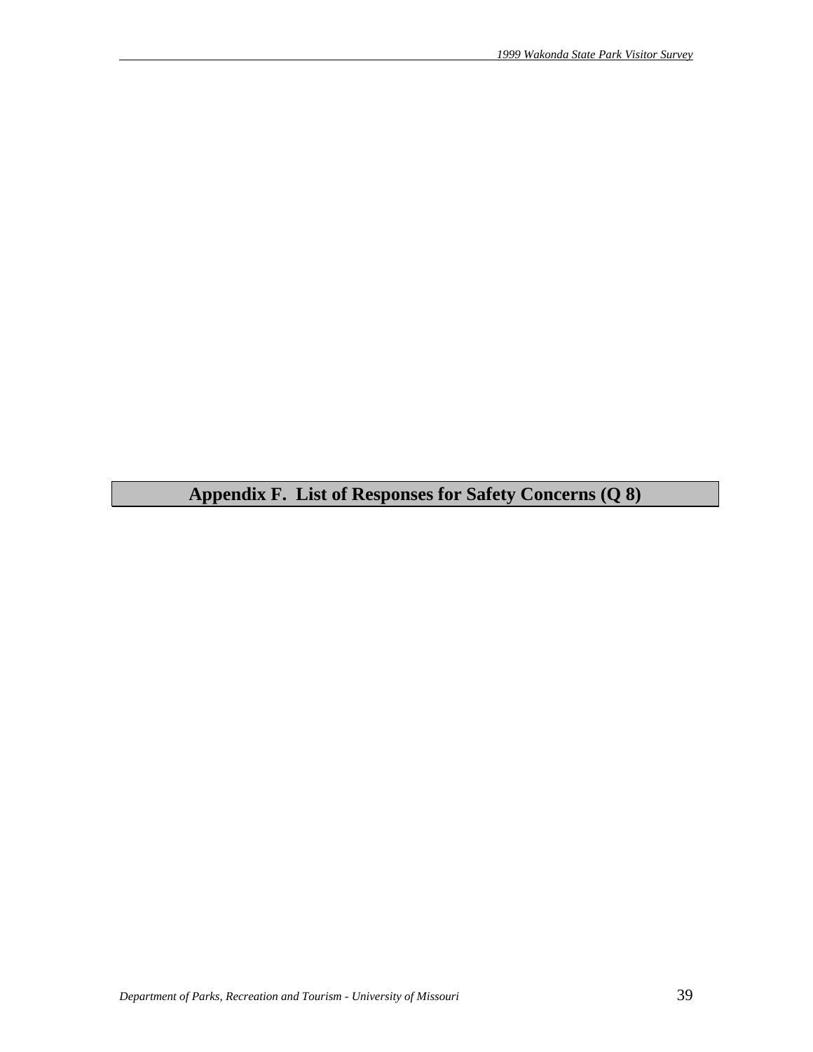# Appendix F.  List of Responses for Safety Concerns (Q 8)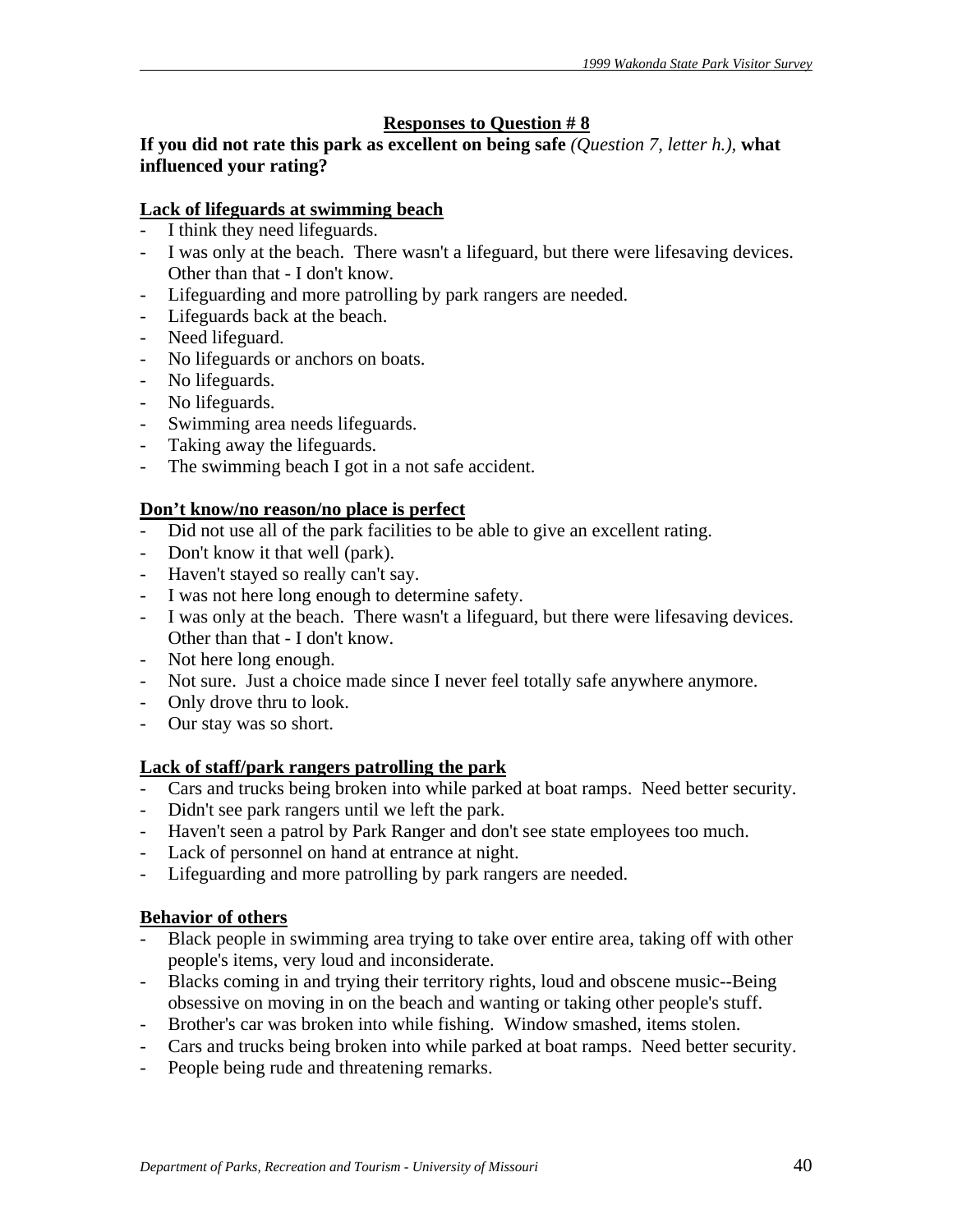## Responses to Question # 8

**If you did not rate this park as excellent on being safe** *(Question 7, letter h.)*, **what influenced your rating?**

**Lack of lifeguards at swimming beach**

- I think they need lifeguards.
- I was only at the beach. There wasn't a lifeguard, but there were lifesaving devices. Other than that - I don't know.
- Lifeguarding and more patrolling by park rangers are needed.
- Lifeguards back at the beach.
- Need lifeguard.
- No lifeguards or anchors on boats.
- No lifeguards.
- No lifeguards.
- Swimming area needs lifeguards.
- Taking away the lifeguards.
- The swimming beach I got in a not safe accident.

**Don't know/no reason/no place is perfect**

- Did not use all of the park facilities to be able to give an excellent rating.
- Don't know it that well (park).
- Haven't stayed so really can't say.
- I was not here long enough to determine safety.
- I was only at the beach. There wasn't a lifeguard, but there were lifesaving devices. Other than that - I don't know.
- Not here long enough.
- Not sure. Just a choice made since I never feel totally safe anywhere anymore.
- Only drove thru to look.
- Our stay was so short.

**Lack of staff/park rangers patrolling the park**

- Cars and trucks being broken into while parked at boat ramps. Need better security.
- Didn't see park rangers until we left the park.
- Haven't seen a patrol by Park Ranger and don't see state employees too much.
- Lack of personnel on hand at entrance at night.
- Lifeguarding and more patrolling by park rangers are needed.

**Behavior of others**

- Black people in swimming area trying to take over entire area, taking off with other people's items, very loud and inconsiderate.
- Blacks coming in and trying their territory rights, loud and obscene music--Being obsessive on moving in on the beach and wanting or taking other people's stuff.
- Brother's car was broken into while fishing. Window smashed, items stolen.
- Cars and trucks being broken into while parked at boat ramps. Need better security.
- People being rude and threatening remarks.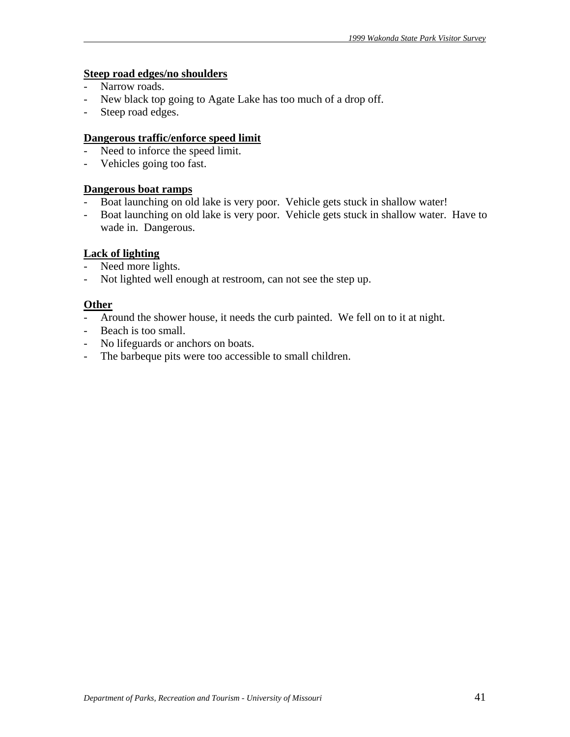**Steep road edges/no shoulders**

- Narrow roads.
- New black top going to Agate Lake has too much of a drop off.
- Steep road edges.

**Dangerous traffic/enforce speed limit**

- Need to inforce the speed limit.
- Vehicles going too fast.

**Dangerous boat ramps**

- Boat launching on old lake is very poor. Vehicle gets stuck in shallow water!
- Boat launching on old lake is very poor. Vehicle gets stuck in shallow water. Have to wade in. Dangerous.

**Lack of lighting**

- Need more lights.
- Not lighted well enough at restroom, can not see the step up.

**Other**

- Around the shower house, it needs the curb painted. We fell on to it at night.
- Beach is too small.
- No lifeguards or anchors on boats.
- The barbeque pits were too accessible to small children.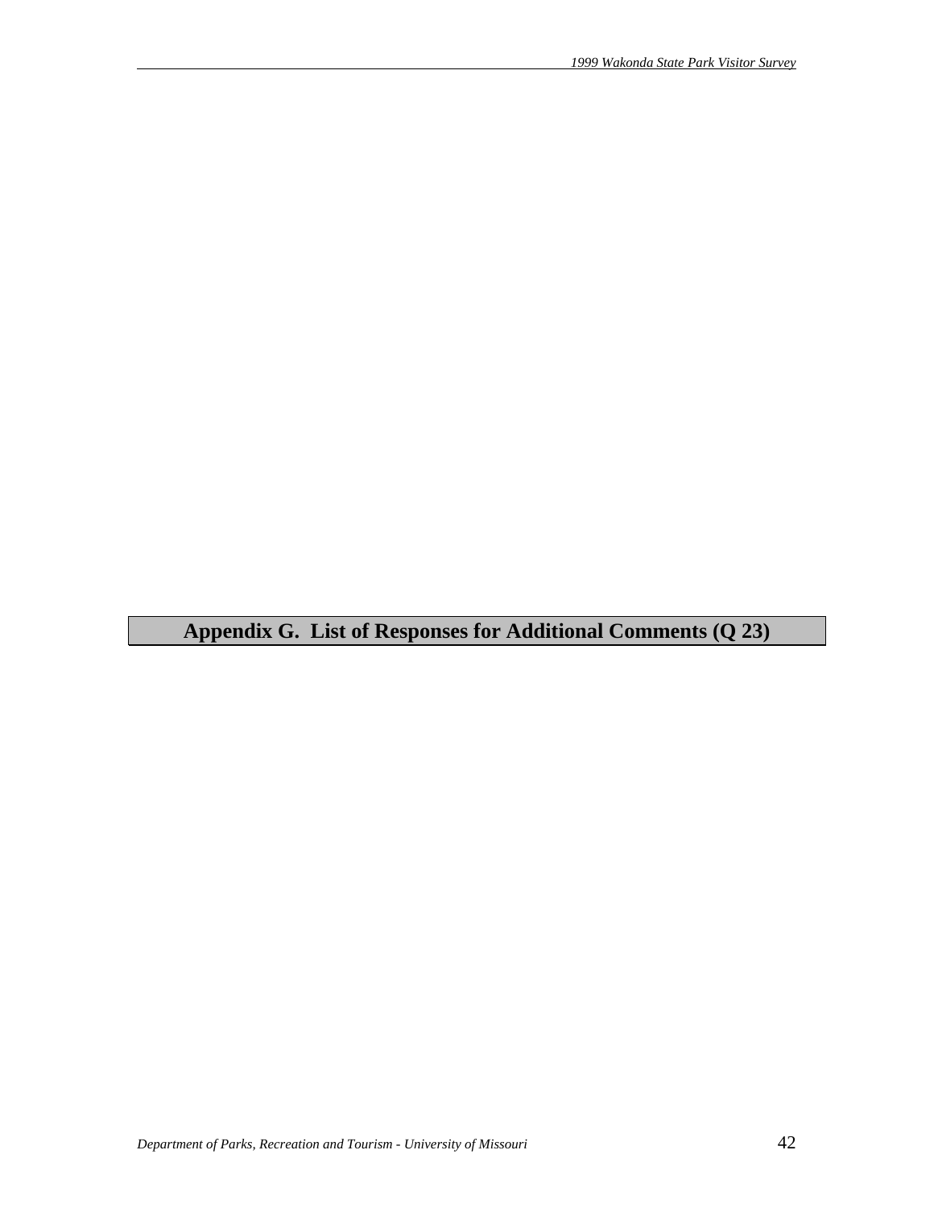# Appendix G. List of Responses for Additional Comments (Q 23)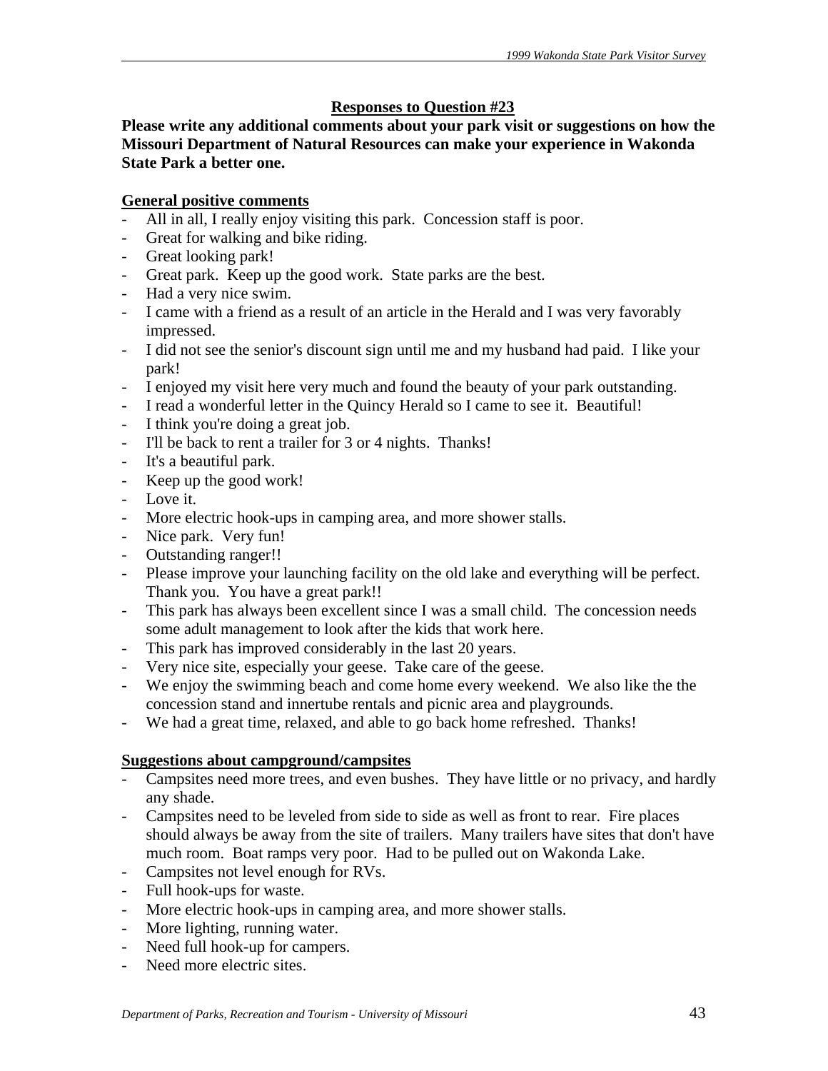## Responses to Question #23

**Please write any additional comments about your park visit or suggestions on how the Missouri Department of Natural Resources can make your experience in Wakonda State Park a better one.**

### General positive comments

- All in all, I really enjoy visiting this park. Concession staff is poor.
- Great for walking and bike riding.
- Great looking park!
- Great park. Keep up the good work. State parks are the best.
- Had a very nice swim.
- I came with a friend as a result of an article in the Herald and I was very favorably impressed.
- I did not see the senior's discount sign until me and my husband had paid. I like your park!
- I enjoyed my visit here very much and found the beauty of your park outstanding.
- I read a wonderful letter in the Quincy Herald so I came to see it. Beautiful!
- I think you're doing a great job.
- I'll be back to rent a trailer for 3 or 4 nights. Thanks!
- It's a beautiful park.
- Keep up the good work!
- Love it.
- More electric hook-ups in camping area, and more shower stalls.
- Nice park. Very fun!
- Outstanding ranger!!
- Please improve your launching facility on the old lake and everything will be perfect. Thank you. You have a great park!!
- This park has always been excellent since I was a small child. The concession needs some adult management to look after the kids that work here.
- This park has improved considerably in the last 20 years.
- Very nice site, especially your geese. Take care of the geese.
- We enjoy the swimming beach and come home every weekend. We also like the the concession stand and innertube rentals and picnic area and playgrounds.
- We had a great time, relaxed, and able to go back home refreshed. Thanks!

### Suggestions about campground/campsites

- Campsites need more trees, and even bushes. They have little or no privacy, and hardly any shade.
- Campsites need to be leveled from side to side as well as front to rear. Fire places should always be away from the site of trailers. Many trailers have sites that don't have much room. Boat ramps very poor. Had to be pulled out on Wakonda Lake.
- Campsites not level enough for RVs.
- Full hook-ups for waste.
- More electric hook-ups in camping area, and more shower stalls.
- More lighting, running water.
- Need full hook-up for campers.
- Need more electric sites.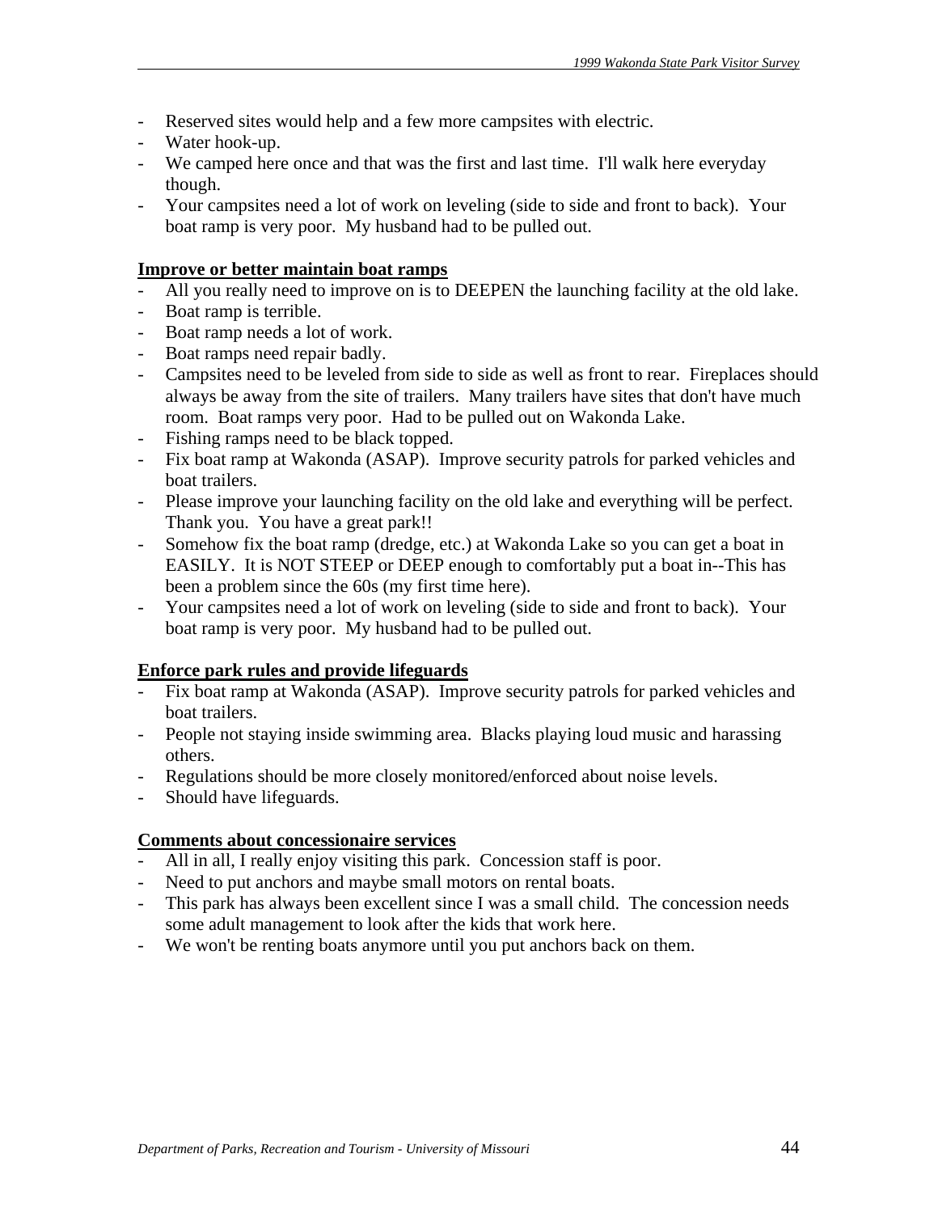- Reserved sites would help and a few more campsites with electric.
- Water hook-up.
- We camped here once and that was the first and last time. I'll walk here everyday though.
- Your campsites need a lot of work on leveling (side to side and front to back). Your boat ramp is very poor. My husband had to be pulled out.

**Improve or better maintain boat ramps**

- All you really need to improve on is to DEEPEN the launching facility at the old lake.
- Boat ramp is terrible.
- Boat ramp needs a lot of work.
- Boat ramps need repair badly.
- Campsites need to be leveled from side to side as well as front to rear. Fireplaces should always be away from the site of trailers. Many trailers have sites that don't have much room. Boat ramps very poor. Had to be pulled out on Wakonda Lake.
- Fishing ramps need to be black topped.
- Fix boat ramp at Wakonda (ASAP). Improve security patrols for parked vehicles and boat trailers.
- Please improve your launching facility on the old lake and everything will be perfect. Thank you. You have a great park!!
- Somehow fix the boat ramp (dredge, etc.) at Wakonda Lake so you can get a boat in EASILY. It is NOT STEEP or DEEP enough to comfortably put a boat in--This has been a problem since the 60s (my first time here).
- Your campsites need a lot of work on leveling (side to side and front to back). Your boat ramp is very poor. My husband had to be pulled out.

**Enforce park rules and provide lifeguards**

- Fix boat ramp at Wakonda (ASAP). Improve security patrols for parked vehicles and boat trailers.
- People not staying inside swimming area. Blacks playing loud music and harassing others.
- Regulations should be more closely monitored/enforced about noise levels.
- Should have lifeguards.

**Comments about concessionaire services**

- All in all, I really enjoy visiting this park. Concession staff is poor.
- Need to put anchors and maybe small motors on rental boats.
- This park has always been excellent since I was a small child. The concession needs some adult management to look after the kids that work here.
- We won't be renting boats anymore until you put anchors back on them.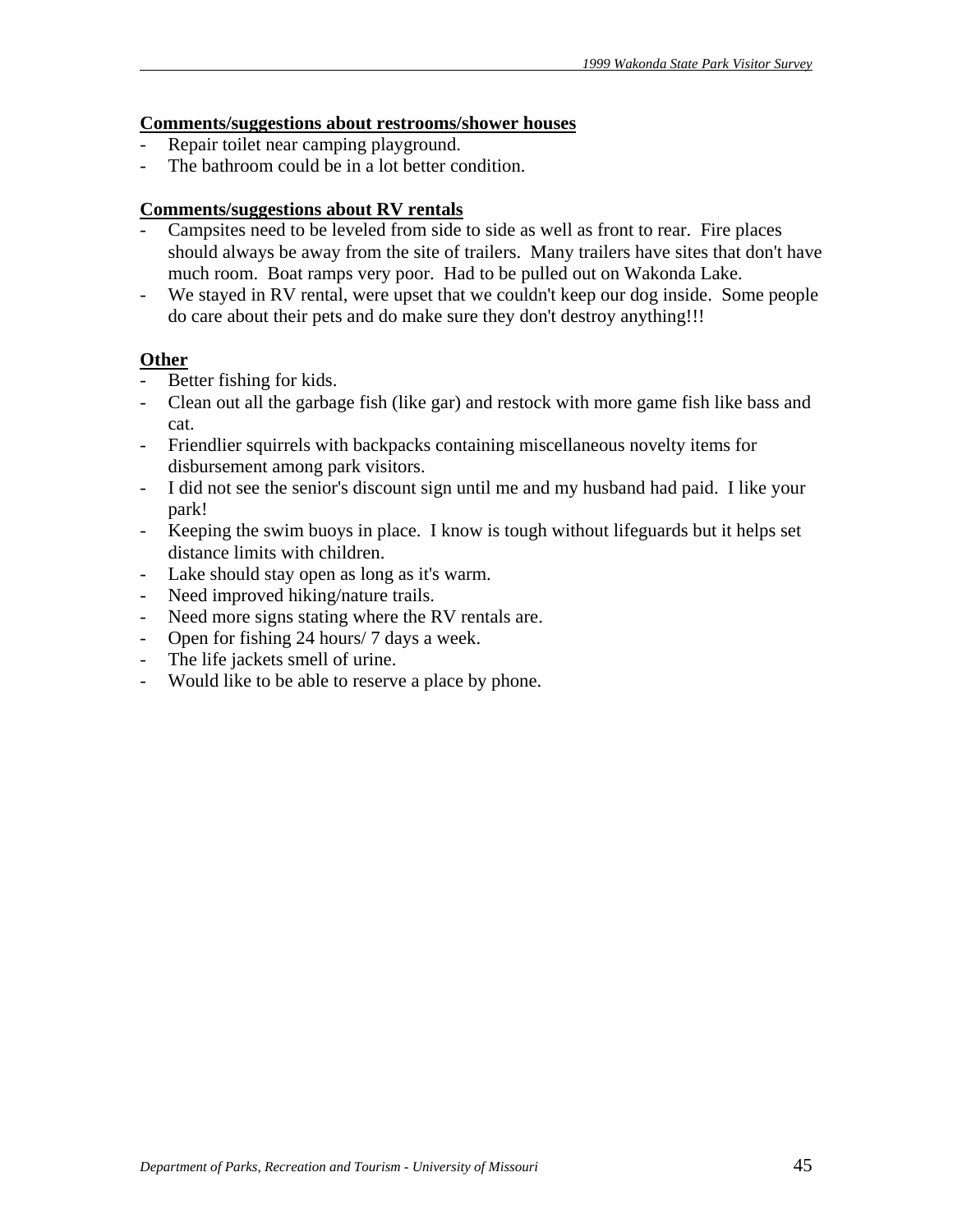**Comments/suggestions about restrooms/shower houses**

- Repair toilet near camping playground.
- The bathroom could be in a lot better condition.

**Comments/suggestions about RV rentals**

- Campsites need to be leveled from side to side as well as front to rear. Fire places should always be away from the site of trailers. Many trailers have sites that don't have much room. Boat ramps very poor. Had to be pulled out on Wakonda Lake.
- We stayed in RV rental, were upset that we couldn't keep our dog inside. Some people do care about their pets and do make sure they don't destroy anything!!!

**Other**

- Better fishing for kids.
- Clean out all the garbage fish (like gar) and restock with more game fish like bass and cat.
- Friendlier squirrels with backpacks containing miscellaneous novelty items for disbursement among park visitors.
- I did not see the senior's discount sign until me and my husband had paid. I like your park!
- Keeping the swim buoys in place. I know is tough without lifeguards but it helps set distance limits with children.
- Lake should stay open as long as it's warm.
- Need improved hiking/nature trails.
- Need more signs stating where the RV rentals are.
- Open for fishing 24 hours/ 7 days a week.
- The life jackets smell of urine.
- Would like to be able to reserve a place by phone.